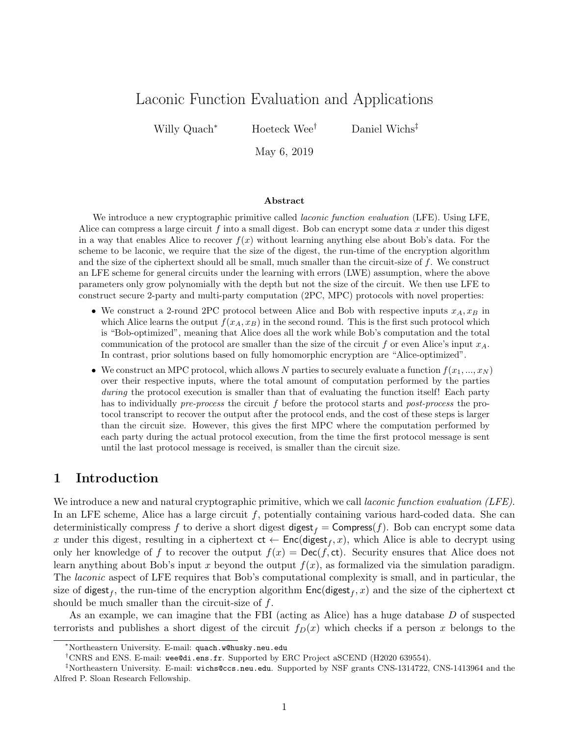# Laconic Function Evaluation and Applications

Willy Quach[*] Hoeteck Wee[†] Daniel Wichs[‡]

May 6, 2019

### Abstract

We introduce a new cryptographic primitive called *laconic function evaluation* (LFE). Using LFE, Alice can compress a large circuit $f$ into a small digest. Bob can encrypt some data $x$ under this digest in a way that enables Alice to recover $f(x)$ without learning anything else about Bob's data. For the scheme to be laconic, we require that the size of the digest, the run-time of the encryption algorithm and the size of the ciphertext should all be small, much smaller than the circuit-size of $f$. We construct an LFE scheme for general circuits under the learning with errors (LWE) assumption, where the above parameters only grow polynomially with the depth but not the size of the circuit. We then use LFE to construct secure 2-party and multi-party computation (2PC, MPC) protocols with novel properties:

- We construct a 2-round 2PC protocol between Alice and Bob with respective inputs $x_A, x_B$ in which Alice learns the output $f(x_A, x_B)$ in the second round. This is the first such protocol which is "Bob-optimized", meaning that Alice does all the work while Bob's computation and the total communication of the protocol are smaller than the size of the circuit $f$ or even Alice's input $x_A$. In contrast, prior solutions based on fully homomorphic encryption are "Alice-optimized".
- We construct an MPC protocol, which allows $N$ parties to securely evaluate a function $f(x_1, ..., x_N)$ over their respective inputs, where the total amount of computation performed by the parties *during* the protocol execution is smaller than that of evaluating the function itself! Each party has to individually *pre-process* the circuit $f$ before the protocol starts and *post-process* the protocol transcript to recover the output after the protocol ends, and the cost of these steps is larger than the circuit size. However, this gives the first MPC where the computation performed by each party during the actual protocol execution, from the time the first protocol message is sent until the last protocol message is received, is smaller than the circuit size.

## 1 Introduction

We introduce a new and natural cryptographic primitive, which we call *laconic function evaluation (LFE)*. In an LFE scheme, Alice has a large circuit $f$, potentially containing various hard-coded data. She can deterministically compress $f$ to derive a short digest $\mathsf{digest}_f = \mathsf{Compress}(f)$. Bob can encrypt some data $x$ under this digest, resulting in a ciphertext $\mathsf{ct} \leftarrow \mathsf{Enc}(\mathsf{digest}_f, x)$, which Alice is able to decrypt using only her knowledge of $f$ to recover the output $f(x) = \mathsf{Dec}(f, \mathsf{ct})$. Security ensures that Alice does not learn anything about Bob's input $x$ beyond the output $f(x)$, as formalized via the simulation paradigm. The *laconic* aspect of LFE requires that Bob's computational complexity is small, and in particular, the size of $\mathsf{digest}_f$, the run-time of the encryption algorithm $\mathsf{Enc}(\mathsf{digest}_f, x)$ and the size of the ciphertext $\mathsf{ct}$ should be much smaller than the circuit-size of $f$.

As an example, we can imagine that the FBI (acting as Alice) has a huge database $D$ of suspected terrorists and publishes a short digest of the circuit $f_D(x)$ which checks if a person $x$ belongs to the

[*] Northeastern University. E-mail: quach.w@husky.neu.edu

[†] CNRS and ENS. E-mail: wee@di.ens.fr. Supported by ERC Project aSCEND (H2020 639554).

[‡] Northeastern University. E-mail: wichs@ccs.neu.edu. Supported by NSF grants CNS-1314722, CNS-1413964 and the Alfred P. Sloan Research Fellowship.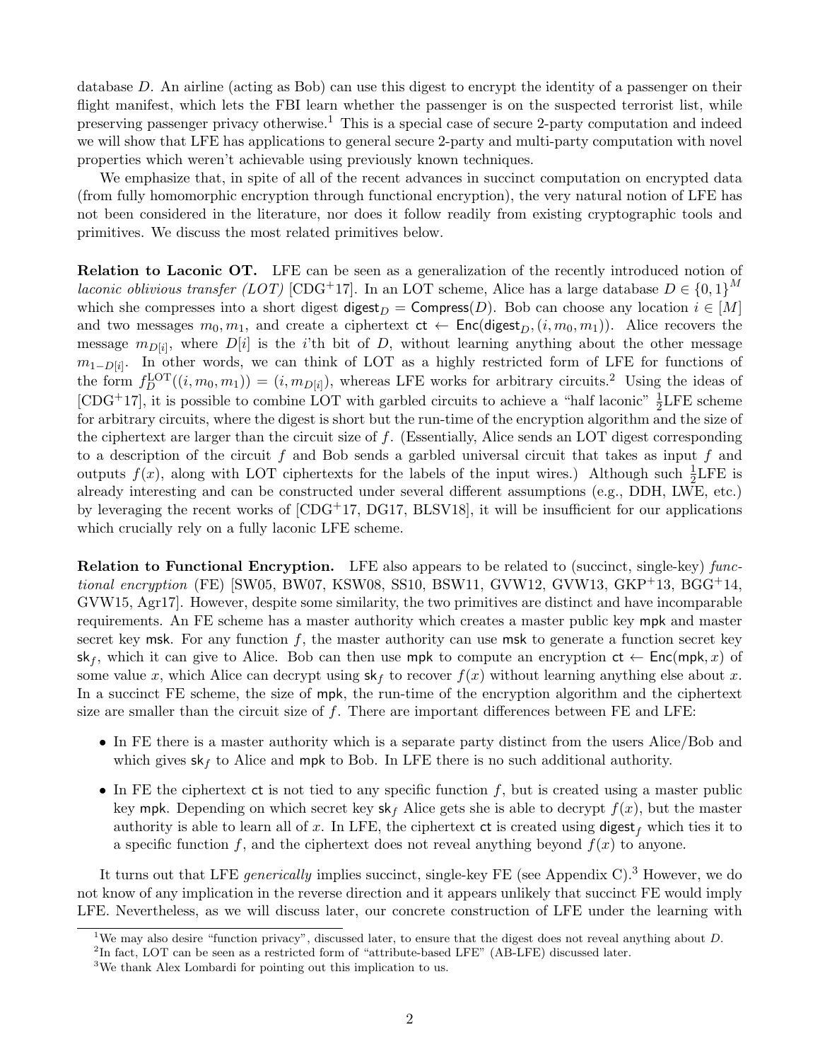database $D$. An airline (acting as Bob) can use this digest to encrypt the identity of a passenger on their flight manifest, which lets the FBI learn whether the passenger is on the suspected terrorist list, while preserving passenger privacy otherwise.[1] This is a special case of secure 2-party computation and indeed we will show that LFE has applications to general secure 2-party and multi-party computation with novel properties which weren't achievable using previously known techniques.

We emphasize that, in spite of all of the recent advances in succinct computation on encrypted data (from fully homomorphic encryption through functional encryption), the very natural notion of LFE has not been considered in the literature, nor does it follow readily from existing cryptographic tools and primitives. We discuss the most related primitives below.

**Relation to Laconic OT.** LFE can be seen as a generalization of the recently introduced notion of *laconic oblivious transfer (LOT)* [CDG+17]. In an LOT scheme, Alice has a large database $D \in \{0,1\}^M$ which she compresses into a short digest $\mathsf{digest}_D = \mathsf{Compress}(D)$. Bob can choose any location $i \in [M]$ and two messages $m_0, m_1$, and create a ciphertext $\mathsf{ct} \leftarrow \mathsf{Enc}(\mathsf{digest}_D, (i, m_0, m_1))$. Alice recovers the message $m_{D[i]}$, where $D[i]$ is the $i$'th bit of $D$, without learning anything about the other message $m_{1-D[i]}$. In other words, we can think of LOT as a highly restricted form of LFE for functions of the form $f_D^{\mathrm{LOT}}((i, m_0, m_1)) = (i, m_{D[i]})$, whereas LFE works for arbitrary circuits.[2] Using the ideas of [CDG+17], it is possible to combine LOT with garbled circuits to achieve a "half laconic" $\frac{1}{2}$LFE scheme for arbitrary circuits, where the digest is short but the run-time of the encryption algorithm and the size of the ciphertext are larger than the circuit size of $f$. (Essentially, Alice sends an LOT digest corresponding to a description of the circuit $f$ and Bob sends a garbled universal circuit that takes as input $f$ and outputs $f(x)$, along with LOT ciphertexts for the labels of the input wires.) Although such $\frac{1}{2}$LFE is already interesting and can be constructed under several different assumptions (e.g., DDH, LWE, etc.) by leveraging the recent works of [CDG+17, DG17, BLSV18], it will be insufficient for our applications which crucially rely on a fully laconic LFE scheme.

**Relation to Functional Encryption.** LFE also appears to be related to (succinct, single-key) *functional encryption* (FE) [SW05, BW07, KSW08, SS10, BSW11, GVW12, GVW13, GKP+13, BGG+14, GVW15, Agr17]. However, despite some similarity, the two primitives are distinct and have incomparable requirements. An FE scheme has a master authority which creates a master public key $\mathsf{mpk}$ and master secret key $\mathsf{msk}$. For any function $f$, the master authority can use $\mathsf{msk}$ to generate a function secret key $\mathsf{sk}_f$, which it can give to Alice. Bob can then use $\mathsf{mpk}$ to compute an encryption $\mathsf{ct} \leftarrow \mathsf{Enc}(\mathsf{mpk}, x)$ of some value $x$, which Alice can decrypt using $\mathsf{sk}_f$ to recover $f(x)$ without learning anything else about $x$. In a succinct FE scheme, the size of $\mathsf{mpk}$, the run-time of the encryption algorithm and the ciphertext size are smaller than the circuit size of $f$. There are important differences between FE and LFE:

- In FE there is a master authority which is a separate party distinct from the users Alice/Bob and which gives $\mathsf{sk}_f$ to Alice and $\mathsf{mpk}$ to Bob. In LFE there is no such additional authority.
- In FE the ciphertext $\mathsf{ct}$ is not tied to any specific function $f$, but is created using a master public key $\mathsf{mpk}$. Depending on which secret key $\mathsf{sk}_f$ Alice gets she is able to decrypt $f(x)$, but the master authority is able to learn all of $x$. In LFE, the ciphertext $\mathsf{ct}$ is created using $\mathsf{digest}_f$ which ties it to a specific function $f$, and the ciphertext does not reveal anything beyond $f(x)$ to anyone.

It turns out that LFE *generically* implies succinct, single-key FE (see Appendix C).[3] However, we do not know of any implication in the reverse direction and it appears unlikely that succinct FE would imply LFE. Nevertheless, as we will discuss later, our concrete construction of LFE under the learning with

[1] We may also desire "function privacy", discussed later, to ensure that the digest does not reveal anything about $D$.

[2] In fact, LOT can be seen as a restricted form of "attribute-based LFE" (AB-LFE) discussed later.

[3] We thank Alex Lombardi for pointing out this implication to us.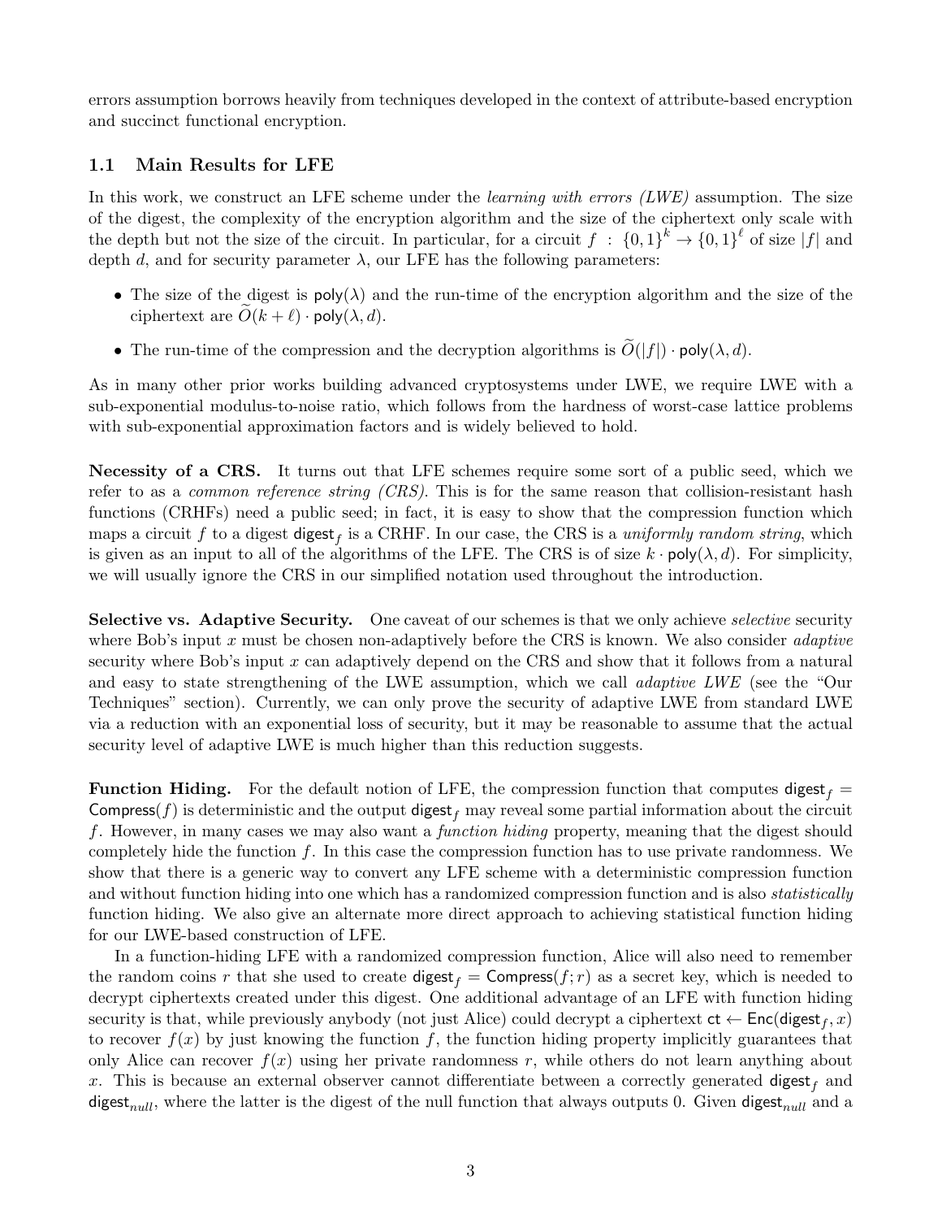errors assumption borrows heavily from techniques developed in the context of attribute-based encryption and succinct functional encryption.

## 1.1 Main Results for LFE

In this work, we construct an LFE scheme under the *learning with errors (LWE)* assumption. The size of the digest, the complexity of the encryption algorithm and the size of the ciphertext only scale with the depth but not the size of the circuit. In particular, for a circuit $f : \{0,1\}^k \to \{0,1\}^\ell$ of size $|f|$ and depth $d$, and for security parameter $\lambda$, our LFE has the following parameters:

- The size of the digest is $\mathsf{poly}(\lambda)$ and the run-time of the encryption algorithm and the size of the ciphertext are $\widetilde{O}(k+\ell) \cdot \mathsf{poly}(\lambda, d)$.
- The run-time of the compression and the decryption algorithms is $\widetilde{O}(|f|) \cdot \mathsf{poly}(\lambda, d)$.

As in many other prior works building advanced cryptosystems under LWE, we require LWE with a sub-exponential modulus-to-noise ratio, which follows from the hardness of worst-case lattice problems with sub-exponential approximation factors and is widely believed to hold.

**Necessity of a CRS.** It turns out that LFE schemes require some sort of a public seed, which we refer to as a *common reference string (CRS)*. This is for the same reason that collision-resistant hash functions (CRHFs) need a public seed; in fact, it is easy to show that the compression function which maps a circuit $f$ to a digest $\mathsf{digest}_f$ is a CRHF. In our case, the CRS is a *uniformly random string*, which is given as an input to all of the algorithms of the LFE. The CRS is of size $k \cdot \mathsf{poly}(\lambda, d)$. For simplicity, we will usually ignore the CRS in our simplified notation used throughout the introduction.

**Selective vs. Adaptive Security.** One caveat of our schemes is that we only achieve *selective* security where Bob's input $x$ must be chosen non-adaptively before the CRS is known. We also consider *adaptive* security where Bob's input $x$ can adaptively depend on the CRS and show that it follows from a natural and easy to state strengthening of the LWE assumption, which we call *adaptive LWE* (see the "Our Techniques" section). Currently, we can only prove the security of adaptive LWE from standard LWE via a reduction with an exponential loss of security, but it may be reasonable to assume that the actual security level of adaptive LWE is much higher than this reduction suggests.

**Function Hiding.** For the default notion of LFE, the compression function that computes $\mathsf{digest}_f = \mathsf{Compress}(f)$ is deterministic and the output $\mathsf{digest}_f$ may reveal some partial information about the circuit $f$. However, in many cases we may also want a *function hiding* property, meaning that the digest should completely hide the function $f$. In this case the compression function has to use private randomness. We show that there is a generic way to convert any LFE scheme with a deterministic compression function and without function hiding into one which has a randomized compression function and is also *statistically* function hiding. We also give an alternate more direct approach to achieving statistical function hiding for our LWE-based construction of LFE.

In a function-hiding LFE with a randomized compression function, Alice will also need to remember the random coins $r$ that she used to create $\mathsf{digest}_f = \mathsf{Compress}(f; r)$ as a secret key, which is needed to decrypt ciphertexts created under this digest. One additional advantage of an LFE with function hiding security is that, while previously anybody (not just Alice) could decrypt a ciphertext $\mathsf{ct} \leftarrow \mathsf{Enc}(\mathsf{digest}_f, x)$ to recover $f(x)$ by just knowing the function $f$, the function hiding property implicitly guarantees that only Alice can recover $f(x)$ using her private randomness $r$, while others do not learn anything about $x$. This is because an external observer cannot differentiate between a correctly generated $\mathsf{digest}_f$ and $\mathsf{digest}_{null}$, where the latter is the digest of the null function that always outputs 0. Given $\mathsf{digest}_{null}$ and a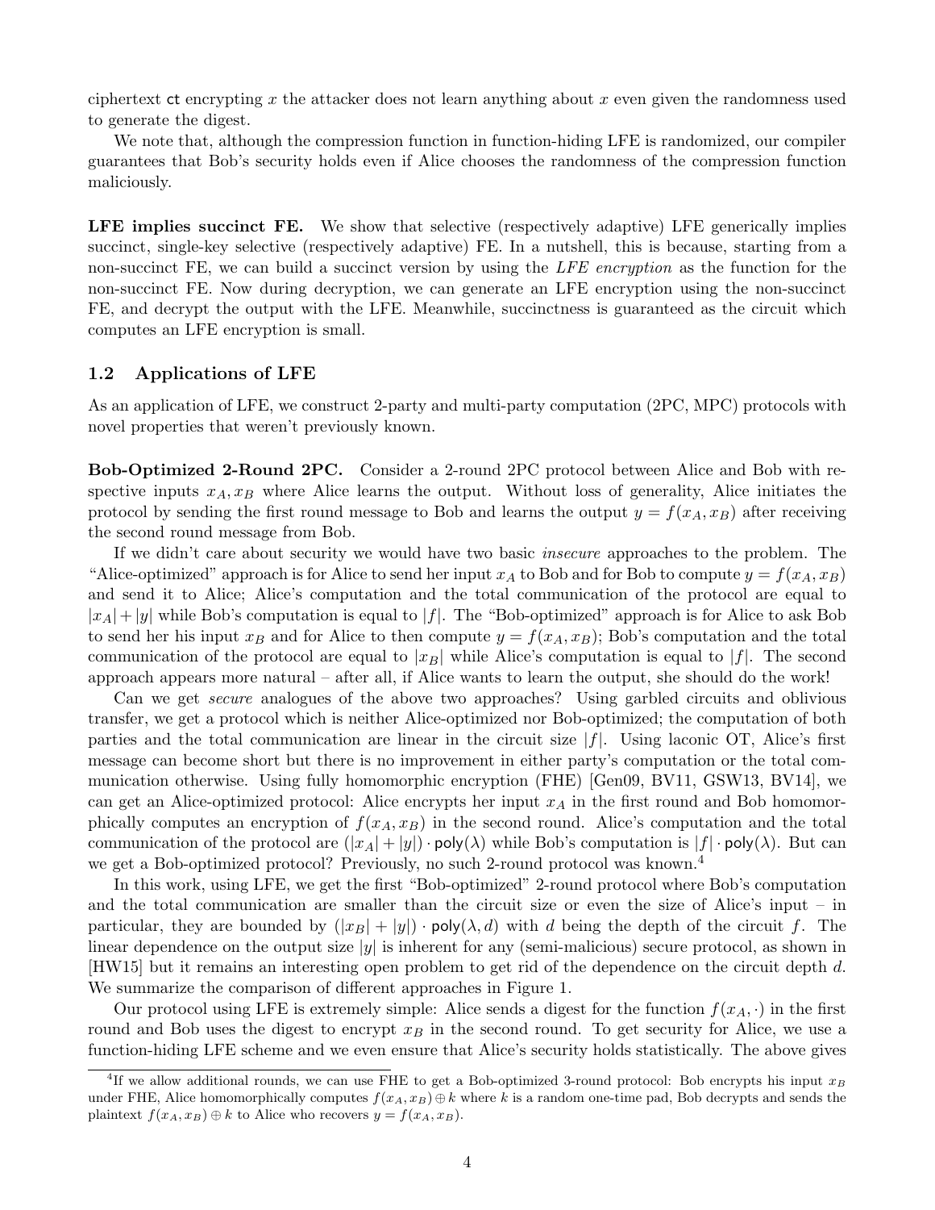ciphertext $\mathsf{ct}$ encrypting $x$ the attacker does not learn anything about $x$ even given the randomness used to generate the digest.

We note that, although the compression function in function-hiding LFE is randomized, our compiler guarantees that Bob's security holds even if Alice chooses the randomness of the compression function maliciously.

**LFE implies succinct FE.** We show that selective (respectively adaptive) LFE generically implies succinct, single-key selective (respectively adaptive) FE. In a nutshell, this is because, starting from a non-succinct FE, we can build a succinct version by using the *LFE encryption* as the function for the non-succinct FE. Now during decryption, we can generate an LFE encryption using the non-succinct FE, and decrypt the output with the LFE. Meanwhile, succinctness is guaranteed as the circuit which computes an LFE encryption is small.

### 1.2 Applications of LFE

As an application of LFE, we construct 2-party and multi-party computation (2PC, MPC) protocols with novel properties that weren't previously known.

**Bob-Optimized 2-Round 2PC.** Consider a 2-round 2PC protocol between Alice and Bob with respective inputs $x_A, x_B$ where Alice learns the output. Without loss of generality, Alice initiates the protocol by sending the first round message to Bob and learns the output $y = f(x_A, x_B)$ after receiving the second round message from Bob.

If we didn't care about security we would have two basic *insecure* approaches to the problem. The "Alice-optimized" approach is for Alice to send her input $x_A$ to Bob and for Bob to compute $y = f(x_A, x_B)$ and send it to Alice; Alice's computation and the total communication of the protocol are equal to $|x_A| + |y|$ while Bob's computation is equal to $|f|$. The "Bob-optimized" approach is for Alice to ask Bob to send her his input $x_B$ and for Alice to then compute $y = f(x_A, x_B)$; Bob's computation and the total communication of the protocol are equal to $|x_B|$ while Alice's computation is equal to $|f|$. The second approach appears more natural – after all, if Alice wants to learn the output, she should do the work!

Can we get *secure* analogues of the above two approaches? Using garbled circuits and oblivious transfer, we get a protocol which is neither Alice-optimized nor Bob-optimized; the computation of both parties and the total communication are linear in the circuit size $|f|$. Using laconic OT, Alice's first message can become short but there is no improvement in either party's computation or the total communication otherwise. Using fully homomorphic encryption (FHE) [Gen09, BV11, GSW13, BV14], we can get an Alice-optimized protocol: Alice encrypts her input $x_A$ in the first round and Bob homomorphically computes an encryption of $f(x_A, x_B)$ in the second round. Alice's computation and the total communication of the protocol are $(|x_A| + |y|) \cdot \mathsf{poly}(\lambda)$ while Bob's computation is $|f| \cdot \mathsf{poly}(\lambda)$. But can we get a Bob-optimized protocol? Previously, no such 2-round protocol was known.[4]

In this work, using LFE, we get the first "Bob-optimized" 2-round protocol where Bob's computation and the total communication are smaller than the circuit size or even the size of Alice's input – in particular, they are bounded by $(|x_B| + |y|) \cdot \mathsf{poly}(\lambda, d)$ with $d$ being the depth of the circuit $f$. The linear dependence on the output size $|y|$ is inherent for any (semi-malicious) secure protocol, as shown in [HW15] but it remains an interesting open problem to get rid of the dependence on the circuit depth $d$. We summarize the comparison of different approaches in Figure 1.

Our protocol using LFE is extremely simple: Alice sends a digest for the function $f(x_A, \cdot)$ in the first round and Bob uses the digest to encrypt $x_B$ in the second round. To get security for Alice, we use a function-hiding LFE scheme and we even ensure that Alice's security holds statistically. The above gives

[4] If we allow additional rounds, we can use FHE to get a Bob-optimized 3-round protocol: Bob encrypts his input $x_B$ under FHE, Alice homomorphically computes $f(x_A, x_B) \oplus k$ where $k$ is a random one-time pad, Bob decrypts and sends the plaintext $f(x_A, x_B) \oplus k$ to Alice who recovers $y = f(x_A, x_B)$.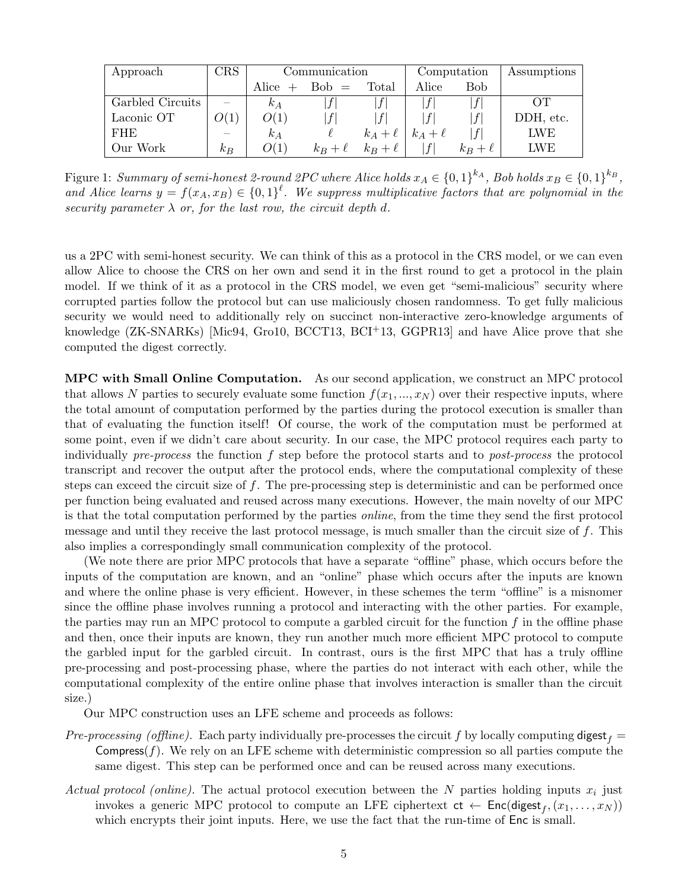| Approach | CRS | Communication | | | Computation | | Assumptions |
|---|---|---|---|---|---|---|---|
| | | Alice + | Bob = | Total | Alice | Bob | |
| Garbled Circuits | – | $k_A$ | $\|f\|$ | $\|f\|$ | $\|f\|$ | $\|f\|$ | OT |
| Laconic OT | $O(1)$ | $O(1)$ | $\|f\|$ | $\|f\|$ | $\|f\|$ | $\|f\|$ | DDH, etc. |
| FHE | – | $k_A$ | $\ell$ | $k_A+\ell$ | $k_A+\ell$ | $\|f\|$ | LWE |
| Our Work | $k_B$ | $O(1)$ | $k_B+\ell$ | $k_B+\ell$ | $\|f\|$ | $k_B+\ell$ | LWE |

Figure 1: *Summary of semi-honest 2-round 2PC where Alice holds $x_A \in \{0,1\}^{k_A}$, Bob holds $x_B \in \{0,1\}^{k_B}$, and Alice learns $y = f(x_A, x_B) \in \{0,1\}^{\ell}$. We suppress multiplicative factors that are polynomial in the security parameter $\lambda$ or, for the last row, the circuit depth $d$.*

us a 2PC with semi-honest security. We can think of this as a protocol in the CRS model, or we can even allow Alice to choose the CRS on her own and send it in the first round to get a protocol in the plain model. If we think of it as a protocol in the CRS model, we even get "semi-malicious" security where corrupted parties follow the protocol but can use maliciously chosen randomness. To get fully malicious security we would need to additionally rely on succinct non-interactive zero-knowledge arguments of knowledge (ZK-SNARKs) [Mic94, Gro10, BCCT13, BCI+13, GGPR13] and have Alice prove that she computed the digest correctly.

**MPC with Small Online Computation.** As our second application, we construct an MPC protocol that allows $N$ parties to securely evaluate some function $f(x_1, ..., x_N)$ over their respective inputs, where the total amount of computation performed by the parties during the protocol execution is smaller than that of evaluating the function itself! Of course, the work of the computation must be performed at some point, even if we didn't care about security. In our case, the MPC protocol requires each party to individually *pre-process* the function $f$ step before the protocol starts and to *post-process* the protocol transcript and recover the output after the protocol ends, where the computational complexity of these steps can exceed the circuit size of $f$. The pre-processing step is deterministic and can be performed once per function being evaluated and reused across many executions. However, the main novelty of our MPC is that the total computation performed by the parties *online*, from the time they send the first protocol message and until they receive the last protocol message, is much smaller than the circuit size of $f$. This also implies a correspondingly small communication complexity of the protocol.

(We note there are prior MPC protocols that have a separate "offline" phase, which occurs before the inputs of the computation are known, and an "online" phase which occurs after the inputs are known and where the online phase is very efficient. However, in these schemes the term "offline" is a misnomer since the offline phase involves running a protocol and interacting with the other parties. For example, the parties may run an MPC protocol to compute a garbled circuit for the function $f$ in the offline phase and then, once their inputs are known, they run another much more efficient MPC protocol to compute the garbled input for the garbled circuit. In contrast, ours is the first MPC that has a truly offline pre-processing and post-processing phase, where the parties do not interact with each other, while the computational complexity of the entire online phase that involves interaction is smaller than the circuit size.)

Our MPC construction uses an LFE scheme and proceeds as follows:

*Pre-processing (offline).* Each party individually pre-processes the circuit $f$ by locally computing $\mathsf{digest}_f = \mathsf{Compress}(f)$. We rely on an LFE scheme with deterministic compression so all parties compute the same digest. This step can be performed once and can be reused across many executions.

*Actual protocol (online).* The actual protocol execution between the $N$ parties holding inputs $x_i$ just invokes a generic MPC protocol to compute an LFE ciphertext $\mathsf{ct} \leftarrow \mathsf{Enc}(\mathsf{digest}_f, (x_1, \ldots, x_N))$ which encrypts their joint inputs. Here, we use the fact that the run-time of $\mathsf{Enc}$ is small.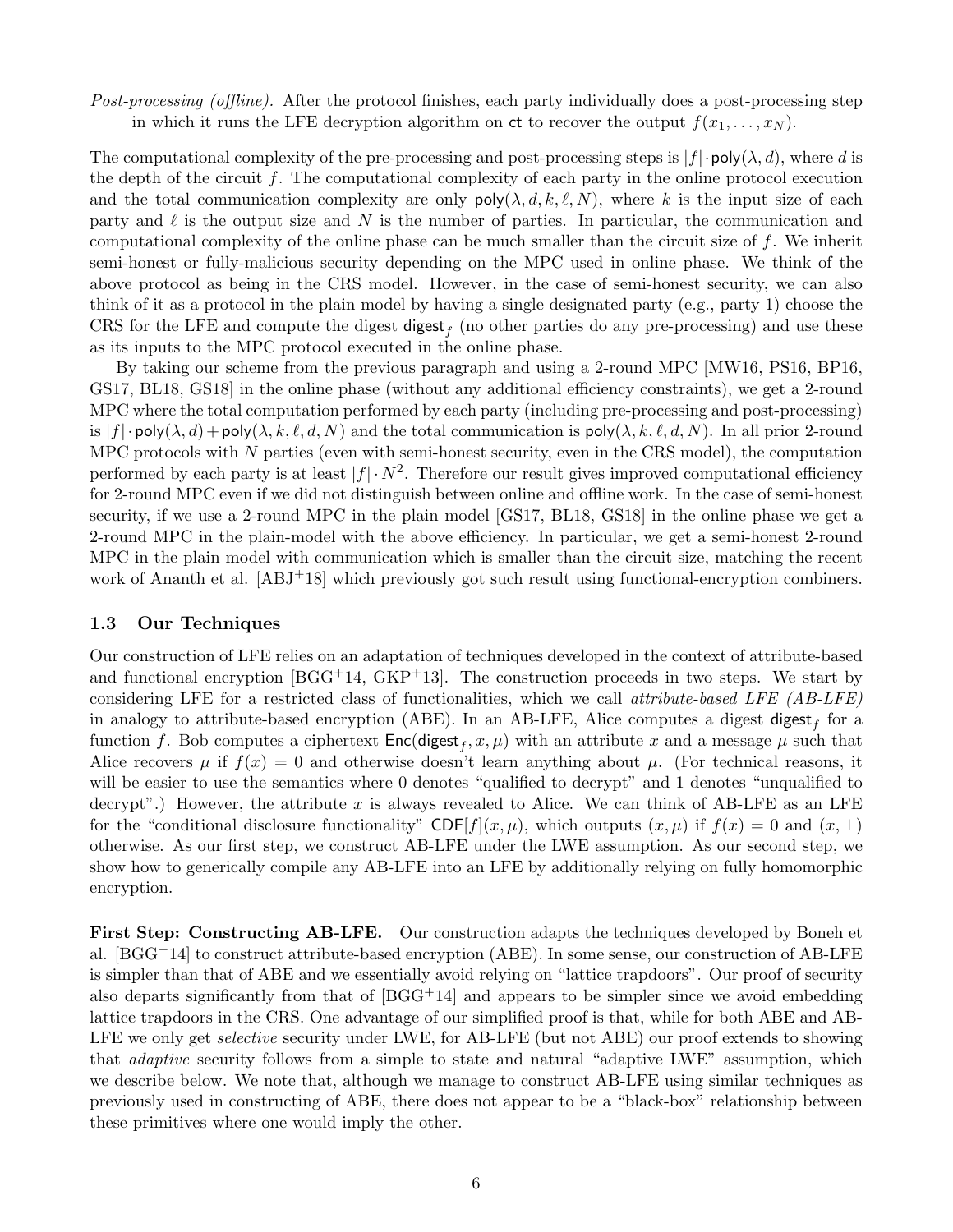*Post-processing (offline).* After the protocol finishes, each party individually does a post-processing step in which it runs the LFE decryption algorithm on $\mathsf{ct}$ to recover the output $f(x_1, \ldots, x_N)$.

The computational complexity of the pre-processing and post-processing steps is $|f| \cdot \mathsf{poly}(\lambda, d)$, where $d$ is the depth of the circuit $f$. The computational complexity of each party in the online protocol execution and the total communication complexity are only $\mathsf{poly}(\lambda, d, k, \ell, N)$, where $k$ is the input size of each party and $\ell$ is the output size and $N$ is the number of parties. In particular, the communication and computational complexity of the online phase can be much smaller than the circuit size of $f$. We inherit semi-honest or fully-malicious security depending on the MPC used in online phase. We think of the above protocol as being in the CRS model. However, in the case of semi-honest security, we can also think of it as a protocol in the plain model by having a single designated party (e.g., party 1) choose the CRS for the LFE and compute the digest $\mathsf{digest}_f$ (no other parties do any pre-processing) and use these as its inputs to the MPC protocol executed in the online phase.

By taking our scheme from the previous paragraph and using a 2-round MPC [MW16, PS16, BP16, GS17, BL18, GS18] in the online phase (without any additional efficiency constraints), we get a 2-round MPC where the total computation performed by each party (including pre-processing and post-processing) is $|f| \cdot \mathsf{poly}(\lambda, d) + \mathsf{poly}(\lambda, k, \ell, d, N)$ and the total communication is $\mathsf{poly}(\lambda, k, \ell, d, N)$. In all prior 2-round MPC protocols with $N$ parties (even with semi-honest security, even in the CRS model), the computation performed by each party is at least $|f| \cdot N^2$. Therefore our result gives improved computational efficiency for 2-round MPC even if we did not distinguish between online and offline work. In the case of semi-honest security, if we use a 2-round MPC in the plain model [GS17, BL18, GS18] in the online phase we get a 2-round MPC in the plain-model with the above efficiency. In particular, we get a semi-honest 2-round MPC in the plain model with communication which is smaller than the circuit size, matching the recent work of Ananth et al. [ABJ+18] which previously got such result using functional-encryption combiners.

### 1.3 Our Techniques

Our construction of LFE relies on an adaptation of techniques developed in the context of attribute-based and functional encryption [BGG+14, GKP+13]. The construction proceeds in two steps. We start by considering LFE for a restricted class of functionalities, which we call *attribute-based LFE (AB-LFE)* in analogy to attribute-based encryption (ABE). In an AB-LFE, Alice computes a digest $\mathsf{digest}_f$ for a function $f$. Bob computes a ciphertext $\mathsf{Enc}(\mathsf{digest}_f, x, \mu)$ with an attribute $x$ and a message $\mu$ such that Alice recovers $\mu$ if $f(x) = 0$ and otherwise doesn't learn anything about $\mu$. (For technical reasons, it will be easier to use the semantics where 0 denotes "qualified to decrypt" and 1 denotes "unqualified to decrypt".) However, the attribute $x$ is always revealed to Alice. We can think of AB-LFE as an LFE for the "conditional disclosure functionality" $\mathsf{CDF}[f](x, \mu)$, which outputs $(x, \mu)$ if $f(x) = 0$ and $(x, \bot)$ otherwise. As our first step, we construct AB-LFE under the LWE assumption. As our second step, we show how to generically compile any AB-LFE into an LFE by additionally relying on fully homomorphic encryption.

**First Step: Constructing AB-LFE.** Our construction adapts the techniques developed by Boneh et al. [BGG+14] to construct attribute-based encryption (ABE). In some sense, our construction of AB-LFE is simpler than that of ABE and we essentially avoid relying on "lattice trapdoors". Our proof of security also departs significantly from that of [BGG+14] and appears to be simpler since we avoid embedding lattice trapdoors in the CRS. One advantage of our simplified proof is that, while for both ABE and AB-LFE we only get *selective* security under LWE, for AB-LFE (but not ABE) our proof extends to showing that *adaptive* security follows from a simple to state and natural "adaptive LWE" assumption, which we describe below. We note that, although we manage to construct AB-LFE using similar techniques as previously used in constructing of ABE, there does not appear to be a "black-box" relationship between these primitives where one would imply the other.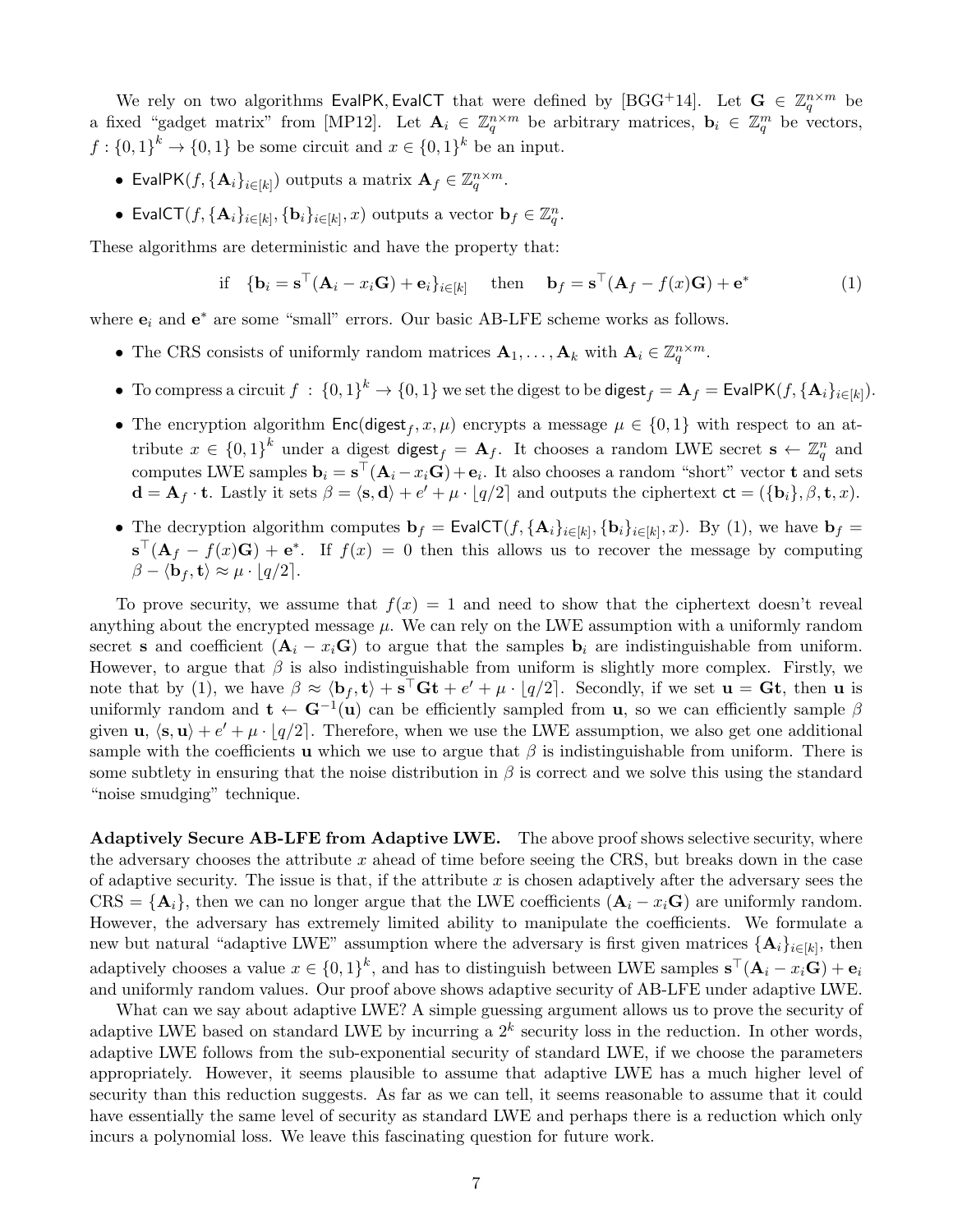We rely on two algorithms $\mathsf{EvalPK}, \mathsf{EvalCT}$ that were defined by [BGG+14]. Let $\mathbf{G} \in \mathbb{Z}_q^{n \times m}$ be a fixed "gadget matrix" from [MP12]. Let $\mathbf{A}_i \in \mathbb{Z}_q^{n \times m}$ be arbitrary matrices, $\mathbf{b}_i \in \mathbb{Z}_q^m$ be vectors, $f : \{0,1\}^k \to \{0,1\}$ be some circuit and $x \in \{0,1\}^k$ be an input.

- $\mathsf{EvalPK}(f, \{\mathbf{A}_i\}_{i \in [k]})$ outputs a matrix $\mathbf{A}_f \in \mathbb{Z}_q^{n \times m}$.
- $\mathsf{EvalCT}(f, \{\mathbf{A}_i\}_{i \in [k]}, \{\mathbf{b}_i\}_{i \in [k]}, x)$ outputs a vector $\mathbf{b}_f \in \mathbb{Z}_q^n$.

These algorithms are deterministic and have the property that:

$$\text{if} \quad \{\mathbf{b}_i = \mathbf{s}^\top(\mathbf{A}_i - x_i\mathbf{G}) + \mathbf{e}_i\}_{i \in [k]} \quad \text{then} \quad \mathbf{b}_f = \mathbf{s}^\top(\mathbf{A}_f - f(x)\mathbf{G}) + \mathbf{e}^* \tag{1}$$

where $\mathbf{e}_i$ and $\mathbf{e}^*$ are some "small" errors. Our basic AB-LFE scheme works as follows.

- The CRS consists of uniformly random matrices $\mathbf{A}_1, \ldots, \mathbf{A}_k$ with $\mathbf{A}_i \in \mathbb{Z}_q^{n \times m}$.
- To compress a circuit $f : \{0,1\}^k \to \{0,1\}$ we set the digest to be $\mathsf{digest}_f = \mathbf{A}_f = \mathsf{EvalPK}(f, \{\mathbf{A}_i\}_{i \in [k]})$.
- The encryption algorithm $\mathsf{Enc}(\mathsf{digest}_f, x, \mu)$ encrypts a message $\mu \in \{0,1\}$ with respect to an attribute $x \in \{0,1\}^k$ under a digest $\mathsf{digest}_f = \mathbf{A}_f$. It chooses a random LWE secret $\mathbf{s} \leftarrow \mathbb{Z}_q^n$ and computes LWE samples $\mathbf{b}_i = \mathbf{s}^\top(\mathbf{A}_i - x_i\mathbf{G}) + \mathbf{e}_i$. It also chooses a random "short" vector $\mathbf{t}$ and sets $\mathbf{d} = \mathbf{A}_f \cdot \mathbf{t}$. Lastly it sets $\beta = \langle \mathbf{s}, \mathbf{d} \rangle + e' + \mu \cdot \lfloor q/2 \rceil$ and outputs the ciphertext $\mathsf{ct} = (\{\mathbf{b}_i\}, \beta, \mathbf{t}, x)$.
- The decryption algorithm computes $\mathbf{b}_f = \mathsf{EvalCT}(f, \{\mathbf{A}_i\}_{i \in [k]}, \{\mathbf{b}_i\}_{i \in [k]}, x)$. By (1), we have $\mathbf{b}_f = \mathbf{s}^\top(\mathbf{A}_f - f(x)\mathbf{G}) + \mathbf{e}^*$. If $f(x) = 0$ then this allows us to recover the message by computing $\beta - \langle \mathbf{b}_f, \mathbf{t} \rangle \approx \mu \cdot \lfloor q/2 \rceil$.

To prove security, we assume that $f(x) = 1$ and need to show that the ciphertext doesn't reveal anything about the encrypted message $\mu$. We can rely on the LWE assumption with a uniformly random secret $\mathbf{s}$ and coefficient $(\mathbf{A}_i - x_i\mathbf{G})$ to argue that the samples $\mathbf{b}_i$ are indistinguishable from uniform. However, to argue that $\beta$ is also indistinguishable from uniform is slightly more complex. Firstly, we note that by (1), we have $\beta \approx \langle \mathbf{b}_f, \mathbf{t} \rangle + \mathbf{s}^\top\mathbf{G}\mathbf{t} + e' + \mu \cdot \lfloor q/2 \rceil$. Secondly, if we set $\mathbf{u} = \mathbf{G}\mathbf{t}$, then $\mathbf{u}$ is uniformly random and $\mathbf{t} \leftarrow \mathbf{G}^{-1}(\mathbf{u})$ can be efficiently sampled from $\mathbf{u}$, so we can efficiently sample $\beta$ given $\mathbf{u}$, $\langle \mathbf{s}, \mathbf{u} \rangle + e' + \mu \cdot \lfloor q/2 \rceil$. Therefore, when we use the LWE assumption, we also get one additional sample with the coefficients $\mathbf{u}$ which we use to argue that $\beta$ is indistinguishable from uniform. There is some subtlety in ensuring that the noise distribution in $\beta$ is correct and we solve this using the standard "noise smudging" technique.

**Adaptively Secure AB-LFE from Adaptive LWE.** The above proof shows selective security, where the adversary chooses the attribute $x$ ahead of time before seeing the CRS, but breaks down in the case of adaptive security. The issue is that, if the attribute $x$ is chosen adaptively after the adversary sees the CRS $= \{\mathbf{A}_i\}$, then we can no longer argue that the LWE coefficients $(\mathbf{A}_i - x_i\mathbf{G})$ are uniformly random. However, the adversary has extremely limited ability to manipulate the coefficients. We formulate a new but natural "adaptive LWE" assumption where the adversary is first given matrices $\{\mathbf{A}_i\}_{i \in [k]}$, then adaptively chooses a value $x \in \{0,1\}^k$, and has to distinguish between LWE samples $\mathbf{s}^\top(\mathbf{A}_i - x_i\mathbf{G}) + \mathbf{e}_i$ and uniformly random values. Our proof above shows adaptive security of AB-LFE under adaptive LWE.

What can we say about adaptive LWE? A simple guessing argument allows us to prove the security of adaptive LWE based on standard LWE by incurring a $2^k$ security loss in the reduction. In other words, adaptive LWE follows from the sub-exponential security of standard LWE, if we choose the parameters appropriately. However, it seems plausible to assume that adaptive LWE has a much higher level of security than this reduction suggests. As far as we can tell, it seems reasonable to assume that it could have essentially the same level of security as standard LWE and perhaps there is a reduction which only incurs a polynomial loss. We leave this fascinating question for future work.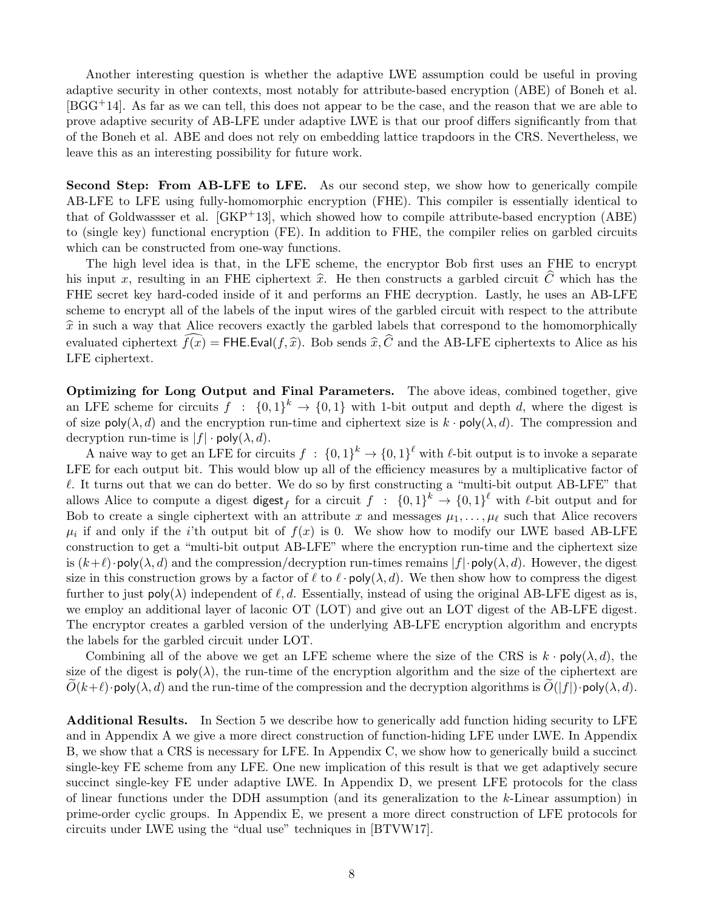Another interesting question is whether the adaptive LWE assumption could be useful in proving adaptive security in other contexts, most notably for attribute-based encryption (ABE) of Boneh et al. [BGG+14]. As far as we can tell, this does not appear to be the case, and the reason that we are able to prove adaptive security of AB-LFE under adaptive LWE is that our proof differs significantly from that of the Boneh et al. ABE and does not rely on embedding lattice trapdoors in the CRS. Nevertheless, we leave this as an interesting possibility for future work.

**Second Step: From AB-LFE to LFE.** As our second step, we show how to generically compile AB-LFE to LFE using fully-homomorphic encryption (FHE). This compiler is essentially identical to that of Goldwassser et al. [GKP+13], which showed how to compile attribute-based encryption (ABE) to (single key) functional encryption (FE). In addition to FHE, the compiler relies on garbled circuits which can be constructed from one-way functions.

The high level idea is that, in the LFE scheme, the encryptor Bob first uses an FHE to encrypt his input $x$, resulting in an FHE ciphertext $\widehat{x}$. He then constructs a garbled circuit $\widehat{C}$ which has the FHE secret key hard-coded inside of it and performs an FHE decryption. Lastly, he uses an AB-LFE scheme to encrypt all of the labels of the input wires of the garbled circuit with respect to the attribute $\widehat{x}$ in such a way that Alice recovers exactly the garbled labels that correspond to the homomorphically evaluated ciphertext $\widehat{f(x)} = \mathsf{FHE.Eval}(f, \widehat{x})$. Bob sends $\widehat{x}, \widehat{C}$ and the AB-LFE ciphertexts to Alice as his LFE ciphertext.

**Optimizing for Long Output and Final Parameters.** The above ideas, combined together, give an LFE scheme for circuits $f : \{0,1\}^k \to \{0,1\}$ with 1-bit output and depth $d$, where the digest is of size $\mathsf{poly}(\lambda, d)$ and the encryption run-time and ciphertext size is $k \cdot \mathsf{poly}(\lambda, d)$. The compression and decryption run-time is $|f| \cdot \mathsf{poly}(\lambda, d)$.

A naive way to get an LFE for circuits $f : \{0,1\}^k \to \{0,1\}^\ell$ with $\ell$-bit output is to invoke a separate LFE for each output bit. This would blow up all of the efficiency measures by a multiplicative factor of $\ell$. It turns out that we can do better. We do so by first constructing a "multi-bit output AB-LFE" that allows Alice to compute a digest $\mathsf{digest}_f$ for a circuit $f : \{0,1\}^k \to \{0,1\}^\ell$ with $\ell$-bit output and for Bob to create a single ciphertext with an attribute $x$ and messages $\mu_1, \ldots, \mu_\ell$ such that Alice recovers $\mu_i$ if and only if the $i$'th output bit of $f(x)$ is 0. We show how to modify our LWE based AB-LFE construction to get a "multi-bit output AB-LFE" where the encryption run-time and the ciphertext size is $(k+\ell) \cdot \mathsf{poly}(\lambda, d)$ and the compression/decryption run-times remains $|f| \cdot \mathsf{poly}(\lambda, d)$. However, the digest size in this construction grows by a factor of $\ell$ to $\ell \cdot \mathsf{poly}(\lambda, d)$. We then show how to compress the digest further to just $\mathsf{poly}(\lambda)$ independent of $\ell, d$. Essentially, instead of using the original AB-LFE digest as is, we employ an additional layer of laconic OT (LOT) and give out an LOT digest of the AB-LFE digest. The encryptor creates a garbled version of the underlying AB-LFE encryption algorithm and encrypts the labels for the garbled circuit under LOT.

Combining all of the above we get an LFE scheme where the size of the CRS is $k \cdot \mathsf{poly}(\lambda, d)$, the size of the digest is $\mathsf{poly}(\lambda)$, the run-time of the encryption algorithm and the size of the ciphertext are $\widetilde{O}(k+\ell) \cdot \mathsf{poly}(\lambda, d)$ and the run-time of the compression and the decryption algorithms is $\widetilde{O}(|f|) \cdot \mathsf{poly}(\lambda, d)$.

**Additional Results.** In Section 5 we describe how to generically add function hiding security to LFE and in Appendix A we give a more direct construction of function-hiding LFE under LWE. In Appendix B, we show that a CRS is necessary for LFE. In Appendix C, we show how to generically build a succinct single-key FE scheme from any LFE. One new implication of this result is that we get adaptively secure succinct single-key FE under adaptive LWE. In Appendix D, we present LFE protocols for the class of linear functions under the DDH assumption (and its generalization to the $k$-Linear assumption) in prime-order cyclic groups. In Appendix E, we present a more direct construction of LFE protocols for circuits under LWE using the "dual use" techniques in [BTVW17].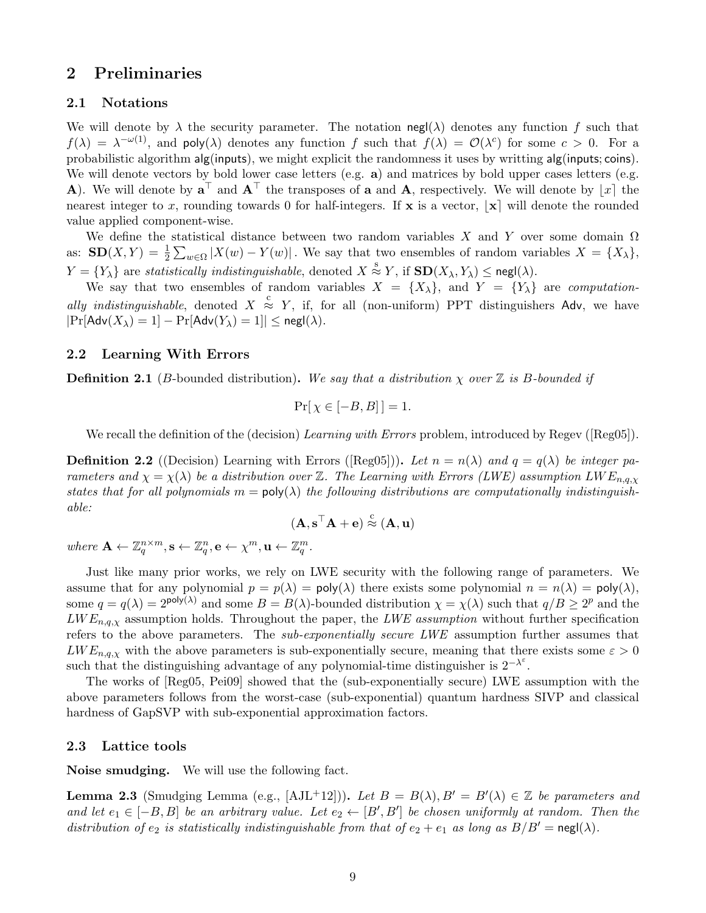## 2 Preliminaries

### 2.1 Notations

We will denote by $\lambda$ the security parameter. The notation $\mathsf{negl}(\lambda)$ denotes any function $f$ such that $f(\lambda) = \lambda^{-\omega(1)}$, and $\mathsf{poly}(\lambda)$ denotes any function $f$ such that $f(\lambda) = \mathcal{O}(\lambda^c)$ for some $c > 0$. For a probabilistic algorithm $\mathsf{alg}(\mathsf{inputs})$, we might explicit the randomness it uses by writting $\mathsf{alg}(\mathsf{inputs}; \mathsf{coins})$. We will denote vectors by bold lower case letters (e.g. $\mathbf{a}$) and matrices by bold upper cases letters (e.g. $\mathbf{A}$). We will denote by $\mathbf{a}^\top$ and $\mathbf{A}^\top$ the transposes of $\mathbf{a}$ and $\mathbf{A}$, respectively. We will denote by $\lfloor x \rceil$ the nearest integer to $x$, rounding towards 0 for half-integers. If $\mathbf{x}$ is a vector, $\lfloor \mathbf{x} \rceil$ will denote the rounded value applied component-wise.

We define the statistical distance between two random variables $X$ and $Y$ over some domain $\Omega$ as: $\mathbf{SD}(X, Y) = \frac{1}{2}\sum_{w\in\Omega} |X(w) - Y(w)|$. We say that two ensembles of random variables $X = \{X_\lambda\}$, $Y = \{Y_\lambda\}$ are *statistically indistinguishable*, denoted $X \overset{s}{\approx} Y$, if $\mathbf{SD}(X_\lambda, Y_\lambda) \leq \mathsf{negl}(\lambda)$.

We say that two ensembles of random variables $X = \{X_\lambda\}$, and $Y = \{Y_\lambda\}$ are *computationally indistinguishable*, denoted $X \overset{c}{\approx} Y$, if, for all (non-uniform) PPT distinguishers $\mathsf{Adv}$, we have $|\Pr[\mathsf{Adv}(X_\lambda) = 1] - \Pr[\mathsf{Adv}(Y_\lambda) = 1]| \leq \mathsf{negl}(\lambda)$.

### 2.2 Learning With Errors

**Definition 2.1** ($B$-bounded distribution). *We say that a distribution $\chi$ over $\mathbb{Z}$ is $B$-bounded if*

$$\Pr[\,\chi \in [-B, B]\,] = 1.$$

We recall the definition of the (decision) *Learning with Errors* problem, introduced by Regev ([Reg05]).

**Definition 2.2** ((Decision) Learning with Errors ([Reg05])). *Let $n = n(\lambda)$ and $q = q(\lambda)$ be integer parameters and $\chi = \chi(\lambda)$ be a distribution over $\mathbb{Z}$. The Learning with Errors (LWE) assumption $LWE_{n,q,\chi}$ states that for all polynomials $m = \mathsf{poly}(\lambda)$ the following distributions are computationally indistinguishable:*

$$(\mathbf{A}, \mathbf{s}^\top\mathbf{A} + \mathbf{e}) \overset{c}{\approx} (\mathbf{A}, \mathbf{u})$$

*where $\mathbf{A} \leftarrow \mathbb{Z}_q^{n\times m}, \mathbf{s} \leftarrow \mathbb{Z}_q^n, \mathbf{e} \leftarrow \chi^m, \mathbf{u} \leftarrow \mathbb{Z}_q^m$.*

Just like many prior works, we rely on LWE security with the following range of parameters. We assume that for any polynomial $p = p(\lambda) = \mathsf{poly}(\lambda)$ there exists some polynomial $n = n(\lambda) = \mathsf{poly}(\lambda)$, some $q = q(\lambda) = 2^{\mathsf{poly}(\lambda)}$ and some $B = B(\lambda)$-bounded distribution $\chi = \chi(\lambda)$ such that $q/B \geq 2^p$ and the $LWE_{n,q,\chi}$ assumption holds. Throughout the paper, the *LWE assumption* without further specification refers to the above parameters. The *sub-exponentially secure LWE* assumption further assumes that $LWE_{n,q,\chi}$ with the above parameters is sub-exponentially secure, meaning that there exists some $\varepsilon > 0$ such that the distinguishing advantage of any polynomial-time distinguisher is $2^{-\lambda^\varepsilon}$.

The works of [Reg05, Pei09] showed that the (sub-exponentially secure) LWE assumption with the above parameters follows from the worst-case (sub-exponential) quantum hardness SIVP and classical hardness of GapSVP with sub-exponential approximation factors.

### 2.3 Lattice tools

**Noise smudging.** We will use the following fact.

**Lemma 2.3** (Smudging Lemma (e.g., [AJL+12])). *Let $B = B(\lambda), B' = B'(\lambda) \in \mathbb{Z}$ be parameters and and let $e_1 \in [-B, B]$ be an arbitrary value. Let $e_2 \leftarrow [B', B']$ be chosen uniformly at random. Then the distribution of $e_2$ is statistically indistinguishable from that of $e_2 + e_1$ as long as $B/B' = \mathsf{negl}(\lambda)$.*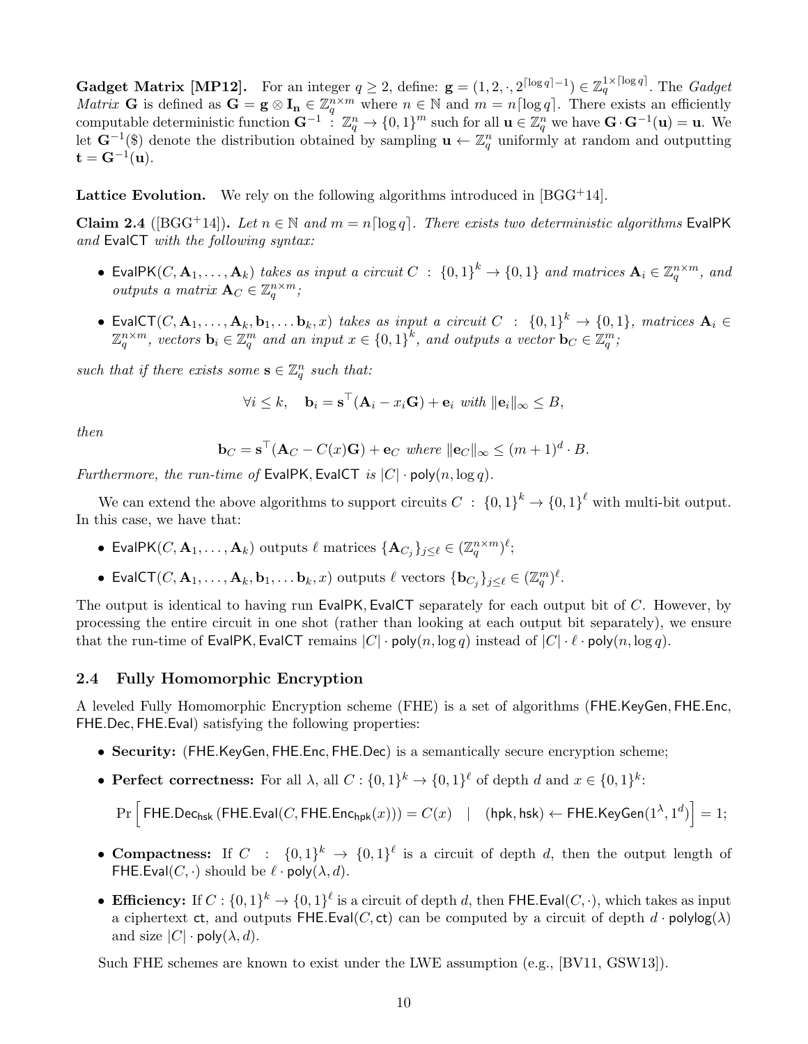**Gadget Matrix [MP12].** For an integer $q \geq 2$, define: $\mathbf{g} = (1, 2, \cdot, 2^{\lceil \log q \rceil - 1}) \in \mathbb{Z}_q^{1 \times \lceil \log q \rceil}$. The *Gadget Matrix* $\mathbf{G}$ is defined as $\mathbf{G} = \mathbf{g} \otimes \mathbf{I_n} \in \mathbb{Z}_q^{n \times m}$ where $n \in \mathbb{N}$ and $m = n\lceil \log q \rceil$. There exists an efficiently computable deterministic function $\mathbf{G}^{-1} : \mathbb{Z}_q^n \to \{0,1\}^m$ such for all $\mathbf{u} \in \mathbb{Z}_q^n$ we have $\mathbf{G} \cdot \mathbf{G}^{-1}(\mathbf{u}) = \mathbf{u}$. We let $\mathbf{G}^{-1}(\$)$ denote the distribution obtained by sampling $\mathbf{u} \leftarrow \mathbb{Z}_q^n$ uniformly at random and outputting $\mathbf{t} = \mathbf{G}^{-1}(\mathbf{u})$.

**Lattice Evolution.** We rely on the following algorithms introduced in [BGG+14].

**Claim 2.4** ([BGG+14])**.** *Let $n \in \mathbb{N}$ and $m = n\lceil \log q \rceil$. There exists two deterministic algorithms* $\mathsf{EvalPK}$ *and* $\mathsf{EvalCT}$ *with the following syntax:*

- $\mathsf{EvalPK}(C, \mathbf{A}_1, \ldots, \mathbf{A}_k)$ *takes as input a circuit $C : \{0,1\}^k \to \{0,1\}$ and matrices $\mathbf{A}_i \in \mathbb{Z}_q^{n \times m}$, and outputs a matrix $\mathbf{A}_C \in \mathbb{Z}_q^{n \times m}$;*
- $\mathsf{EvalCT}(C, \mathbf{A}_1, \ldots, \mathbf{A}_k, \mathbf{b}_1, \ldots \mathbf{b}_k, x)$ *takes as input a circuit $C : \{0,1\}^k \to \{0,1\}$, matrices $\mathbf{A}_i \in \mathbb{Z}_q^{n \times m}$, vectors $\mathbf{b}_i \in \mathbb{Z}_q^m$ and an input $x \in \{0,1\}^k$, and outputs a vector $\mathbf{b}_C \in \mathbb{Z}_q^m$;*

*such that if there exists some $\mathbf{s} \in \mathbb{Z}_q^n$ such that:*

$$\forall i \leq k, \quad \mathbf{b}_i = \mathbf{s}^\top(\mathbf{A}_i - x_i\mathbf{G}) + \mathbf{e}_i \text{ with } \|\mathbf{e}_i\|_\infty \leq B,$$

*then*

$$\mathbf{b}_C = \mathbf{s}^\top(\mathbf{A}_C - C(x)\mathbf{G}) + \mathbf{e}_C \text{ where } \|\mathbf{e}_C\|_\infty \leq (m+1)^d \cdot B.$$

*Furthermore, the run-time of* $\mathsf{EvalPK}, \mathsf{EvalCT}$ *is* $|C| \cdot \mathsf{poly}(n, \log q)$.

We can extend the above algorithms to support circuits $C : \{0,1\}^k \to \{0,1\}^\ell$ with multi-bit output. In this case, we have that:

- $\mathsf{EvalPK}(C, \mathbf{A}_1, \ldots, \mathbf{A}_k)$ outputs $\ell$ matrices $\{\mathbf{A}_{C_j}\}_{j \leq \ell} \in (\mathbb{Z}_q^{n \times m})^\ell$;
- $\mathsf{EvalCT}(C, \mathbf{A}_1, \ldots, \mathbf{A}_k, \mathbf{b}_1, \ldots \mathbf{b}_k, x)$ outputs $\ell$ vectors $\{\mathbf{b}_{C_j}\}_{j \leq \ell} \in (\mathbb{Z}_q^m)^\ell$.

The output is identical to having run $\mathsf{EvalPK}, \mathsf{EvalCT}$ separately for each output bit of $C$. However, by processing the entire circuit in one shot (rather than looking at each output bit separately), we ensure that the run-time of $\mathsf{EvalPK}, \mathsf{EvalCT}$ remains $|C| \cdot \mathsf{poly}(n, \log q)$ instead of $|C| \cdot \ell \cdot \mathsf{poly}(n, \log q)$.

## 2.4 Fully Homomorphic Encryption

A leveled Fully Homomorphic Encryption scheme (FHE) is a set of algorithms ($\mathsf{FHE.KeyGen}, \mathsf{FHE.Enc}, \mathsf{FHE.Dec}, \mathsf{FHE.Eval}$) satisfying the following properties:

- **Security:** ($\mathsf{FHE.KeyGen}, \mathsf{FHE.Enc}, \mathsf{FHE.Dec}$) is a semantically secure encryption scheme;
- **Perfect correctness:** For all $\lambda$, all $C : \{0,1\}^k \to \{0,1\}^\ell$ of depth $d$ and $x \in \{0,1\}^k$:

  $$\Pr\Big[\mathsf{FHE.Dec}_{\mathsf{hsk}}(\mathsf{FHE.Eval}(C, \mathsf{FHE.Enc}_{\mathsf{hpk}}(x))) = C(x) \quad | \quad (\mathsf{hpk}, \mathsf{hsk}) \leftarrow \mathsf{FHE.KeyGen}(1^\lambda, 1^d)\Big] = 1;$$

- **Compactness:** If $C : \{0,1\}^k \to \{0,1\}^\ell$ is a circuit of depth $d$, then the output length of $\mathsf{FHE.Eval}(C, \cdot)$ should be $\ell \cdot \mathsf{poly}(\lambda, d)$.
- **Efficiency:** If $C : \{0,1\}^k \to \{0,1\}^\ell$ is a circuit of depth $d$, then $\mathsf{FHE.Eval}(C, \cdot)$, which takes as input a ciphertext $\mathsf{ct}$, and outputs $\mathsf{FHE.Eval}(C, \mathsf{ct})$ can be computed by a circuit of depth $d \cdot \mathsf{polylog}(\lambda)$ and size $|C| \cdot \mathsf{poly}(\lambda, d)$.

Such FHE schemes are known to exist under the LWE assumption (e.g., [BV11, GSW13]).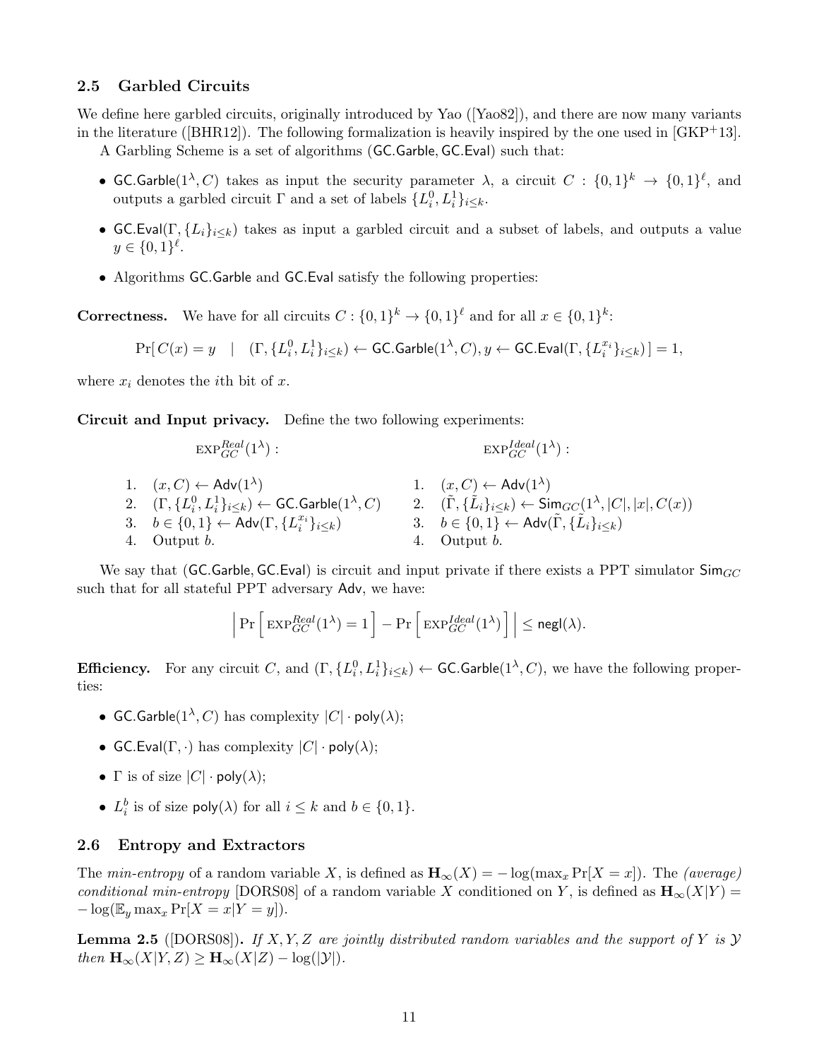## 2.5 Garbled Circuits

We define here garbled circuits, originally introduced by Yao ([Yao82]), and there are now many variants in the literature ([BHR12]). The following formalization is heavily inspired by the one used in [GKP+13].

A Garbling Scheme is a set of algorithms ($\mathsf{GC.Garble}, \mathsf{GC.Eval}$) such that:

- $\mathsf{GC.Garble}(1^\lambda, C)$ takes as input the security parameter $\lambda$, a circuit $C : \{0,1\}^k \to \{0,1\}^\ell$, and outputs a garbled circuit $\Gamma$ and a set of labels $\{L_i^0, L_i^1\}_{i \leq k}$.
- $\mathsf{GC.Eval}(\Gamma, \{L_i\}_{i \leq k})$ takes as input a garbled circuit and a subset of labels, and outputs a value $y \in \{0,1\}^\ell$.
- Algorithms $\mathsf{GC.Garble}$ and $\mathsf{GC.Eval}$ satisfy the following properties:

**Correctness.** We have for all circuits $C : \{0,1\}^k \to \{0,1\}^\ell$ and for all $x \in \{0,1\}^k$:

$$\Pr[\, C(x) = y \quad | \quad (\Gamma, \{L_i^0, L_i^1\}_{i \leq k}) \leftarrow \mathsf{GC.Garble}(1^\lambda, C), y \leftarrow \mathsf{GC.Eval}(\Gamma, \{L_i^{x_i}\}_{i \leq k})\,] = 1,$$

where $x_i$ denotes the $i$th bit of $x$.

**Circuit and Input privacy.** Define the two following experiments:

$\mathrm{EXP}_{GC}^{Real}(1^\lambda)$ :

1. $(x, C) \leftarrow \mathsf{Adv}(1^\lambda)$
2. $(\Gamma, \{L_i^0, L_i^1\}_{i \leq k}) \leftarrow \mathsf{GC.Garble}(1^\lambda, C)$
3. $b \in \{0,1\} \leftarrow \mathsf{Adv}(\Gamma, \{L_i^{x_i}\}_{i \leq k})$
4. Output $b$.

$\mathrm{EXP}_{GC}^{Ideal}(1^\lambda)$ :

1. $(x, C) \leftarrow \mathsf{Adv}(1^\lambda)$
2. $(\tilde{\Gamma}, \{\tilde{L}_i\}_{i \leq k}) \leftarrow \mathsf{Sim}_{GC}(1^\lambda, |C|, |x|, C(x))$
3. $b \in \{0,1\} \leftarrow \mathsf{Adv}(\tilde{\Gamma}, \{\tilde{L}_i\}_{i \leq k})$
4. Output $b$.

We say that ($\mathsf{GC.Garble}, \mathsf{GC.Eval}$) is circuit and input private if there exists a PPT simulator $\mathsf{Sim}_{GC}$ such that for all stateful PPT adversary $\mathsf{Adv}$, we have:

$$\left| \Pr\left[ \mathrm{EXP}_{GC}^{Real}(1^\lambda) = 1 \right] - \Pr\left[ \mathrm{EXP}_{GC}^{Ideal}(1^\lambda) \right] \right| \leq \mathsf{negl}(\lambda).$$

**Efficiency.** For any circuit $C$, and $(\Gamma, \{L_i^0, L_i^1\}_{i \leq k}) \leftarrow \mathsf{GC.Garble}(1^\lambda, C)$, we have the following properties:

- $\mathsf{GC.Garble}(1^\lambda, C)$ has complexity $|C| \cdot \mathsf{poly}(\lambda)$;
- $\mathsf{GC.Eval}(\Gamma, \cdot)$ has complexity $|C| \cdot \mathsf{poly}(\lambda)$;
- $\Gamma$ is of size $|C| \cdot \mathsf{poly}(\lambda)$;
- $L_i^b$ is of size $\mathsf{poly}(\lambda)$ for all $i \leq k$ and $b \in \{0,1\}$.

## 2.6 Entropy and Extractors

The *min-entropy* of a random variable $X$, is defined as $\mathbf{H}_\infty(X) = -\log(\max_x \Pr[X = x])$. The *(average) conditional min-entropy* [DORS08] of a random variable $X$ conditioned on $Y$, is defined as $\mathbf{H}_\infty(X|Y) = -\log(\mathbb{E}_y \max_x \Pr[X = x | Y = y])$.

**Lemma 2.5** ([DORS08])**.** *If $X, Y, Z$ are jointly distributed random variables and the support of $Y$ is $\mathcal{Y}$ then $\mathbf{H}_\infty(X|Y, Z) \geq \mathbf{H}_\infty(X|Z) - \log(|\mathcal{Y}|)$.*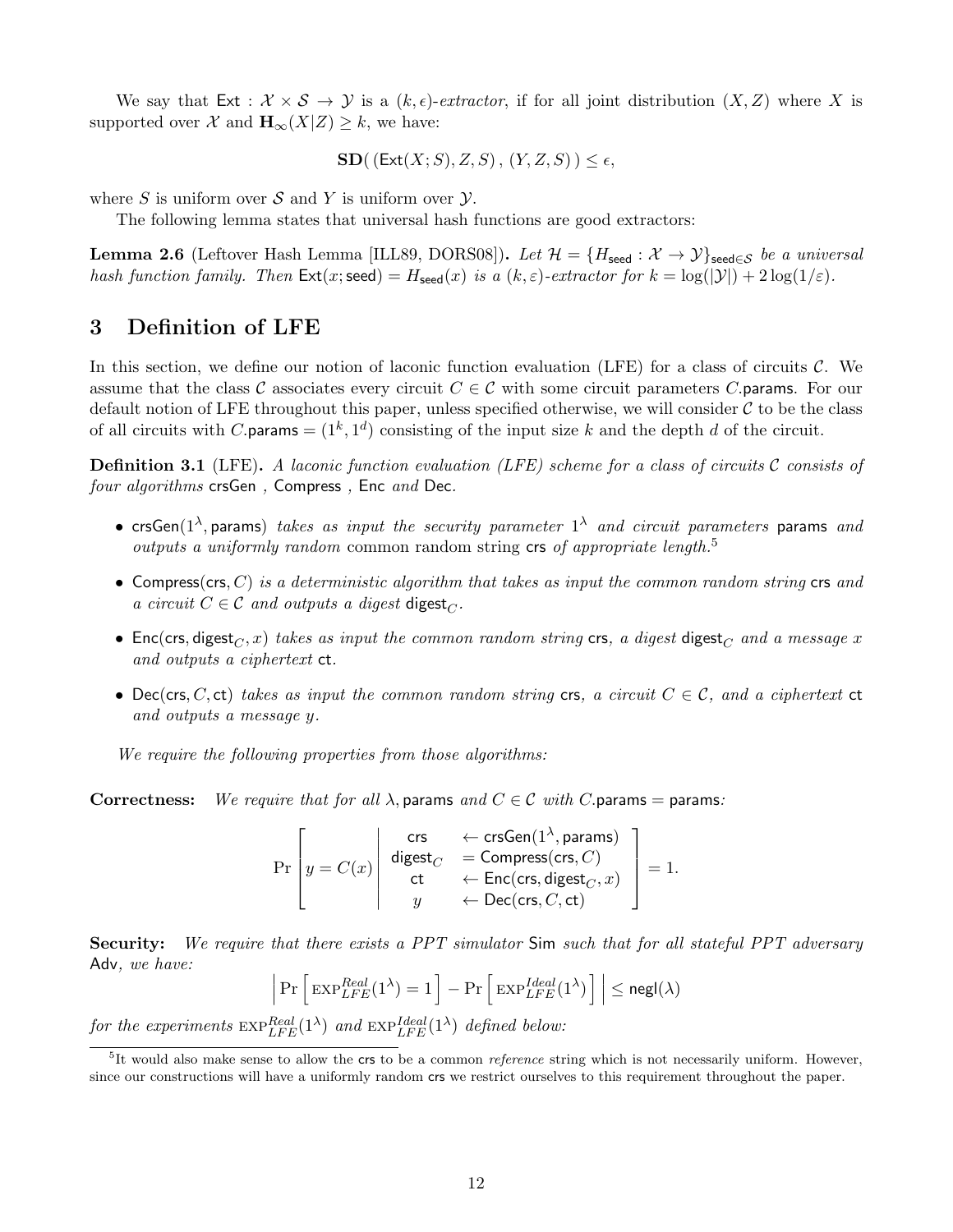We say that $\mathsf{Ext} : \mathcal{X} \times \mathcal{S} \rightarrow \mathcal{Y}$ is a $(k, \epsilon)$-*extractor*, if for all joint distribution $(X, Z)$ where $X$ is supported over $\mathcal{X}$ and $\mathbf{H}_\infty(X|Z) \geq k$, we have:

$$\mathbf{SD}(\,(\mathsf{Ext}(X; S), Z, S)\,,\,(Y, Z, S)\,) \leq \epsilon,$$

where $S$ is uniform over $\mathcal{S}$ and $Y$ is uniform over $\mathcal{Y}$.

The following lemma states that universal hash functions are good extractors:

**Lemma 2.6** (Leftover Hash Lemma [ILL89, DORS08])**.** *Let $\mathcal{H} = \{H_{\mathsf{seed}} : \mathcal{X} \rightarrow \mathcal{Y}\}_{\mathsf{seed} \in \mathcal{S}}$ be a universal hash function family. Then $\mathsf{Ext}(x; \mathsf{seed}) = H_{\mathsf{seed}}(x)$ is a $(k, \varepsilon)$-extractor for $k = \log(|\mathcal{Y}|) + 2\log(1/\varepsilon)$.*

# 3 Definition of LFE

In this section, we define our notion of laconic function evaluation (LFE) for a class of circuits $\mathcal{C}$. We assume that the class $\mathcal{C}$ associates every circuit $C \in \mathcal{C}$ with some circuit parameters $C.\mathsf{params}$. For our default notion of LFE throughout this paper, unless specified otherwise, we will consider $\mathcal{C}$ to be the class of all circuits with $C.\mathsf{params} = (1^k, 1^d)$ consisting of the input size $k$ and the depth $d$ of the circuit.

**Definition 3.1** (LFE)**.** *A laconic function evaluation (LFE) scheme for a class of circuits $\mathcal{C}$ consists of four algorithms* $\mathsf{crsGen}$ , $\mathsf{Compress}$ , $\mathsf{Enc}$ *and* $\mathsf{Dec}$.

- $\mathsf{crsGen}(1^\lambda, \mathsf{params})$ *takes as input the security parameter $1^\lambda$ and circuit parameters* $\mathsf{params}$ *and outputs a uniformly random* common random string $\mathsf{crs}$ *of appropriate length.*[5]
- $\mathsf{Compress}(\mathsf{crs}, C)$ *is a deterministic algorithm that takes as input the common random string* $\mathsf{crs}$ *and a circuit $C \in \mathcal{C}$ and outputs a digest* $\mathsf{digest}_C$.
- $\mathsf{Enc}(\mathsf{crs}, \mathsf{digest}_C, x)$ *takes as input the common random string* $\mathsf{crs}$, *a digest* $\mathsf{digest}_C$ *and a message $x$ and outputs a ciphertext* $\mathsf{ct}$.
- $\mathsf{Dec}(\mathsf{crs}, C, \mathsf{ct})$ *takes as input the common random string* $\mathsf{crs}$, *a circuit $C \in \mathcal{C}$, and a ciphertext* $\mathsf{ct}$ *and outputs a message $y$.*

*We require the following properties from those algorithms:*

**Correctness:** *We require that for all $\lambda$, $\mathsf{params}$ and $C \in \mathcal{C}$ with $C.\mathsf{params} = \mathsf{params}$:*

$$\Pr\left[ y = C(x) \;\middle|\; \begin{array}{cl} \mathsf{crs} & \leftarrow \mathsf{crsGen}(1^\lambda, \mathsf{params}) \\ \mathsf{digest}_C & = \mathsf{Compress}(\mathsf{crs}, C) \\ \mathsf{ct} & \leftarrow \mathsf{Enc}(\mathsf{crs}, \mathsf{digest}_C, x) \\ y & \leftarrow \mathsf{Dec}(\mathsf{crs}, C, \mathsf{ct}) \end{array} \right] = 1.$$

**Security:** *We require that there exists a PPT simulator* $\mathsf{Sim}$ *such that for all stateful PPT adversary* $\mathsf{Adv}$, *we have:*

$$\left|\,\Pr\left[\,\mathrm{EXP}^{Real}_{LFE}(1^\lambda) = 1\,\right] - \Pr\left[\,\mathrm{EXP}^{Ideal}_{LFE}(1^\lambda)\,\right]\,\right| \leq \mathsf{negl}(\lambda)$$

*for the experiments $\mathrm{EXP}^{Real}_{LFE}(1^\lambda)$ and $\mathrm{EXP}^{Ideal}_{LFE}(1^\lambda)$ defined below:*

[5] It would also make sense to allow the $\mathsf{crs}$ to be a common *reference* string which is not necessarily uniform. However, since our constructions will have a uniformly random $\mathsf{crs}$ we restrict ourselves to this requirement throughout the paper.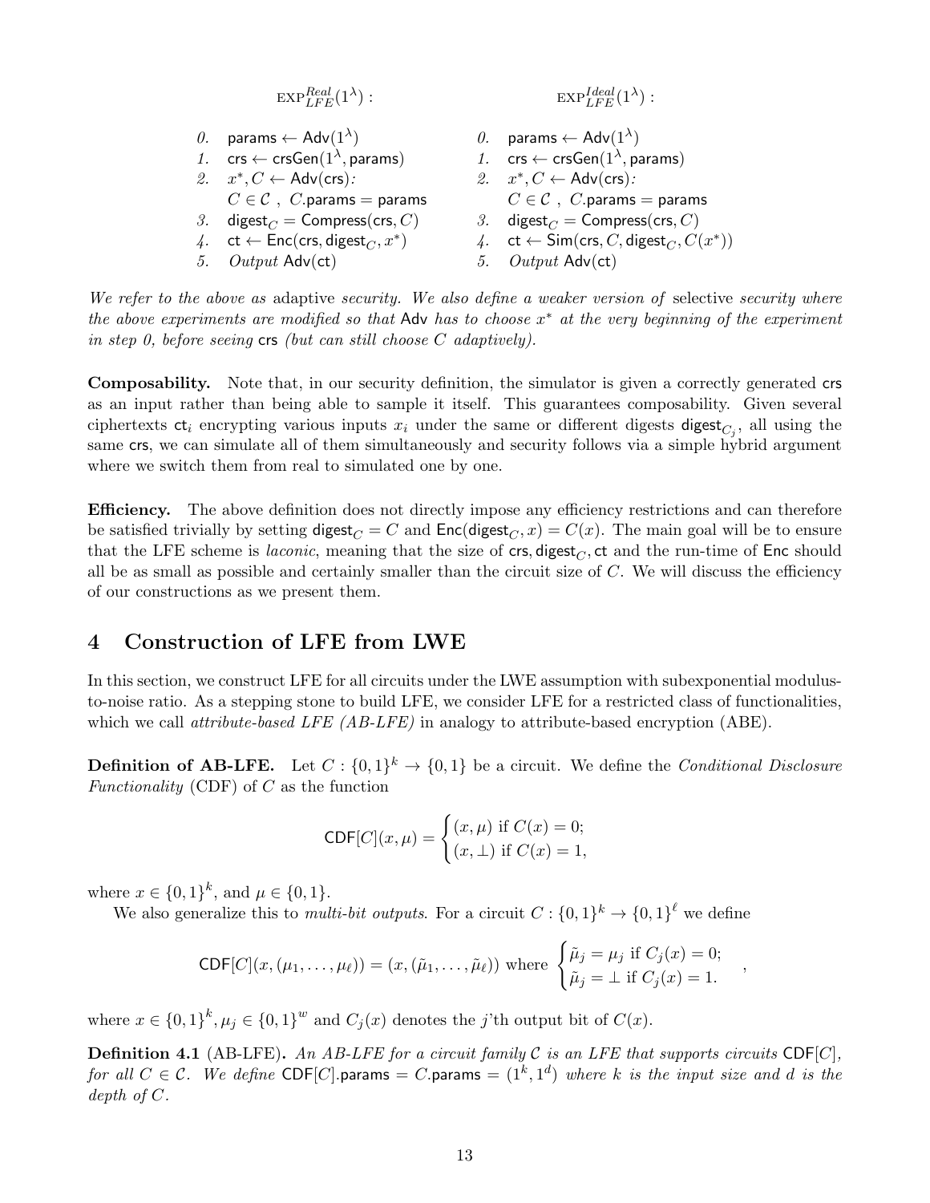$\text{EXP}^{Real}_{LFE}(1^\lambda)$ :

0. $\mathsf{params} \leftarrow \mathsf{Adv}(1^\lambda)$
1. $\mathsf{crs} \leftarrow \mathsf{crsGen}(1^\lambda, \mathsf{params})$
2. $x^*, C \leftarrow \mathsf{Adv}(\mathsf{crs})$: $C \in \mathcal{C}$ , $C.\mathsf{params} = \mathsf{params}$
3. $\mathsf{digest}_C = \mathsf{Compress}(\mathsf{crs}, C)$
4. $\mathsf{ct} \leftarrow \mathsf{Enc}(\mathsf{crs}, \mathsf{digest}_C, x^*)$
5. *Output* $\mathsf{Adv}(\mathsf{ct})$

$\text{EXP}^{Ideal}_{LFE}(1^\lambda)$ :

0. $\mathsf{params} \leftarrow \mathsf{Adv}(1^\lambda)$
1. $\mathsf{crs} \leftarrow \mathsf{crsGen}(1^\lambda, \mathsf{params})$
2. $x^*, C \leftarrow \mathsf{Adv}(\mathsf{crs})$: $C \in \mathcal{C}$ , $C.\mathsf{params} = \mathsf{params}$
3. $\mathsf{digest}_C = \mathsf{Compress}(\mathsf{crs}, C)$
4. $\mathsf{ct} \leftarrow \mathsf{Sim}(\mathsf{crs}, C, \mathsf{digest}_C, C(x^*))$
5. *Output* $\mathsf{Adv}(\mathsf{ct})$

*We refer to the above as* adaptive *security. We also define a weaker version of* selective *security where the above experiments are modified so that* Adv *has to choose* $x^*$ *at the very beginning of the experiment in step 0, before seeing* crs *(but can still choose* $C$ *adaptively).*

**Composability.** Note that, in our security definition, the simulator is given a correctly generated crs as an input rather than being able to sample it itself. This guarantees composability. Given several ciphertexts $\mathsf{ct}_i$ encrypting various inputs $x_i$ under the same or different digests $\mathsf{digest}_{C_j}$, all using the same crs, we can simulate all of them simultaneously and security follows via a simple hybrid argument where we switch them from real to simulated one by one.

**Efficiency.** The above definition does not directly impose any efficiency restrictions and can therefore be satisfied trivially by setting $\mathsf{digest}_C = C$ and $\mathsf{Enc}(\mathsf{digest}_C, x) = C(x)$. The main goal will be to ensure that the LFE scheme is *laconic*, meaning that the size of $\mathsf{crs}, \mathsf{digest}_C, \mathsf{ct}$ and the run-time of Enc should all be as small as possible and certainly smaller than the circuit size of $C$. We will discuss the efficiency of our constructions as we present them.

# 4 Construction of LFE from LWE

In this section, we construct LFE for all circuits under the LWE assumption with subexponential modulus-to-noise ratio. As a stepping stone to build LFE, we consider LFE for a restricted class of functionalities, which we call *attribute-based LFE (AB-LFE)* in analogy to attribute-based encryption (ABE).

**Definition of AB-LFE.** Let $C : \{0,1\}^k \to \{0,1\}$ be a circuit. We define the *Conditional Disclosure Functionality* (CDF) of $C$ as the function

$$\mathsf{CDF}[C](x, \mu) = \begin{cases} (x, \mu) \text{ if } C(x) = 0; \\ (x, \bot) \text{ if } C(x) = 1, \end{cases}$$

where $x \in \{0,1\}^k$, and $\mu \in \{0,1\}$.

We also generalize this to *multi-bit outputs*. For a circuit $C : \{0,1\}^k \to \{0,1\}^\ell$ we define

$$\mathsf{CDF}[C](x, (\mu_1, \ldots, \mu_\ell)) = (x, (\tilde{\mu}_1, \ldots, \tilde{\mu}_\ell)) \text{ where } \begin{cases} \tilde{\mu}_j = \mu_j \text{ if } C_j(x) = 0; \\ \tilde{\mu}_j = \bot \text{ if } C_j(x) = 1. \end{cases} ,$$

where $x \in \{0,1\}^k, \mu_j \in \{0,1\}^w$ and $C_j(x)$ denotes the $j$'th output bit of $C(x)$.

**Definition 4.1** (AB-LFE). *An AB-LFE for a circuit family* $\mathcal{C}$ *is an LFE that supports circuits* $\mathsf{CDF}[C]$*, for all* $C \in \mathcal{C}$*. We define* $\mathsf{CDF}[C].\mathsf{params} = C.\mathsf{params} = (1^k, 1^d)$ *where* $k$ *is the input size and* $d$ *is the depth of* $C$*.*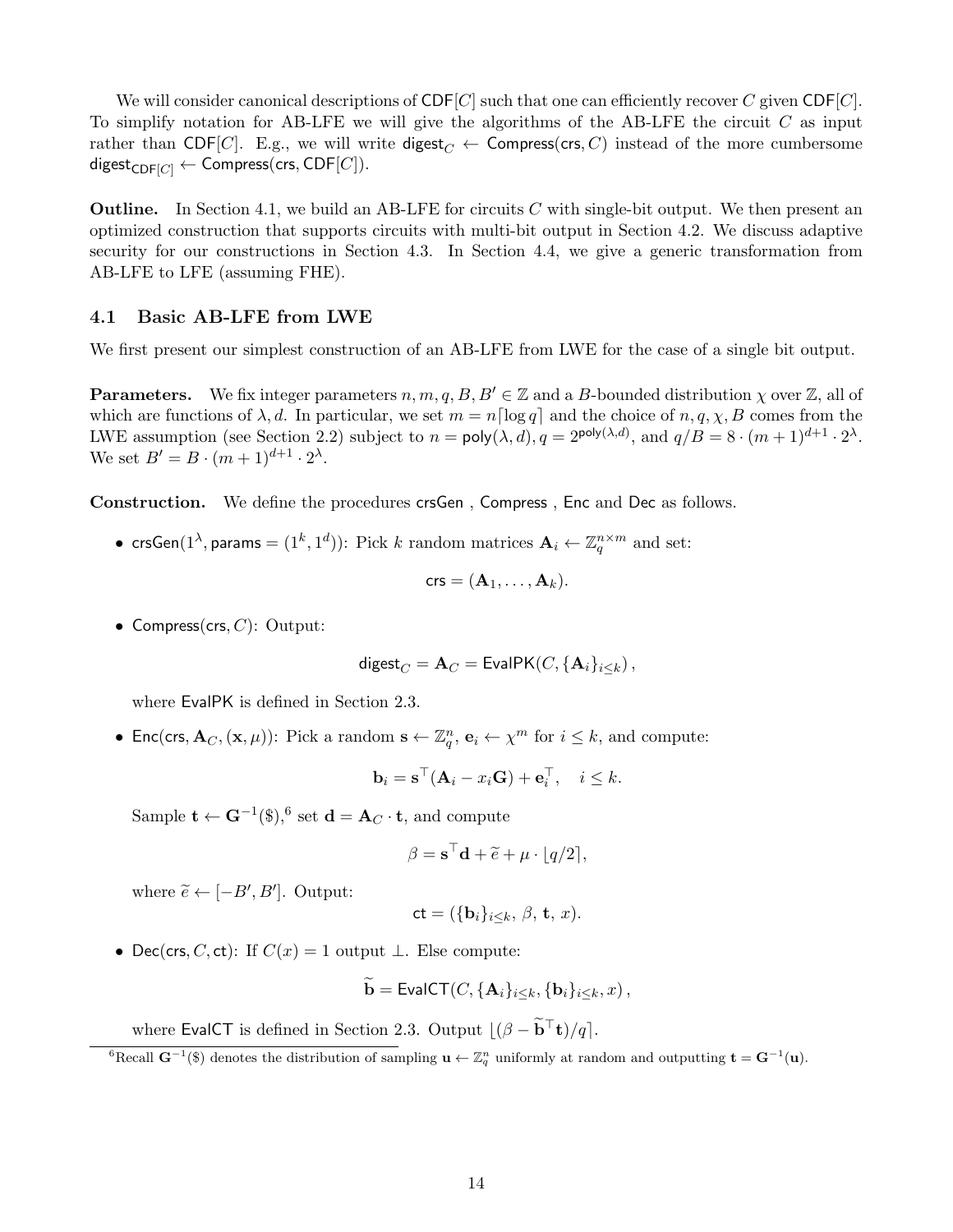We will consider canonical descriptions of $\mathsf{CDF}[C]$ such that one can efficiently recover $C$ given $\mathsf{CDF}[C]$. To simplify notation for AB-LFE we will give the algorithms of the AB-LFE the circuit $C$ as input rather than $\mathsf{CDF}[C]$. E.g., we will write $\mathsf{digest}_C \leftarrow \mathsf{Compress}(\mathsf{crs}, C)$ instead of the more cumbersome $\mathsf{digest}_{\mathsf{CDF}[C]} \leftarrow \mathsf{Compress}(\mathsf{crs}, \mathsf{CDF}[C])$.

**Outline.** In Section 4.1, we build an AB-LFE for circuits $C$ with single-bit output. We then present an optimized construction that supports circuits with multi-bit output in Section 4.2. We discuss adaptive security for our constructions in Section 4.3. In Section 4.4, we give a generic transformation from AB-LFE to LFE (assuming FHE).

## 4.1 Basic AB-LFE from LWE

We first present our simplest construction of an AB-LFE from LWE for the case of a single bit output.

**Parameters.** We fix integer parameters $n, m, q, B, B' \in \mathbb{Z}$ and a $B$-bounded distribution $\chi$ over $\mathbb{Z}$, all of which are functions of $\lambda, d$. In particular, we set $m = n\lceil \log q \rceil$ and the choice of $n, q, \chi, B$ comes from the LWE assumption (see Section 2.2) subject to $n = \mathsf{poly}(\lambda, d), q = 2^{\mathsf{poly}(\lambda,d)}$, and $q/B = 8 \cdot (m+1)^{d+1} \cdot 2^{\lambda}$. We set $B' = B \cdot (m+1)^{d+1} \cdot 2^{\lambda}$.

**Construction.** We define the procedures $\mathsf{crsGen}$, $\mathsf{Compress}$, $\mathsf{Enc}$ and $\mathsf{Dec}$ as follows.

- $\mathsf{crsGen}(1^\lambda, \mathsf{params} = (1^k, 1^d))$: Pick $k$ random matrices $\mathbf{A}_i \leftarrow \mathbb{Z}_q^{n \times m}$ and set:

$$\mathsf{crs} = (\mathbf{A}_1, \ldots, \mathbf{A}_k).$$

- $\mathsf{Compress}(\mathsf{crs}, C)$: Output:

$$\mathsf{digest}_C = \mathbf{A}_C = \mathsf{EvalPK}(C, \{\mathbf{A}_i\}_{i \le k}),$$

  where $\mathsf{EvalPK}$ is defined in Section 2.3.

- $\mathsf{Enc}(\mathsf{crs}, \mathbf{A}_C, (\mathbf{x}, \mu))$: Pick a random $\mathbf{s} \leftarrow \mathbb{Z}_q^n$, $\mathbf{e}_i \leftarrow \chi^m$ for $i \le k$, and compute:

$$\mathbf{b}_i = \mathbf{s}^\top(\mathbf{A}_i - x_i\mathbf{G}) + \mathbf{e}_i^\top, \quad i \le k.$$

  Sample $\mathbf{t} \leftarrow \mathbf{G}^{-1}(\$)$,[6] set $\mathbf{d} = \mathbf{A}_C \cdot \mathbf{t}$, and compute

$$\beta = \mathbf{s}^\top \mathbf{d} + \widetilde{e} + \mu \cdot \lfloor q/2 \rceil,$$

  where $\widetilde{e} \leftarrow [-B', B']$. Output:

$$\mathsf{ct} = (\{\mathbf{b}_i\}_{i \le k},\ \beta,\ \mathbf{t},\ x).$$

- $\mathsf{Dec}(\mathsf{crs}, C, \mathsf{ct})$: If $C(x) = 1$ output $\perp$. Else compute:

$$\widetilde{\mathbf{b}} = \mathsf{EvalCT}(C, \{\mathbf{A}_i\}_{i \le k}, \{\mathbf{b}_i\}_{i \le k}, x),$$

  where $\mathsf{EvalCT}$ is defined in Section 2.3. Output $\lfloor (\beta - \widetilde{\mathbf{b}}^\top \mathbf{t})/q \rceil$.

[6] Recall $\mathbf{G}^{-1}(\$)$ denotes the distribution of sampling $\mathbf{u} \leftarrow \mathbb{Z}_q^n$ uniformly at random and outputting $\mathbf{t} = \mathbf{G}^{-1}(\mathbf{u})$.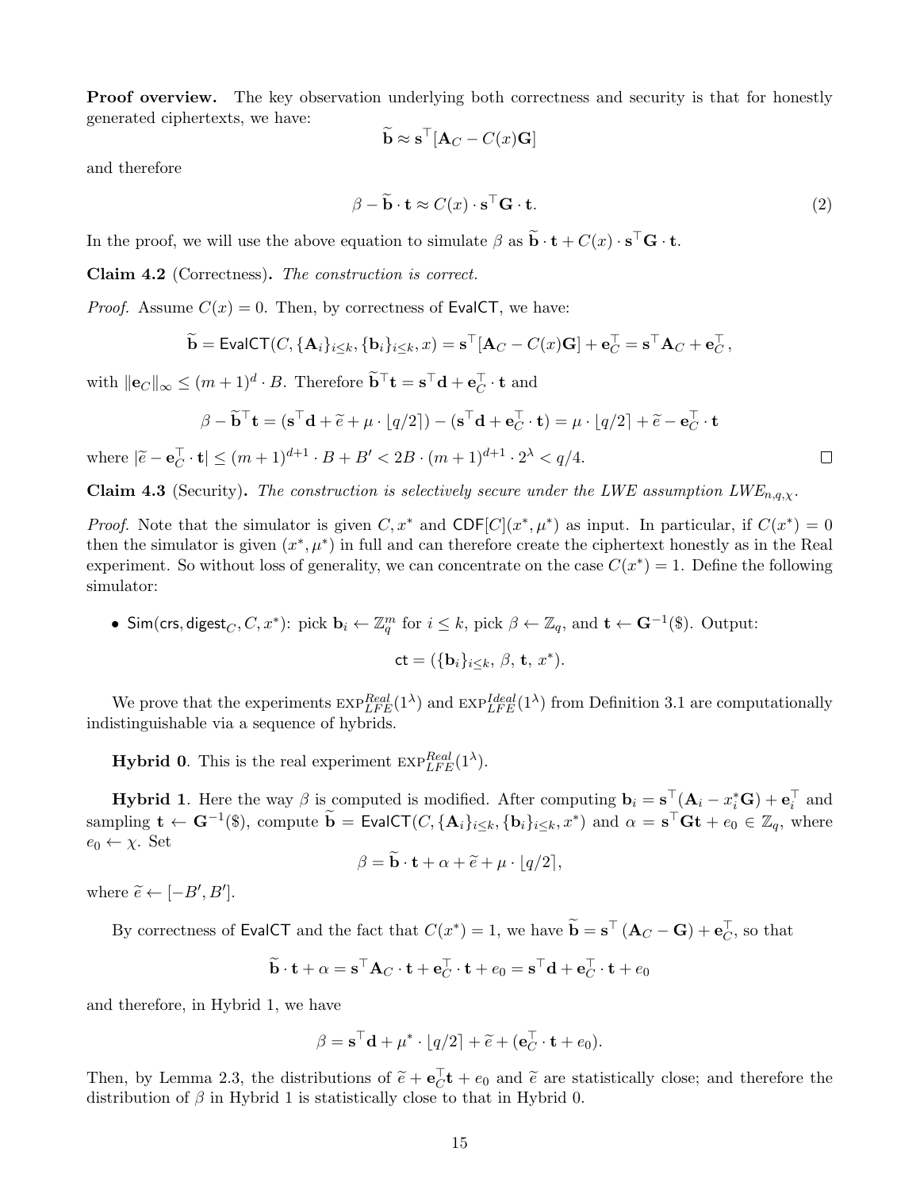**Proof overview.** The key observation underlying both correctness and security is that for honestly generated ciphertexts, we have:

$$\widetilde{\mathbf{b}} \approx \mathbf{s}^\top[\mathbf{A}_C - C(x)\mathbf{G}]$$

and therefore

$$\beta - \widetilde{\mathbf{b}} \cdot \mathbf{t} \approx C(x) \cdot \mathbf{s}^\top \mathbf{G} \cdot \mathbf{t}. \tag{2}$$

In the proof, we will use the above equation to simulate $\beta$ as $\widetilde{\mathbf{b}} \cdot \mathbf{t} + C(x) \cdot \mathbf{s}^\top \mathbf{G} \cdot \mathbf{t}$.

**Claim 4.2** (Correctness)**.** *The construction is correct.*

*Proof.* Assume $C(x) = 0$. Then, by correctness of $\mathsf{EvalCT}$, we have:

$$\widetilde{\mathbf{b}} = \mathsf{EvalCT}(C, \{\mathbf{A}_i\}_{i\leq k}, \{\mathbf{b}_i\}_{i\leq k}, x) = \mathbf{s}^\top[\mathbf{A}_C - C(x)\mathbf{G}] + \mathbf{e}_C^\top = \mathbf{s}^\top \mathbf{A}_C + \mathbf{e}_C^\top,$$

with $\|\mathbf{e}_C\|_\infty \leq (m+1)^d \cdot B$. Therefore $\widetilde{\mathbf{b}}^\top \mathbf{t} = \mathbf{s}^\top \mathbf{d} + \mathbf{e}_C^\top \cdot \mathbf{t}$ and

$$\beta - \widetilde{\mathbf{b}}^\top \mathbf{t} = (\mathbf{s}^\top \mathbf{d} + \widetilde{e} + \mu \cdot \lfloor q/2 \rceil) - (\mathbf{s}^\top \mathbf{d} + \mathbf{e}_C^\top \cdot \mathbf{t}) = \mu \cdot \lfloor q/2 \rceil + \widetilde{e} - \mathbf{e}_C^\top \cdot \mathbf{t}$$

where $|\widetilde{e} - \mathbf{e}_C^\top \cdot \mathbf{t}| \leq (m+1)^{d+1} \cdot B + B' < 2B \cdot (m+1)^{d+1} \cdot 2^\lambda < q/4$. □

**Claim 4.3** (Security)**.** *The construction is selectively secure under the LWE assumption $LWE_{n,q,\chi}$.*

*Proof.* Note that the simulator is given $C, x^*$ and $\mathsf{CDF}[C](x^*, \mu^*)$ as input. In particular, if $C(x^*) = 0$ then the simulator is given $(x^*, \mu^*)$ in full and can therefore create the ciphertext honestly as in the Real experiment. So without loss of generality, we can concentrate on the case $C(x^*) = 1$. Define the following simulator:

- $\mathsf{Sim}(\mathsf{crs}, \mathsf{digest}_C, C, x^*)$: pick $\mathbf{b}_i \leftarrow \mathbb{Z}_q^m$ for $i \leq k$, pick $\beta \leftarrow \mathbb{Z}_q$, and $\mathbf{t} \leftarrow \mathbf{G}^{-1}(\$)$. Output:

$$\mathsf{ct} = (\{\mathbf{b}_i\}_{i\leq k},\ \beta,\ \mathbf{t},\ x^*).$$

We prove that the experiments $\text{EXP}_{LFE}^{Real}(1^\lambda)$ and $\text{EXP}_{LFE}^{Ideal}(1^\lambda)$ from Definition 3.1 are computationally indistinguishable via a sequence of hybrids.

**Hybrid 0**. This is the real experiment $\text{EXP}_{LFE}^{Real}(1^\lambda)$.

**Hybrid 1**. Here the way $\beta$ is computed is modified. After computing $\mathbf{b}_i = \mathbf{s}^\top(\mathbf{A}_i - x_i^*\mathbf{G}) + \mathbf{e}_i^\top$ and sampling $\mathbf{t} \leftarrow \mathbf{G}^{-1}(\$)$, compute $\widetilde{\mathbf{b}} = \mathsf{EvalCT}(C, \{\mathbf{A}_i\}_{i\leq k}, \{\mathbf{b}_i\}_{i\leq k}, x^*)$ and $\alpha = \mathbf{s}^\top \mathbf{G}\mathbf{t} + e_0 \in \mathbb{Z}_q$, where $e_0 \leftarrow \chi$. Set

$$\beta = \widetilde{\mathbf{b}} \cdot \mathbf{t} + \alpha + \widetilde{e} + \mu \cdot \lfloor q/2 \rceil,$$

where $\widetilde{e} \leftarrow [-B', B']$.

By correctness of $\mathsf{EvalCT}$ and the fact that $C(x^*) = 1$, we have $\widetilde{\mathbf{b}} = \mathbf{s}^\top(\mathbf{A}_C - \mathbf{G}) + \mathbf{e}_C^\top$, so that

$$\widetilde{\mathbf{b}} \cdot \mathbf{t} + \alpha = \mathbf{s}^\top \mathbf{A}_C \cdot \mathbf{t} + \mathbf{e}_C^\top \cdot \mathbf{t} + e_0 = \mathbf{s}^\top \mathbf{d} + \mathbf{e}_C^\top \cdot \mathbf{t} + e_0$$

and therefore, in Hybrid 1, we have

$$\beta = \mathbf{s}^\top \mathbf{d} + \mu^* \cdot \lfloor q/2 \rceil + \widetilde{e} + (\mathbf{e}_C^\top \cdot \mathbf{t} + e_0).$$

Then, by Lemma 2.3, the distributions of $\widetilde{e} + \mathbf{e}_C^\top \mathbf{t} + e_0$ and $\widetilde{e}$ are statistically close; and therefore the distribution of $\beta$ in Hybrid 1 is statistically close to that in Hybrid 0.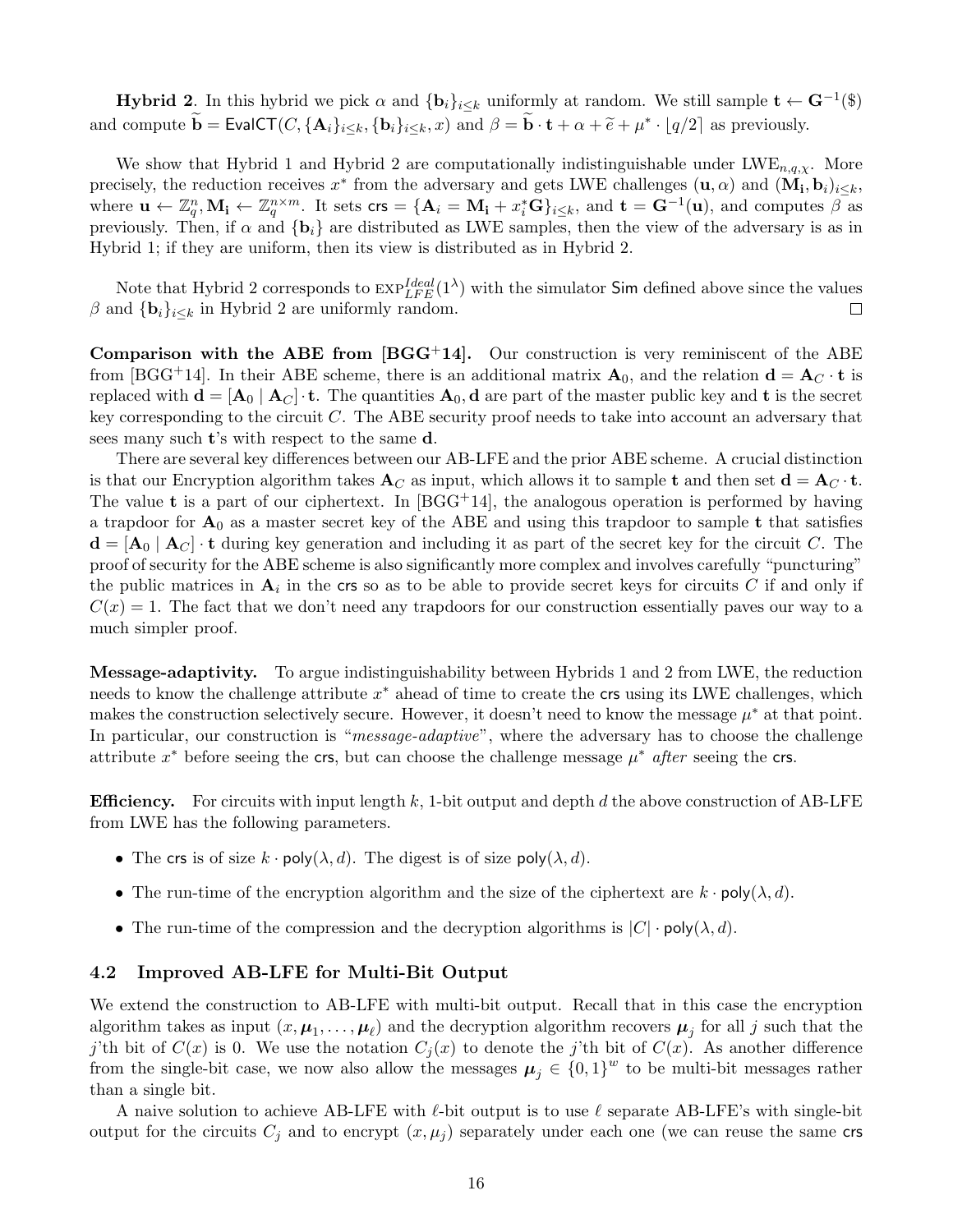**Hybrid 2**. In this hybrid we pick $\alpha$ and $\{\mathbf{b}_i\}_{i\leq k}$ uniformly at random. We still sample $\mathbf{t} \leftarrow \mathbf{G}^{-1}(\$)$ and compute $\widetilde{\mathbf{b}} = \mathsf{EvalCT}(C, \{\mathbf{A}_i\}_{i\leq k}, \{\mathbf{b}_i\}_{i\leq k}, x)$ and $\beta = \widetilde{\mathbf{b}} \cdot \mathbf{t} + \alpha + \widetilde{e} + \mu^* \cdot \lfloor q/2 \rceil$ as previously.

We show that Hybrid 1 and Hybrid 2 are computationally indistinguishable under $\mathrm{LWE}_{n,q,\chi}$. More precisely, the reduction receives $x^*$ from the adversary and gets LWE challenges $(\mathbf{u}, \alpha)$ and $(\mathbf{M_i}, \mathbf{b}_i)_{i\leq k}$, where $\mathbf{u} \leftarrow \mathbb{Z}_q^n, \mathbf{M_i} \leftarrow \mathbb{Z}_q^{n\times m}$. It sets $\mathsf{crs} = \{\mathbf{A}_i = \mathbf{M_i} + x_i^*\mathbf{G}\}_{i\leq k}$, and $\mathbf{t} = \mathbf{G}^{-1}(\mathbf{u})$, and computes $\beta$ as previously. Then, if $\alpha$ and $\{\mathbf{b}_i\}$ are distributed as LWE samples, then the view of the adversary is as in Hybrid 1; if they are uniform, then its view is distributed as in Hybrid 2.

Note that Hybrid 2 corresponds to $\mathrm{EXP}_{LFE}^{Ideal}(1^\lambda)$ with the simulator $\mathsf{Sim}$ defined above since the values $\beta$ and $\{\mathbf{b}_i\}_{i\leq k}$ in Hybrid 2 are uniformly random. □

**Comparison with the ABE from [BGG+14].** Our construction is very reminiscent of the ABE from [BGG+14]. In their ABE scheme, there is an additional matrix $\mathbf{A}_0$, and the relation $\mathbf{d} = \mathbf{A}_C \cdot \mathbf{t}$ is replaced with $\mathbf{d} = [\mathbf{A}_0 \mid \mathbf{A}_C] \cdot \mathbf{t}$. The quantities $\mathbf{A}_0, \mathbf{d}$ are part of the master public key and $\mathbf{t}$ is the secret key corresponding to the circuit $C$. The ABE security proof needs to take into account an adversary that sees many such $\mathbf{t}$'s with respect to the same $\mathbf{d}$.

There are several key differences between our AB-LFE and the prior ABE scheme. A crucial distinction is that our Encryption algorithm takes $\mathbf{A}_C$ as input, which allows it to sample $\mathbf{t}$ and then set $\mathbf{d} = \mathbf{A}_C \cdot \mathbf{t}$. The value $\mathbf{t}$ is a part of our ciphertext. In [BGG+14], the analogous operation is performed by having a trapdoor for $\mathbf{A}_0$ as a master secret key of the ABE and using this trapdoor to sample $\mathbf{t}$ that satisfies $\mathbf{d} = [\mathbf{A}_0 \mid \mathbf{A}_C] \cdot \mathbf{t}$ during key generation and including it as part of the secret key for the circuit $C$. The proof of security for the ABE scheme is also significantly more complex and involves carefully "puncturing" the public matrices in $\mathbf{A}_i$ in the $\mathsf{crs}$ so as to be able to provide secret keys for circuits $C$ if and only if $C(x) = 1$. The fact that we don't need any trapdoors for our construction essentially paves our way to a much simpler proof.

**Message-adaptivity.** To argue indistinguishability between Hybrids 1 and 2 from LWE, the reduction needs to know the challenge attribute $x^*$ ahead of time to create the $\mathsf{crs}$ using its LWE challenges, which makes the construction selectively secure. However, it doesn't need to know the message $\mu^*$ at that point. In particular, our construction is "*message-adaptive*", where the adversary has to choose the challenge attribute $x^*$ before seeing the $\mathsf{crs}$, but can choose the challenge message $\mu^*$ *after* seeing the $\mathsf{crs}$.

**Efficiency.** For circuits with input length $k$, 1-bit output and depth $d$ the above construction of AB-LFE from LWE has the following parameters.

- The $\mathsf{crs}$ is of size $k \cdot \mathsf{poly}(\lambda, d)$. The digest is of size $\mathsf{poly}(\lambda, d)$.
- The run-time of the encryption algorithm and the size of the ciphertext are $k \cdot \mathsf{poly}(\lambda, d)$.
- The run-time of the compression and the decryption algorithms is $|C| \cdot \mathsf{poly}(\lambda, d)$.

## 4.2 Improved AB-LFE for Multi-Bit Output

We extend the construction to AB-LFE with multi-bit output. Recall that in this case the encryption algorithm takes as input $(x, \boldsymbol{\mu}_1, \ldots, \boldsymbol{\mu}_\ell)$ and the decryption algorithm recovers $\boldsymbol{\mu}_j$ for all $j$ such that the $j$'th bit of $C(x)$ is 0. We use the notation $C_j(x)$ to denote the $j$'th bit of $C(x)$. As another difference from the single-bit case, we now also allow the messages $\boldsymbol{\mu}_j \in \{0,1\}^w$ to be multi-bit messages rather than a single bit.

A naive solution to achieve AB-LFE with $\ell$-bit output is to use $\ell$ separate AB-LFE's with single-bit output for the circuits $C_j$ and to encrypt $(x, \mu_j)$ separately under each one (we can reuse the same $\mathsf{crs}$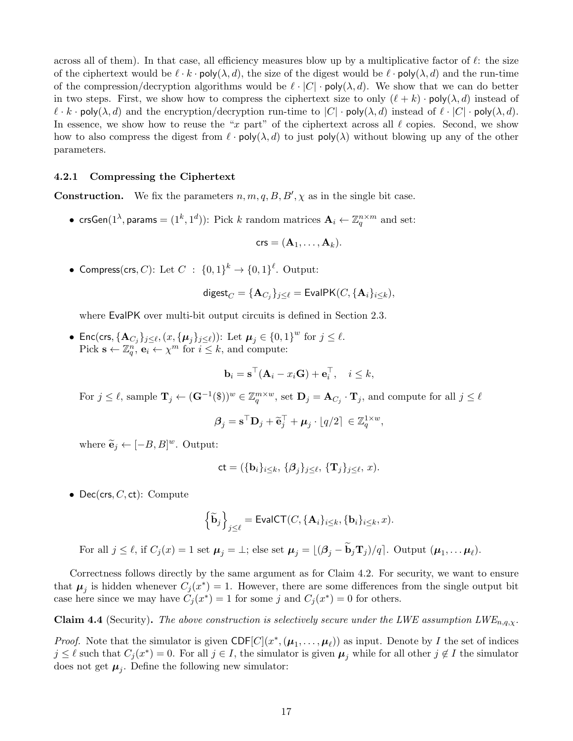across all of them). In that case, all efficiency measures blow up by a multiplicative factor of $\ell$: the size of the ciphertext would be $\ell \cdot k \cdot \mathsf{poly}(\lambda, d)$, the size of the digest would be $\ell \cdot \mathsf{poly}(\lambda, d)$ and the run-time of the compression/decryption algorithms would be $\ell \cdot |C| \cdot \mathsf{poly}(\lambda, d)$. We show that we can do better in two steps. First, we show how to compress the ciphertext size to only $(\ell + k) \cdot \mathsf{poly}(\lambda, d)$ instead of $\ell \cdot k \cdot \mathsf{poly}(\lambda, d)$ and the encryption/decryption run-time to $|C| \cdot \mathsf{poly}(\lambda, d)$ instead of $\ell \cdot |C| \cdot \mathsf{poly}(\lambda, d)$. In essence, we show how to reuse the "$x$ part" of the ciphertext across all $\ell$ copies. Second, we show how to also compress the digest from $\ell \cdot \mathsf{poly}(\lambda, d)$ to just $\mathsf{poly}(\lambda)$ without blowing up any of the other parameters.

### 4.2.1 Compressing the Ciphertext

**Construction.** We fix the parameters $n, m, q, B, B', \chi$ as in the single bit case.

- $\mathsf{crsGen}(1^\lambda, \mathsf{params} = (1^k, 1^d))$: Pick $k$ random matrices $\mathbf{A}_i \leftarrow \mathbb{Z}_q^{n \times m}$ and set:
$$\mathsf{crs} = (\mathbf{A}_1, \ldots, \mathbf{A}_k).$$
- $\mathsf{Compress}(\mathsf{crs}, C)$: Let $C : \{0,1\}^k \to \{0,1\}^\ell$. Output:
$$\mathsf{digest}_C = \{\mathbf{A}_{C_j}\}_{j \le \ell} = \mathsf{EvalPK}(C, \{\mathbf{A}_i\}_{i \le k}),$$
where $\mathsf{EvalPK}$ over multi-bit output circuits is defined in Section 2.3.
- $\mathsf{Enc}(\mathsf{crs}, \{\mathbf{A}_{C_j}\}_{j\le \ell}, (x, \{\boldsymbol{\mu}_j\}_{j \le \ell}))$: Let $\boldsymbol{\mu}_j \in \{0,1\}^w$ for $j \le \ell$.
Pick $\mathbf{s} \leftarrow \mathbb{Z}_q^n$, $\mathbf{e}_i \leftarrow \chi^m$ for $i \le k$, and compute:
$$\mathbf{b}_i = \mathbf{s}^\top(\mathbf{A}_i - x_i \mathbf{G}) + \mathbf{e}_i^\top, \quad i \le k,$$
For $j \le \ell$, sample $\mathbf{T}_j \leftarrow (\mathbf{G}^{-1}(\$))^w \in \mathbb{Z}_q^{m \times w}$, set $\mathbf{D}_j = \mathbf{A}_{C_j} \cdot \mathbf{T}_j$, and compute for all $j \le \ell$
$$\boldsymbol{\beta}_j = \mathbf{s}^\top \mathbf{D}_j + \widetilde{\mathbf{e}}_j^\top + \boldsymbol{\mu}_j \cdot \lfloor q/2 \rceil \in \mathbb{Z}_q^{1 \times w},$$
where $\widetilde{\mathbf{e}}_j \leftarrow [-B, B]^w$. Output:
$$\mathsf{ct} = (\{\mathbf{b}_i\}_{i \le k}, \{\boldsymbol{\beta}_j\}_{j \le \ell}, \{\mathbf{T}_j\}_{j \le \ell}, x).$$
- $\mathsf{Dec}(\mathsf{crs}, C, \mathsf{ct})$: Compute
$$\left\{\widetilde{\mathbf{b}}_j\right\}_{j \le \ell} = \mathsf{EvalCT}(C, \{\mathbf{A}_i\}_{i\le k}, \{\mathbf{b}_i\}_{i \le k}, x).$$
For all $j \le \ell$, if $C_j(x) = 1$ set $\boldsymbol{\mu}_j = \perp$; else set $\boldsymbol{\mu}_j = \lfloor (\boldsymbol{\beta}_j - \widetilde{\mathbf{b}}_j \mathbf{T}_j)/q \rceil$. Output $(\boldsymbol{\mu}_1, \ldots \boldsymbol{\mu}_\ell)$.

Correctness follows directly by the same argument as for Claim 4.2. For security, we want to ensure that $\boldsymbol{\mu}_j$ is hidden whenever $C_j(x^*) = 1$. However, there are some differences from the single output bit case here since we may have $C_j(x^*) = 1$ for some $j$ and $C_j(x^*) = 0$ for others.

**Claim 4.4** (Security)**.** *The above construction is selectively secure under the LWE assumption $LWE_{n,q,\chi}$.*

*Proof.* Note that the simulator is given $\mathsf{CDF}[C](x^*, (\boldsymbol{\mu}_1, \ldots, \boldsymbol{\mu}_\ell))$ as input. Denote by $I$ the set of indices $j \le \ell$ such that $C_j(x^*) = 0$. For all $j \in I$, the simulator is given $\boldsymbol{\mu}_j$ while for all other $j \notin I$ the simulator does not get $\boldsymbol{\mu}_j$. Define the following new simulator: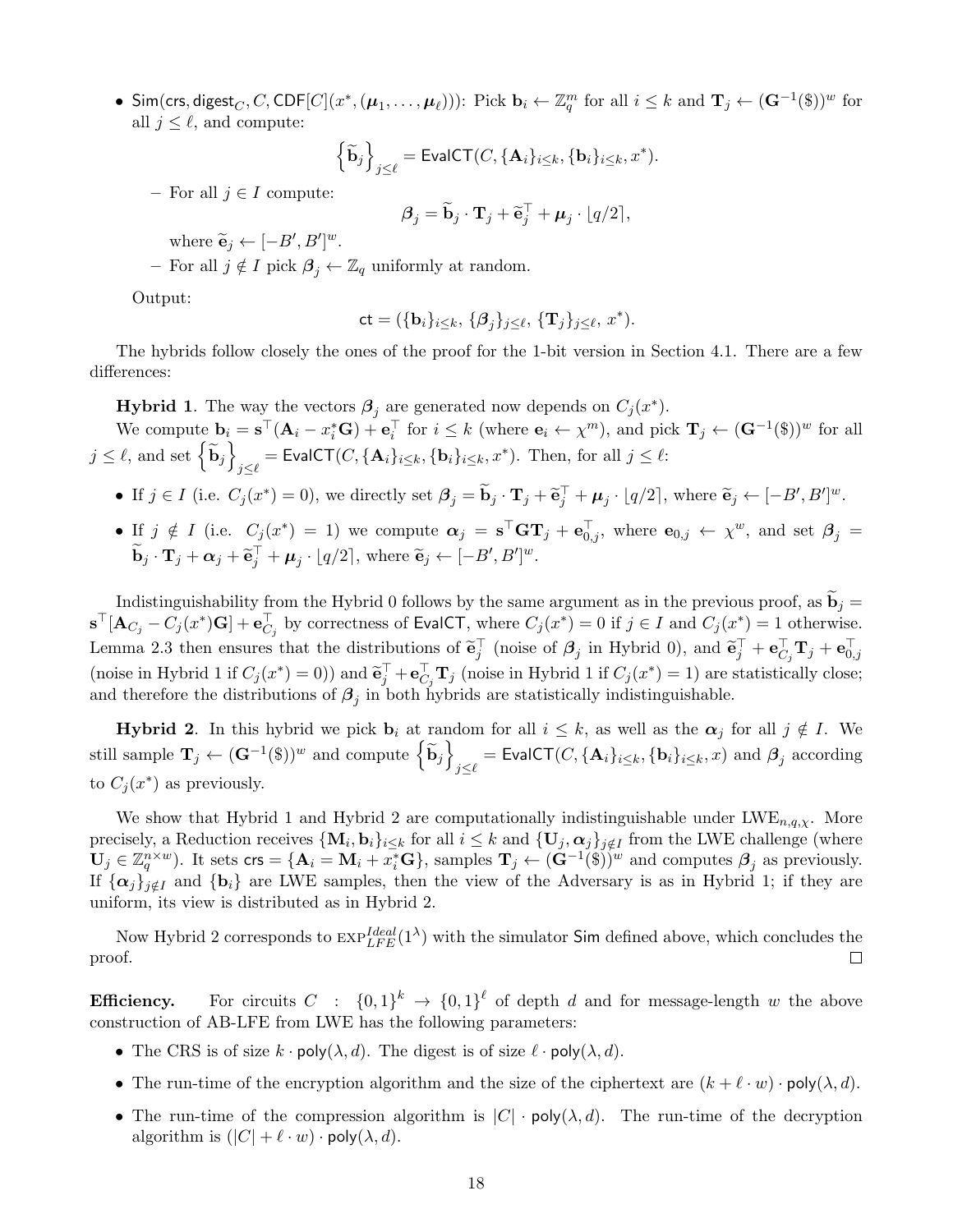- $\mathsf{Sim}(\mathsf{crs}, \mathsf{digest}_C, C, \mathsf{CDF}[C](x^*, (\boldsymbol{\mu}_1, \ldots, \boldsymbol{\mu}_\ell)))$: Pick $\mathbf{b}_i \leftarrow \mathbb{Z}_q^m$ for all $i \le k$ and $\mathbf{T}_j \leftarrow (\mathbf{G}^{-1}(\$))^w$ for all $j \le \ell$, and compute:

$$\left\{\widetilde{\mathbf{b}}_j\right\}_{j\le\ell} = \mathsf{EvalCT}(C, \{\mathbf{A}_i\}_{i\le k}, \{\mathbf{b}_i\}_{i\le k}, x^*).$$

  - For all $j \in I$ compute:

$$\boldsymbol{\beta}_j = \widetilde{\mathbf{b}}_j \cdot \mathbf{T}_j + \widetilde{\mathbf{e}}_j^\top + \boldsymbol{\mu}_j \cdot \lfloor q/2 \rceil,$$

  where $\widetilde{\mathbf{e}}_j \leftarrow [-B', B']^w$.

  - For all $j \notin I$ pick $\boldsymbol{\beta}_j \leftarrow \mathbb{Z}_q$ uniformly at random.

Output:

$$\mathsf{ct} = (\{\mathbf{b}_i\}_{i\le k}, \{\boldsymbol{\beta}_j\}_{j\le\ell}, \{\mathbf{T}_j\}_{j\le\ell}, x^*).$$

The hybrids follow closely the ones of the proof for the 1-bit version in Section 4.1. There are a few differences:

**Hybrid 1**. The way the vectors $\boldsymbol{\beta}_j$ are generated now depends on $C_j(x^*)$.

We compute $\mathbf{b}_i = \mathbf{s}^\top(\mathbf{A}_i - x_i^*\mathbf{G}) + \mathbf{e}_i^\top$ for $i \le k$ (where $\mathbf{e}_i \leftarrow \chi^m$), and pick $\mathbf{T}_j \leftarrow (\mathbf{G}^{-1}(\$))^w$ for all $j \le \ell$, and set $\left\{\widetilde{\mathbf{b}}_j\right\}_{j\le\ell} = \mathsf{EvalCT}(C, \{\mathbf{A}_i\}_{i\le k}, \{\mathbf{b}_i\}_{i\le k}, x^*)$. Then, for all $j \le \ell$:

- If $j \in I$ (i.e. $C_j(x^*) = 0$), we directly set $\boldsymbol{\beta}_j = \widetilde{\mathbf{b}}_j \cdot \mathbf{T}_j + \widetilde{\mathbf{e}}_j^\top + \boldsymbol{\mu}_j \cdot \lfloor q/2 \rceil$, where $\widetilde{\mathbf{e}}_j \leftarrow [-B', B']^w$.
- If $j \notin I$ (i.e. $C_j(x^*) = 1$) we compute $\boldsymbol{\alpha}_j = \mathbf{s}^\top\mathbf{G}\mathbf{T}_j + \mathbf{e}_{0,j}^\top$, where $\mathbf{e}_{0,j} \leftarrow \chi^w$, and set $\boldsymbol{\beta}_j = \widetilde{\mathbf{b}}_j \cdot \mathbf{T}_j + \boldsymbol{\alpha}_j + \widetilde{\mathbf{e}}_j^\top + \boldsymbol{\mu}_j \cdot \lfloor q/2 \rceil$, where $\widetilde{\mathbf{e}}_j \leftarrow [-B', B']^w$.

Indistinguishability from the Hybrid 0 follows by the same argument as in the previous proof, as $\widetilde{\mathbf{b}}_j = \mathbf{s}^\top[\mathbf{A}_{C_j} - C_j(x^*)\mathbf{G}] + \mathbf{e}_{C_j}^\top$ by correctness of $\mathsf{EvalCT}$, where $C_j(x^*) = 0$ if $j \in I$ and $C_j(x^*) = 1$ otherwise. Lemma 2.3 then ensures that the distributions of $\widetilde{\mathbf{e}}_j^\top$ (noise of $\boldsymbol{\beta}_j$ in Hybrid 0), and $\widetilde{\mathbf{e}}_j^\top + \mathbf{e}_{C_j}^\top\mathbf{T}_j + \mathbf{e}_{0,j}^\top$ (noise in Hybrid 1 if $C_j(x^*) = 0$)) and $\widetilde{\mathbf{e}}_j^\top + \mathbf{e}_{C_j}^\top\mathbf{T}_j$ (noise in Hybrid 1 if $C_j(x^*) = 1$) are statistically close; and therefore the distributions of $\boldsymbol{\beta}_j$ in both hybrids are statistically indistinguishable.

**Hybrid 2**. In this hybrid we pick $\mathbf{b}_i$ at random for all $i \le k$, as well as the $\boldsymbol{\alpha}_j$ for all $j \notin I$. We still sample $\mathbf{T}_j \leftarrow (\mathbf{G}^{-1}(\$))^w$ and compute $\left\{\widetilde{\mathbf{b}}_j\right\}_{j\le\ell} = \mathsf{EvalCT}(C, \{\mathbf{A}_i\}_{i\le k}, \{\mathbf{b}_i\}_{i\le k}, x)$ and $\boldsymbol{\beta}_j$ according to $C_j(x^*)$ as previously.

We show that Hybrid 1 and Hybrid 2 are computationally indistinguishable under $\mathrm{LWE}_{n,q,\chi}$. More precisely, a Reduction receives $\{\mathbf{M}_i, \mathbf{b}_i\}_{i\le k}$ for all $i \le k$ and $\{\mathbf{U}_j, \boldsymbol{\alpha}_j\}_{j\notin I}$ from the LWE challenge (where $\mathbf{U}_j \in \mathbb{Z}_q^{n\times w}$). It sets $\mathsf{crs} = \{\mathbf{A}_i = \mathbf{M}_i + x_i^*\mathbf{G}\}$, samples $\mathbf{T}_j \leftarrow (\mathbf{G}^{-1}(\$))^w$ and computes $\boldsymbol{\beta}_j$ as previously. If $\{\boldsymbol{\alpha}_j\}_{j\notin I}$ and $\{\mathbf{b}_i\}$ are LWE samples, then the view of the Adversary is as in Hybrid 1; if they are uniform, its view is distributed as in Hybrid 2.

Now Hybrid 2 corresponds to $\mathrm{EXP}_{LFE}^{Ideal}(1^\lambda)$ with the simulator $\mathsf{Sim}$ defined above, which concludes the proof. □

**Efficiency.** For circuits $C : \{0,1\}^k \to \{0,1\}^\ell$ of depth $d$ and for message-length $w$ the above construction of AB-LFE from LWE has the following parameters:

- The CRS is of size $k \cdot \mathsf{poly}(\lambda, d)$. The digest is of size $\ell \cdot \mathsf{poly}(\lambda, d)$.
- The run-time of the encryption algorithm and the size of the ciphertext are $(k + \ell \cdot w) \cdot \mathsf{poly}(\lambda, d)$.
- The run-time of the compression algorithm is $|C| \cdot \mathsf{poly}(\lambda, d)$. The run-time of the decryption algorithm is $(|C| + \ell \cdot w) \cdot \mathsf{poly}(\lambda, d)$.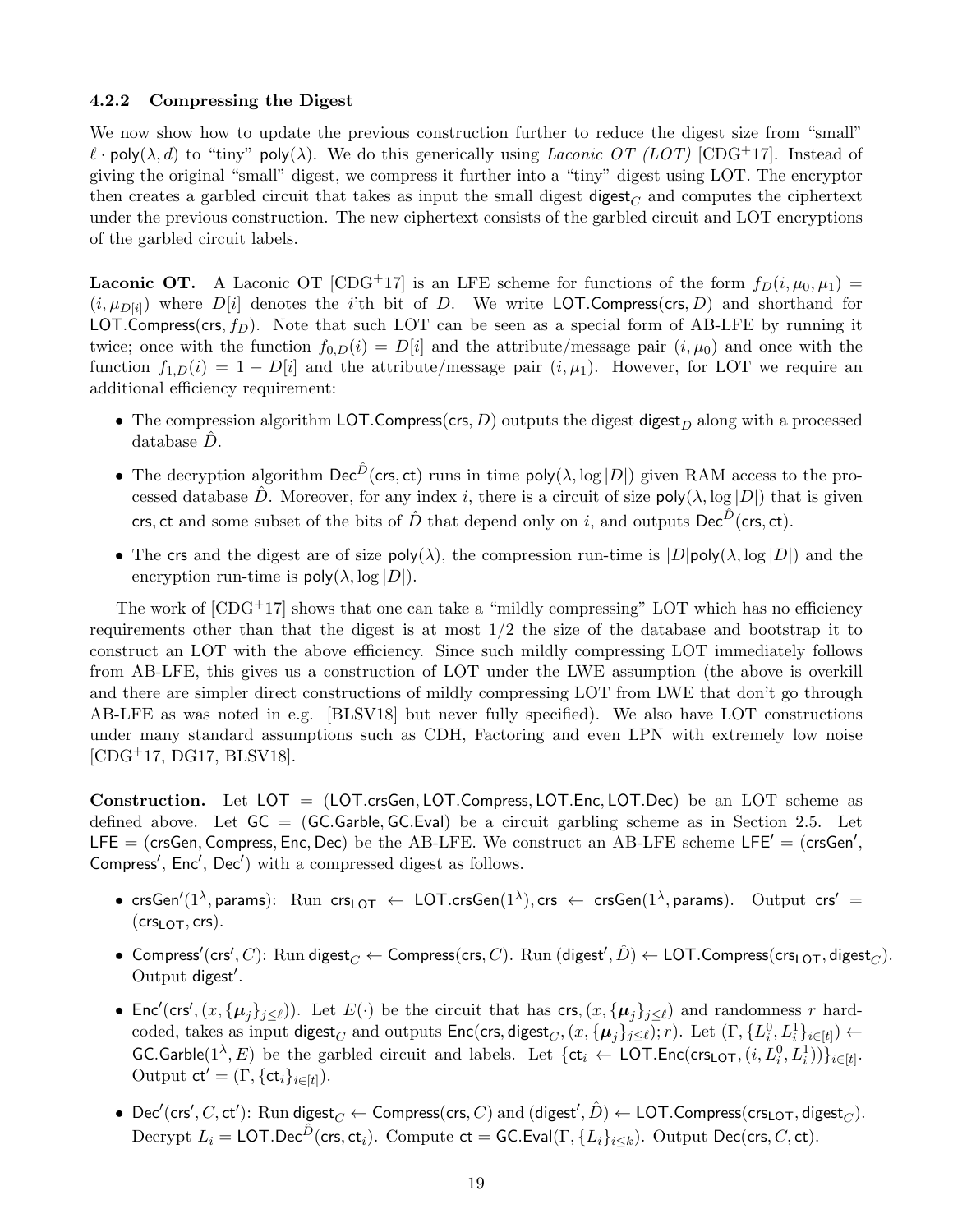### 4.2.2 Compressing the Digest

We now show how to update the previous construction further to reduce the digest size from "small" $\ell \cdot \mathsf{poly}(\lambda, d)$ to "tiny" $\mathsf{poly}(\lambda)$. We do this generically using *Laconic OT (LOT)* [CDG+17]. Instead of giving the original "small" digest, we compress it further into a "tiny" digest using LOT. The encryptor then creates a garbled circuit that takes as input the small digest $\mathsf{digest}_C$ and computes the ciphertext under the previous construction. The new ciphertext consists of the garbled circuit and LOT encryptions of the garbled circuit labels.

**Laconic OT.** A Laconic OT [CDG+17] is an LFE scheme for functions of the form $f_D(i, \mu_0, \mu_1) = (i, \mu_{D[i]})$ where $D[i]$ denotes the $i$'th bit of $D$. We write $\mathsf{LOT.Compress}(\mathsf{crs}, D)$ and shorthand for $\mathsf{LOT.Compress}(\mathsf{crs}, f_D)$. Note that such LOT can be seen as a special form of AB-LFE by running it twice; once with the function $f_{0,D}(i) = D[i]$ and the attribute/message pair $(i, \mu_0)$ and once with the function $f_{1,D}(i) = 1 - D[i]$ and the attribute/message pair $(i, \mu_1)$. However, for LOT we require an additional efficiency requirement:

- The compression algorithm $\mathsf{LOT.Compress}(\mathsf{crs}, D)$ outputs the digest $\mathsf{digest}_D$ along with a processed database $\hat{D}$.
- The decryption algorithm $\mathsf{Dec}^{\hat{D}}(\mathsf{crs}, \mathsf{ct})$ runs in time $\mathsf{poly}(\lambda, \log |D|)$ given RAM access to the processed database $\hat{D}$. Moreover, for any index $i$, there is a circuit of size $\mathsf{poly}(\lambda, \log |D|)$ that is given $\mathsf{crs}, \mathsf{ct}$ and some subset of the bits of $\hat{D}$ that depend only on $i$, and outputs $\mathsf{Dec}^{\hat{D}}(\mathsf{crs}, \mathsf{ct})$.
- The $\mathsf{crs}$ and the digest are of size $\mathsf{poly}(\lambda)$, the compression run-time is $|D|\mathsf{poly}(\lambda, \log |D|)$ and the encryption run-time is $\mathsf{poly}(\lambda, \log |D|)$.

The work of [CDG+17] shows that one can take a "mildly compressing" LOT which has no efficiency requirements other than that the digest is at most 1/2 the size of the database and bootstrap it to construct an LOT with the above efficiency. Since such mildly compressing LOT immediately follows from AB-LFE, this gives us a construction of LOT under the LWE assumption (the above is overkill and there are simpler direct constructions of mildly compressing LOT from LWE that don't go through AB-LFE as was noted in e.g. [BLSV18] but never fully specified). We also have LOT constructions under many standard assumptions such as CDH, Factoring and even LPN with extremely low noise [CDG+17, DG17, BLSV18].

**Construction.** Let $\mathsf{LOT} = (\mathsf{LOT.crsGen}, \mathsf{LOT.Compress}, \mathsf{LOT.Enc}, \mathsf{LOT.Dec})$ be an LOT scheme as defined above. Let $\mathsf{GC} = (\mathsf{GC.Garble}, \mathsf{GC.Eval})$ be a circuit garbling scheme as in Section 2.5. Let $\mathsf{LFE} = (\mathsf{crsGen}, \mathsf{Compress}, \mathsf{Enc}, \mathsf{Dec})$ be the AB-LFE. We construct an AB-LFE scheme $\mathsf{LFE}' = (\mathsf{crsGen}', \mathsf{Compress}', \mathsf{Enc}', \mathsf{Dec}')$ with a compressed digest as follows.

- $\mathsf{crsGen}'(1^\lambda, \mathsf{params})$: Run $\mathsf{crs}_{\mathsf{LOT}} \leftarrow \mathsf{LOT.crsGen}(1^\lambda), \mathsf{crs} \leftarrow \mathsf{crsGen}(1^\lambda, \mathsf{params})$. Output $\mathsf{crs}' = (\mathsf{crs}_{\mathsf{LOT}}, \mathsf{crs})$.
- $\mathsf{Compress}'(\mathsf{crs}', C)$: Run $\mathsf{digest}_C \leftarrow \mathsf{Compress}(\mathsf{crs}, C)$. Run $(\mathsf{digest}', \hat{D}) \leftarrow \mathsf{LOT.Compress}(\mathsf{crs}_{\mathsf{LOT}}, \mathsf{digest}_C)$. Output $\mathsf{digest}'$.
- $\mathsf{Enc}'(\mathsf{crs}', (x, \{\boldsymbol{\mu}_j\}_{j \le \ell}))$. Let $E(\cdot)$ be the circuit that has $\mathsf{crs}, (x, \{\boldsymbol{\mu}_j\}_{j \le \ell})$ and randomness $r$ hard-coded, takes as input $\mathsf{digest}_C$ and outputs $\mathsf{Enc}(\mathsf{crs}, \mathsf{digest}_C, (x, \{\boldsymbol{\mu}_j\}_{j \le \ell}); r)$. Let $(\Gamma, \{L_i^0, L_i^1\}_{i \in [t]}) \leftarrow \mathsf{GC.Garble}(1^\lambda, E)$ be the garbled circuit and labels. Let $\{\mathsf{ct}_i \leftarrow \mathsf{LOT.Enc}(\mathsf{crs}_{\mathsf{LOT}}, (i, L_i^0, L_i^1))\}_{i \in [t]}$. Output $\mathsf{ct}' = (\Gamma, \{\mathsf{ct}_i\}_{i \in [t]})$.
- $\mathsf{Dec}'(\mathsf{crs}', C, \mathsf{ct}')$: Run $\mathsf{digest}_C \leftarrow \mathsf{Compress}(\mathsf{crs}, C)$ and $(\mathsf{digest}', \hat{D}) \leftarrow \mathsf{LOT.Compress}(\mathsf{crs}_{\mathsf{LOT}}, \mathsf{digest}_C)$. Decrypt $L_i = \mathsf{LOT.Dec}^{\hat{D}}(\mathsf{crs}, \mathsf{ct}_i)$. Compute $\mathsf{ct} = \mathsf{GC.Eval}(\Gamma, \{L_i\}_{i \le k})$. Output $\mathsf{Dec}(\mathsf{crs}, C, \mathsf{ct})$.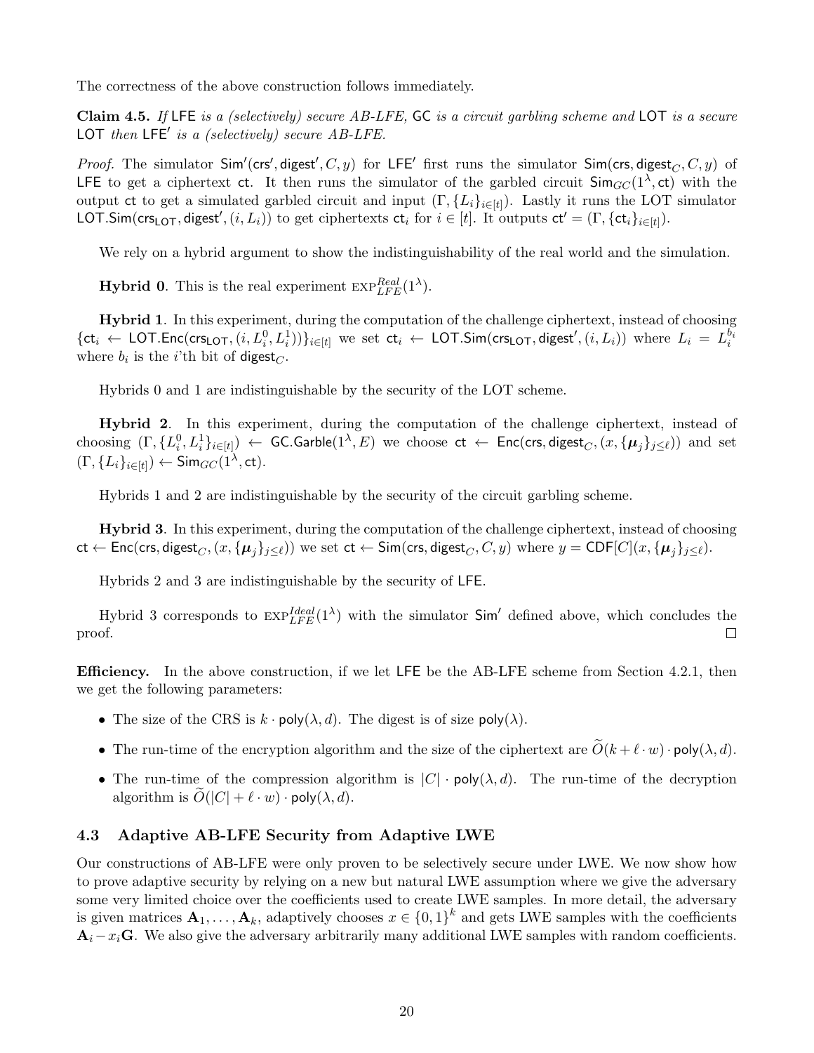The correctness of the above construction follows immediately.

**Claim 4.5.** *If* $\mathsf{LFE}$ *is a (selectively) secure AB-LFE,* $\mathsf{GC}$ *is a circuit garbling scheme and* $\mathsf{LOT}$ *is a secure* $\mathsf{LOT}$ *then* $\mathsf{LFE}'$ *is a (selectively) secure AB-LFE.*

*Proof.* The simulator $\mathsf{Sim}'(\mathsf{crs}', \mathsf{digest}', C, y)$ for $\mathsf{LFE}'$ first runs the simulator $\mathsf{Sim}(\mathsf{crs}, \mathsf{digest}_C, C, y)$ of $\mathsf{LFE}$ to get a ciphertext $\mathsf{ct}$. It then runs the simulator of the garbled circuit $\mathsf{Sim}_{GC}(1^\lambda, \mathsf{ct})$ with the output $\mathsf{ct}$ to get a simulated garbled circuit and input $(\Gamma, \{L_i\}_{i \in [t]})$. Lastly it runs the LOT simulator $\mathsf{LOT.Sim}(\mathsf{crs}_{\mathsf{LOT}}, \mathsf{digest}', (i, L_i))$ to get ciphertexts $\mathsf{ct}_i$ for $i \in [t]$. It outputs $\mathsf{ct}' = (\Gamma, \{\mathsf{ct}_i\}_{i \in [t]})$.

We rely on a hybrid argument to show the indistinguishability of the real world and the simulation.

**Hybrid 0**. This is the real experiment $\mathrm{EXP}^{Real}_{LFE}(1^\lambda)$.

**Hybrid 1**. In this experiment, during the computation of the challenge ciphertext, instead of choosing $\{\mathsf{ct}_i \leftarrow \mathsf{LOT.Enc}(\mathsf{crs}_{\mathsf{LOT}}, (i, L_i^0, L_i^1))\}_{i \in [t]}$ we set $\mathsf{ct}_i \leftarrow \mathsf{LOT.Sim}(\mathsf{crs}_{\mathsf{LOT}}, \mathsf{digest}', (i, L_i))$ where $L_i = L_i^{b_i}$ where $b_i$ is the $i$'th bit of $\mathsf{digest}_C$.

Hybrids 0 and 1 are indistinguishable by the security of the LOT scheme.

**Hybrid 2**. In this experiment, during the computation of the challenge ciphertext, instead of choosing $(\Gamma, \{L_i^0, L_i^1\}_{i \in [t]}) \leftarrow \mathsf{GC.Garble}(1^\lambda, E)$ we choose $\mathsf{ct} \leftarrow \mathsf{Enc}(\mathsf{crs}, \mathsf{digest}_C, (x, \{\boldsymbol{\mu}_j\}_{j \leq \ell}))$ and set $(\Gamma, \{L_i\}_{i \in [t]}) \leftarrow \mathsf{Sim}_{GC}(1^\lambda, \mathsf{ct})$.

Hybrids 1 and 2 are indistinguishable by the security of the circuit garbling scheme.

**Hybrid 3**. In this experiment, during the computation of the challenge ciphertext, instead of choosing $\mathsf{ct} \leftarrow \mathsf{Enc}(\mathsf{crs}, \mathsf{digest}_C, (x, \{\boldsymbol{\mu}_j\}_{j \leq \ell}))$ we set $\mathsf{ct} \leftarrow \mathsf{Sim}(\mathsf{crs}, \mathsf{digest}_C, C, y)$ where $y = \mathsf{CDF}[C](x, \{\boldsymbol{\mu}_j\}_{j \leq \ell})$.

Hybrids 2 and 3 are indistinguishable by the security of $\mathsf{LFE}$.

Hybrid 3 corresponds to $\mathrm{EXP}^{Ideal}_{LFE}(1^\lambda)$ with the simulator $\mathsf{Sim}'$ defined above, which concludes the proof. □

**Efficiency.** In the above construction, if we let $\mathsf{LFE}$ be the AB-LFE scheme from Section 4.2.1, then we get the following parameters:

- The size of the CRS is $k \cdot \mathsf{poly}(\lambda, d)$. The digest is of size $\mathsf{poly}(\lambda)$.
- The run-time of the encryption algorithm and the size of the ciphertext are $\widetilde{O}(k + \ell \cdot w) \cdot \mathsf{poly}(\lambda, d)$.
- The run-time of the compression algorithm is $|C| \cdot \mathsf{poly}(\lambda, d)$. The run-time of the decryption algorithm is $\widetilde{O}(|C| + \ell \cdot w) \cdot \mathsf{poly}(\lambda, d)$.

### 4.3 Adaptive AB-LFE Security from Adaptive LWE

Our constructions of AB-LFE were only proven to be selectively secure under LWE. We now show how to prove adaptive security by relying on a new but natural LWE assumption where we give the adversary some very limited choice over the coefficients used to create LWE samples. In more detail, the adversary is given matrices $\mathbf{A}_1, \ldots, \mathbf{A}_k$, adaptively chooses $x \in \{0,1\}^k$ and gets LWE samples with the coefficients $\mathbf{A}_i - x_i \mathbf{G}$. We also give the adversary arbitrarily many additional LWE samples with random coefficients.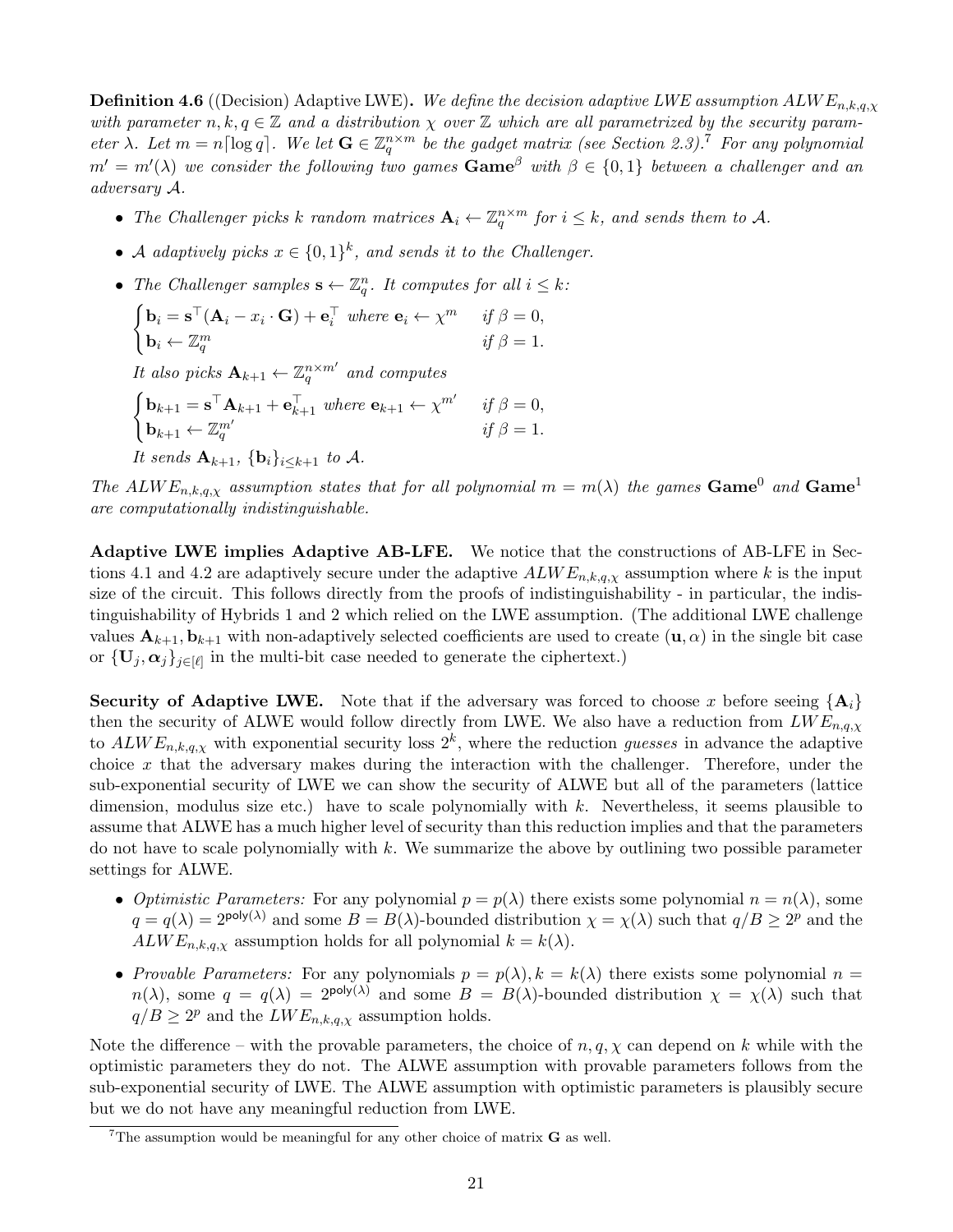**Definition 4.6** ((Decision) Adaptive LWE)**.** *We define the decision adaptive LWE assumption $ALWE_{n,k,q,\chi}$ with parameter $n, k, q \in \mathbb{Z}$ and a distribution $\chi$ over $\mathbb{Z}$ which are all parametrized by the security parameter $\lambda$. Let $m = n\lceil \log q \rceil$. We let $\mathbf{G} \in \mathbb{Z}_q^{n \times m}$ be the gadget matrix (see Section 2.3).*[7] *For any polynomial $m' = m'(\lambda)$ we consider the following two games $\mathbf{Game}^\beta$ with $\beta \in \{0,1\}$ between a challenger and an adversary $\mathcal{A}$.*

- *The Challenger picks $k$ random matrices $\mathbf{A}_i \leftarrow \mathbb{Z}_q^{n \times m}$ for $i \leq k$, and sends them to $\mathcal{A}$.*
- *$\mathcal{A}$ adaptively picks $x \in \{0,1\}^k$, and sends it to the Challenger.*
- *The Challenger samples $\mathbf{s} \leftarrow \mathbb{Z}_q^n$. It computes for all $i \leq k$:*

  $$\begin{cases} \mathbf{b}_i = \mathbf{s}^\top(\mathbf{A}_i - x_i \cdot \mathbf{G}) + \mathbf{e}_i^\top \text{ where } \mathbf{e}_i \leftarrow \chi^m & \text{if } \beta = 0, \\ \mathbf{b}_i \leftarrow \mathbb{Z}_q^m & \text{if } \beta = 1. \end{cases}$$

  *It also picks $\mathbf{A}_{k+1} \leftarrow \mathbb{Z}_q^{n \times m'}$ and computes*

  $$\begin{cases} \mathbf{b}_{k+1} = \mathbf{s}^\top \mathbf{A}_{k+1} + \mathbf{e}_{k+1}^\top \text{ where } \mathbf{e}_{k+1} \leftarrow \chi^{m'} & \text{if } \beta = 0, \\ \mathbf{b}_{k+1} \leftarrow \mathbb{Z}_q^{m'} & \text{if } \beta = 1. \end{cases}$$

  *It sends $\mathbf{A}_{k+1}$, $\{\mathbf{b}_i\}_{i \leq k+1}$ to $\mathcal{A}$.*

*The $ALWE_{n,k,q,\chi}$ assumption states that for all polynomial $m = m(\lambda)$ the games $\mathbf{Game}^0$ and $\mathbf{Game}^1$ are computationally indistinguishable.*

**Adaptive LWE implies Adaptive AB-LFE.** We notice that the constructions of AB-LFE in Sections 4.1 and 4.2 are adaptively secure under the adaptive $ALWE_{n,k,q,\chi}$ assumption where $k$ is the input size of the circuit. This follows directly from the proofs of indistinguishability - in particular, the indistinguishability of Hybrids 1 and 2 which relied on the LWE assumption. (The additional LWE challenge values $\mathbf{A}_{k+1}, \mathbf{b}_{k+1}$ with non-adaptively selected coefficients are used to create $(\mathbf{u}, \alpha)$ in the single bit case or $\{\mathbf{U}_j, \boldsymbol{\alpha}_j\}_{j \in [\ell]}$ in the multi-bit case needed to generate the ciphertext.)

**Security of Adaptive LWE.** Note that if the adversary was forced to choose $x$ before seeing $\{\mathbf{A}_i\}$ then the security of ALWE would follow directly from LWE. We also have a reduction from $LWE_{n,q,\chi}$ to $ALWE_{n,k,q,\chi}$ with exponential security loss $2^k$, where the reduction *guesses* in advance the adaptive choice $x$ that the adversary makes during the interaction with the challenger. Therefore, under the sub-exponential security of LWE we can show the security of ALWE but all of the parameters (lattice dimension, modulus size etc.) have to scale polynomially with $k$. Nevertheless, it seems plausible to assume that ALWE has a much higher level of security than this reduction implies and that the parameters do not have to scale polynomially with $k$. We summarize the above by outlining two possible parameter settings for ALWE.

- *Optimistic Parameters:* For any polynomial $p = p(\lambda)$ there exists some polynomial $n = n(\lambda)$, some $q = q(\lambda) = 2^{\mathsf{poly}(\lambda)}$ and some $B = B(\lambda)$-bounded distribution $\chi = \chi(\lambda)$ such that $q/B \geq 2^p$ and the $ALWE_{n,k,q,\chi}$ assumption holds for all polynomial $k = k(\lambda)$.
- *Provable Parameters:* For any polynomials $p = p(\lambda), k = k(\lambda)$ there exists some polynomial $n = n(\lambda)$, some $q = q(\lambda) = 2^{\mathsf{poly}(\lambda)}$ and some $B = B(\lambda)$-bounded distribution $\chi = \chi(\lambda)$ such that $q/B \geq 2^p$ and the $LWE_{n,k,q,\chi}$ assumption holds.

Note the difference – with the provable parameters, the choice of $n, q, \chi$ can depend on $k$ while with the optimistic parameters they do not. The ALWE assumption with provable parameters follows from the sub-exponential security of LWE. The ALWE assumption with optimistic parameters is plausibly secure but we do not have any meaningful reduction from LWE.

[7] The assumption would be meaningful for any other choice of matrix $\mathbf{G}$ as well.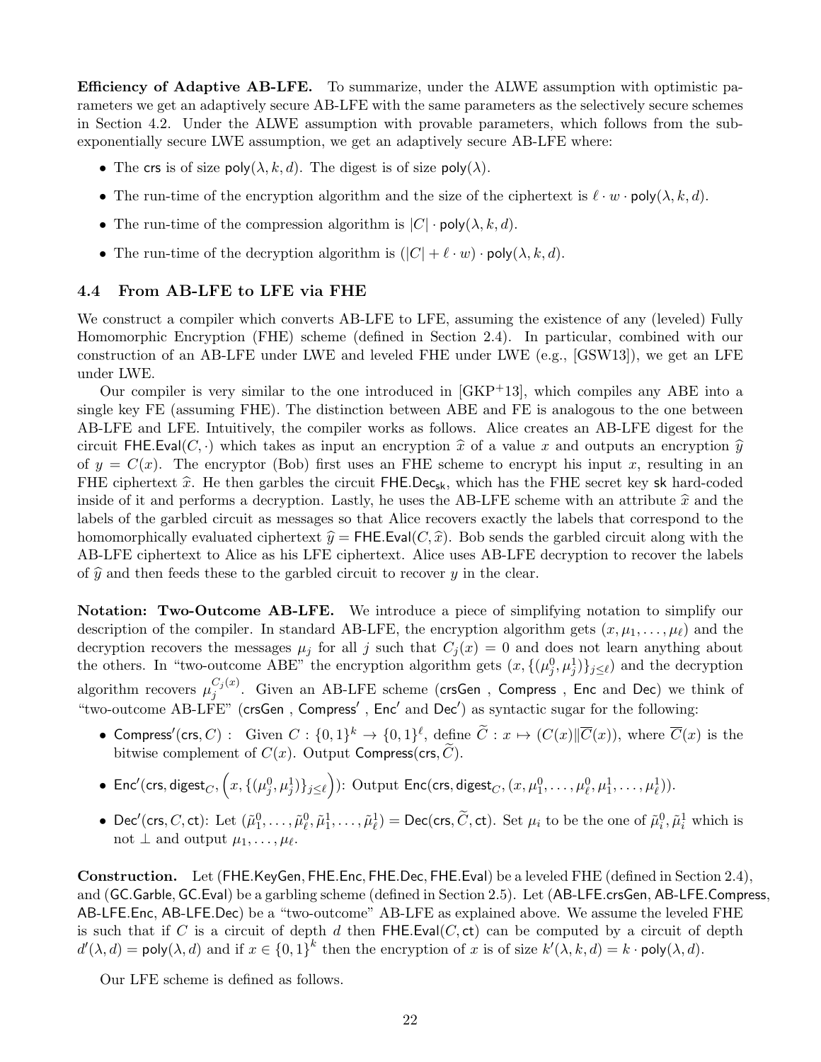**Efficiency of Adaptive AB-LFE.** To summarize, under the ALWE assumption with optimistic parameters we get an adaptively secure AB-LFE with the same parameters as the selectively secure schemes in Section 4.2. Under the ALWE assumption with provable parameters, which follows from the sub-exponentially secure LWE assumption, we get an adaptively secure AB-LFE where:

- The $\mathsf{crs}$ is of size $\mathsf{poly}(\lambda, k, d)$. The digest is of size $\mathsf{poly}(\lambda)$.
- The run-time of the encryption algorithm and the size of the ciphertext is $\ell \cdot w \cdot \mathsf{poly}(\lambda, k, d)$.
- The run-time of the compression algorithm is $|C| \cdot \mathsf{poly}(\lambda, k, d)$.
- The run-time of the decryption algorithm is $(|C| + \ell \cdot w) \cdot \mathsf{poly}(\lambda, k, d)$.

### 4.4 From AB-LFE to LFE via FHE

We construct a compiler which converts AB-LFE to LFE, assuming the existence of any (leveled) Fully Homomorphic Encryption (FHE) scheme (defined in Section 2.4). In particular, combined with our construction of an AB-LFE under LWE and leveled FHE under LWE (e.g., [GSW13]), we get an LFE under LWE.

Our compiler is very similar to the one introduced in [GKP+13], which compiles any ABE into a single key FE (assuming FHE). The distinction between ABE and FE is analogous to the one between AB-LFE and LFE. Intuitively, the compiler works as follows. Alice creates an AB-LFE digest for the circuit $\mathsf{FHE.Eval}(C, \cdot)$ which takes as input an encryption $\widehat{x}$ of a value $x$ and outputs an encryption $\widehat{y}$ of $y = C(x)$. The encryptor (Bob) first uses an FHE scheme to encrypt his input $x$, resulting in an FHE ciphertext $\widehat{x}$. He then garbles the circuit $\mathsf{FHE.Dec}_{\mathsf{sk}}$, which has the FHE secret key $\mathsf{sk}$ hard-coded inside of it and performs a decryption. Lastly, he uses the AB-LFE scheme with an attribute $\widehat{x}$ and the labels of the garbled circuit as messages so that Alice recovers exactly the labels that correspond to the homomorphically evaluated ciphertext $\widehat{y} = \mathsf{FHE.Eval}(C, \widehat{x})$. Bob sends the garbled circuit along with the AB-LFE ciphertext to Alice as his LFE ciphertext. Alice uses AB-LFE decryption to recover the labels of $\widehat{y}$ and then feeds these to the garbled circuit to recover $y$ in the clear.

**Notation: Two-Outcome AB-LFE.** We introduce a piece of simplifying notation to simplify our description of the compiler. In standard AB-LFE, the encryption algorithm gets $(x, \mu_1, \ldots, \mu_\ell)$ and the decryption recovers the messages $\mu_j$ for all $j$ such that $C_j(x) = 0$ and does not learn anything about the others. In "two-outcome ABE" the encryption algorithm gets $(x, \{(\mu_j^0, \mu_j^1)\}_{j \le \ell})$ and the decryption algorithm recovers $\mu_j^{C_j(x)}$. Given an AB-LFE scheme ($\mathsf{crsGen}$ , $\mathsf{Compress}$ , $\mathsf{Enc}$ and $\mathsf{Dec}$) we think of "two-outcome AB-LFE" ($\mathsf{crsGen}$ , $\mathsf{Compress}'$ , $\mathsf{Enc}'$ and $\mathsf{Dec}'$) as syntactic sugar for the following:

- $\mathsf{Compress}'(\mathsf{crs}, C)$ : Given $C : \{0,1\}^k \to \{0,1\}^\ell$, define $\widetilde{C} : x \mapsto (C(x) \| \overline{C}(x))$, where $\overline{C}(x)$ is the bitwise complement of $C(x)$. Output $\mathsf{Compress}(\mathsf{crs}, \widetilde{C})$.
- $\mathsf{Enc}'(\mathsf{crs}, \mathsf{digest}_C, \Big(x, \{(\mu_j^0, \mu_j^1)\}_{j \le \ell}\Big))$: Output $\mathsf{Enc}(\mathsf{crs}, \mathsf{digest}_C, (x, \mu_1^0, \ldots, \mu_\ell^0, \mu_1^1, \ldots, \mu_\ell^1))$.
- $\mathsf{Dec}'(\mathsf{crs}, C, \mathsf{ct})$: Let $(\tilde{\mu}_1^0, \ldots, \tilde{\mu}_\ell^0, \tilde{\mu}_1^1, \ldots, \tilde{\mu}_\ell^1) = \mathsf{Dec}(\mathsf{crs}, \widetilde{C}, \mathsf{ct})$. Set $\mu_i$ to be the one of $\tilde{\mu}_i^0, \tilde{\mu}_i^1$ which is not $\perp$ and output $\mu_1, \ldots, \mu_\ell$.

**Construction.** Let ($\mathsf{FHE.KeyGen}, \mathsf{FHE.Enc}, \mathsf{FHE.Dec}, \mathsf{FHE.Eval}$) be a leveled FHE (defined in Section 2.4), and ($\mathsf{GC.Garble}, \mathsf{GC.Eval}$) be a garbling scheme (defined in Section 2.5). Let ($\mathsf{AB\text{-}LFE.crsGen}, \mathsf{AB\text{-}LFE.Compress}, \mathsf{AB\text{-}LFE.Enc}, \mathsf{AB\text{-}LFE.Dec}$) be a "two-outcome" AB-LFE as explained above. We assume the leveled FHE is such that if $C$ is a circuit of depth $d$ then $\mathsf{FHE.Eval}(C, \mathsf{ct})$ can be computed by a circuit of depth $d'(\lambda, d) = \mathsf{poly}(\lambda, d)$ and if $x \in \{0,1\}^k$ then the encryption of $x$ is of size $k'(\lambda, k, d) = k \cdot \mathsf{poly}(\lambda, d)$.

Our LFE scheme is defined as follows.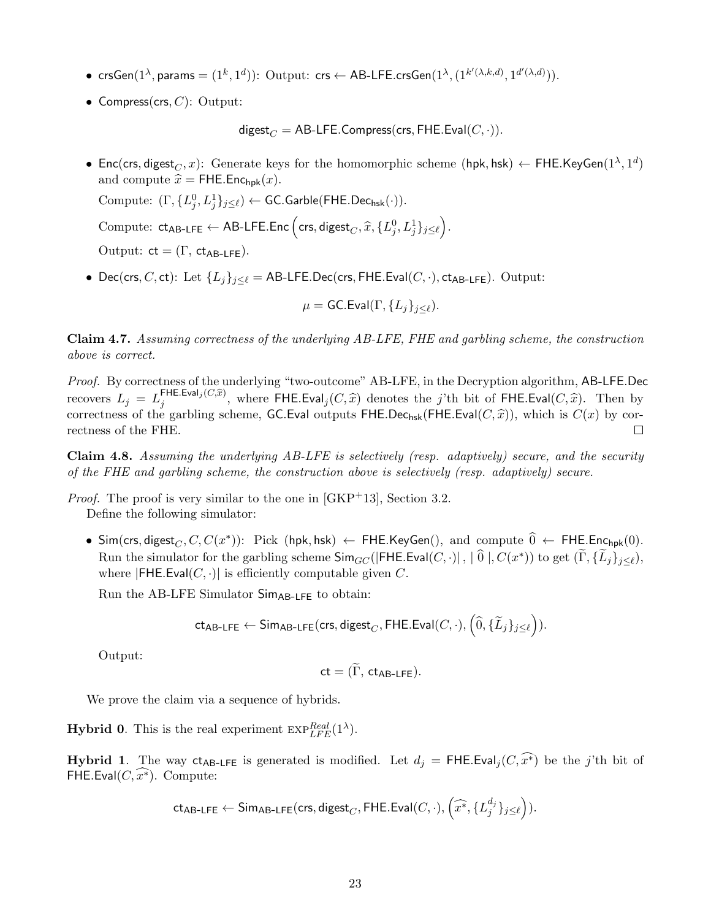- $\mathsf{crsGen}(1^\lambda, \mathsf{params} = (1^k, 1^d))$: Output: $\mathsf{crs} \leftarrow \mathsf{AB\text{-}LFE.crsGen}(1^\lambda, (1^{k'(\lambda,k,d)}, 1^{d'(\lambda,d)}))$.
- $\mathsf{Compress}(\mathsf{crs}, C)$: Output:

$$\mathsf{digest}_C = \mathsf{AB\text{-}LFE.Compress}(\mathsf{crs}, \mathsf{FHE.Eval}(C, \cdot)).$$

- $\mathsf{Enc}(\mathsf{crs}, \mathsf{digest}_C, x)$: Generate keys for the homomorphic scheme $(\mathsf{hpk}, \mathsf{hsk}) \leftarrow \mathsf{FHE.KeyGen}(1^\lambda, 1^d)$ and compute $\widehat{x} = \mathsf{FHE.Enc}_{\mathsf{hpk}}(x)$.

  Compute: $(\Gamma, \{L_j^0, L_j^1\}_{j \le \ell}) \leftarrow \mathsf{GC.Garble}(\mathsf{FHE.Dec}_{\mathsf{hsk}}(\cdot))$.

  Compute: $\mathsf{ct}_{\mathsf{AB\text{-}LFE}} \leftarrow \mathsf{AB\text{-}LFE.Enc}\left(\mathsf{crs}, \mathsf{digest}_C, \widehat{x}, \{L_j^0, L_j^1\}_{j \le \ell}\right)$.

  Output: $\mathsf{ct} = (\Gamma, \mathsf{ct}_{\mathsf{AB\text{-}LFE}})$.

- $\mathsf{Dec}(\mathsf{crs}, C, \mathsf{ct})$: Let $\{L_j\}_{j \le \ell} = \mathsf{AB\text{-}LFE.Dec}(\mathsf{crs}, \mathsf{FHE.Eval}(C, \cdot), \mathsf{ct}_{\mathsf{AB\text{-}LFE}})$. Output:

$$\mu = \mathsf{GC.Eval}(\Gamma, \{L_j\}_{j \le \ell}).$$

**Claim 4.7.** *Assuming correctness of the underlying AB-LFE, FHE and garbling scheme, the construction above is correct.*

*Proof.* By correctness of the underlying "two-outcome" AB-LFE, in the Decryption algorithm, $\mathsf{AB\text{-}LFE.Dec}$ recovers $L_j = L_j^{\mathsf{FHE.Eval}_j(C,\widehat{x})}$, where $\mathsf{FHE.Eval}_j(C, \widehat{x})$ denotes the $j$'th bit of $\mathsf{FHE.Eval}(C, \widehat{x})$. Then by correctness of the garbling scheme, $\mathsf{GC.Eval}$ outputs $\mathsf{FHE.Dec}_{\mathsf{hsk}}(\mathsf{FHE.Eval}(C, \widehat{x}))$, which is $C(x)$ by correctness of the FHE. □

**Claim 4.8.** *Assuming the underlying AB-LFE is selectively (resp. adaptively) secure, and the security of the FHE and garbling scheme, the construction above is selectively (resp. adaptively) secure.*

*Proof.* The proof is very similar to the one in [GKP+13], Section 3.2.

Define the following simulator:

- $\mathsf{Sim}(\mathsf{crs}, \mathsf{digest}_C, C, C(x^*))$: Pick $(\mathsf{hpk}, \mathsf{hsk}) \leftarrow \mathsf{FHE.KeyGen}()$, and compute $\widehat{0} \leftarrow \mathsf{FHE.Enc}_{\mathsf{hpk}}(0)$. Run the simulator for the garbling scheme $\mathsf{Sim}_{GC}(|\mathsf{FHE.Eval}(C, \cdot)|, |\,\widehat{0}\,|, C(x^*))$ to get $(\widetilde{\Gamma}, \{\widetilde{L}_j\}_{j \le \ell})$, where $|\mathsf{FHE.Eval}(C, \cdot)|$ is efficiently computable given $C$.

  Run the AB-LFE Simulator $\mathsf{Sim}_{\mathsf{AB\text{-}LFE}}$ to obtain:

$$\mathsf{ct}_{\mathsf{AB\text{-}LFE}} \leftarrow \mathsf{Sim}_{\mathsf{AB\text{-}LFE}}(\mathsf{crs}, \mathsf{digest}_C, \mathsf{FHE.Eval}(C, \cdot), \left(\widehat{0}, \{\widetilde{L}_j\}_{j \le \ell}\right)).$$

  Output:

$$\mathsf{ct} = (\widetilde{\Gamma}, \mathsf{ct}_{\mathsf{AB\text{-}LFE}}).$$

We prove the claim via a sequence of hybrids.

**Hybrid 0**. This is the real experiment $\text{EXP}_{LFE}^{Real}(1^\lambda)$.

**Hybrid 1**. The way $\mathsf{ct}_{\mathsf{AB\text{-}LFE}}$ is generated is modified. Let $d_j = \mathsf{FHE.Eval}_j(C, \widehat{x^*})$ be the $j$'th bit of $\mathsf{FHE.Eval}(C, \widehat{x^*})$. Compute:

$$\mathsf{ct}_{\mathsf{AB\text{-}LFE}} \leftarrow \mathsf{Sim}_{\mathsf{AB\text{-}LFE}}(\mathsf{crs}, \mathsf{digest}_C, \mathsf{FHE.Eval}(C, \cdot), \left(\widehat{x^*}, \{L_j^{d_j}\}_{j \le \ell}\right)).$$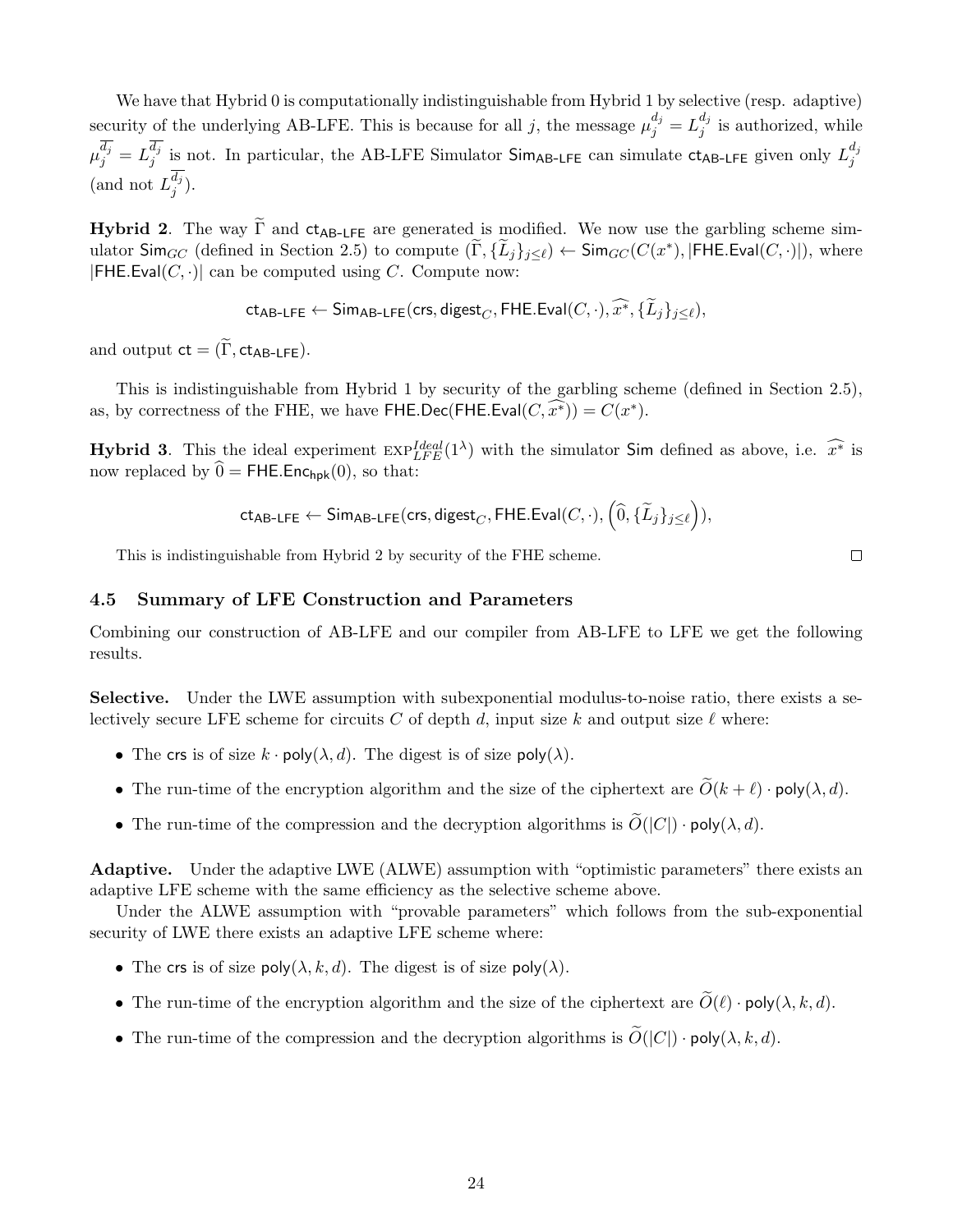We have that Hybrid 0 is computationally indistinguishable from Hybrid 1 by selective (resp. adaptive) security of the underlying AB-LFE. This is because for all $j$, the message $\mu_j^{d_j} = L_j^{d_j}$ is authorized, while $\mu_j^{\overline{d_j}} = L_j^{\overline{d_j}}$ is not. In particular, the AB-LFE Simulator $\mathsf{Sim}_{\mathsf{AB\text{-}LFE}}$ can simulate $\mathsf{ct}_{\mathsf{AB\text{-}LFE}}$ given only $L_j^{d_j}$ (and not $L_j^{\overline{d_j}}$).

**Hybrid 2**. The way $\widetilde{\Gamma}$ and $\mathsf{ct}_{\mathsf{AB\text{-}LFE}}$ are generated is modified. We now use the garbling scheme simulator $\mathsf{Sim}_{GC}$ (defined in Section 2.5) to compute $(\widetilde{\Gamma}, \{\widetilde{L}_j\}_{j \le \ell}) \leftarrow \mathsf{Sim}_{GC}(C(x^*), |\mathsf{FHE.Eval}(C, \cdot)|)$, where $|\mathsf{FHE.Eval}(C, \cdot)|$ can be computed using $C$. Compute now:

$$\mathsf{ct}_{\mathsf{AB\text{-}LFE}} \leftarrow \mathsf{Sim}_{\mathsf{AB\text{-}LFE}}(\mathsf{crs}, \mathsf{digest}_C, \mathsf{FHE.Eval}(C, \cdot), \widehat{x^*}, \{\widetilde{L}_j\}_{j \le \ell}),$$

and output $\mathsf{ct} = (\widetilde{\Gamma}, \mathsf{ct}_{\mathsf{AB\text{-}LFE}})$.

This is indistinguishable from Hybrid 1 by security of the garbling scheme (defined in Section 2.5), as, by correctness of the FHE, we have $\mathsf{FHE.Dec}(\mathsf{FHE.Eval}(C, \widehat{x^*})) = C(x^*)$.

**Hybrid 3**. This the ideal experiment $\mathrm{EXP}_{LFE}^{Ideal}(1^\lambda)$ with the simulator $\mathsf{Sim}$ defined as above, i.e. $\widehat{x^*}$ is now replaced by $\widehat{0} = \mathsf{FHE.Enc}_{\mathsf{hpk}}(0)$, so that:

$$\mathsf{ct}_{\mathsf{AB\text{-}LFE}} \leftarrow \mathsf{Sim}_{\mathsf{AB\text{-}LFE}}(\mathsf{crs}, \mathsf{digest}_C, \mathsf{FHE.Eval}(C, \cdot), \left(\widehat{0}, \{\widetilde{L}_j\}_{j \le \ell}\right)),$$

This is indistinguishable from Hybrid 2 by security of the FHE scheme. □

## 4.5 Summary of LFE Construction and Parameters

Combining our construction of AB-LFE and our compiler from AB-LFE to LFE we get the following results.

**Selective.** Under the LWE assumption with subexponential modulus-to-noise ratio, there exists a selectively secure LFE scheme for circuits $C$ of depth $d$, input size $k$ and output size $\ell$ where:

- The $\mathsf{crs}$ is of size $k \cdot \mathsf{poly}(\lambda, d)$. The digest is of size $\mathsf{poly}(\lambda)$.
- The run-time of the encryption algorithm and the size of the ciphertext are $\widetilde{O}(k + \ell) \cdot \mathsf{poly}(\lambda, d)$.
- The run-time of the compression and the decryption algorithms is $\widetilde{O}(|C|) \cdot \mathsf{poly}(\lambda, d)$.

**Adaptive.** Under the adaptive LWE (ALWE) assumption with "optimistic parameters" there exists an adaptive LFE scheme with the same efficiency as the selective scheme above.

Under the ALWE assumption with "provable parameters" which follows from the sub-exponential security of LWE there exists an adaptive LFE scheme where:

- The $\mathsf{crs}$ is of size $\mathsf{poly}(\lambda, k, d)$. The digest is of size $\mathsf{poly}(\lambda)$.
- The run-time of the encryption algorithm and the size of the ciphertext are $\widetilde{O}(\ell) \cdot \mathsf{poly}(\lambda, k, d)$.
- The run-time of the compression and the decryption algorithms is $\widetilde{O}(|C|) \cdot \mathsf{poly}(\lambda, k, d)$.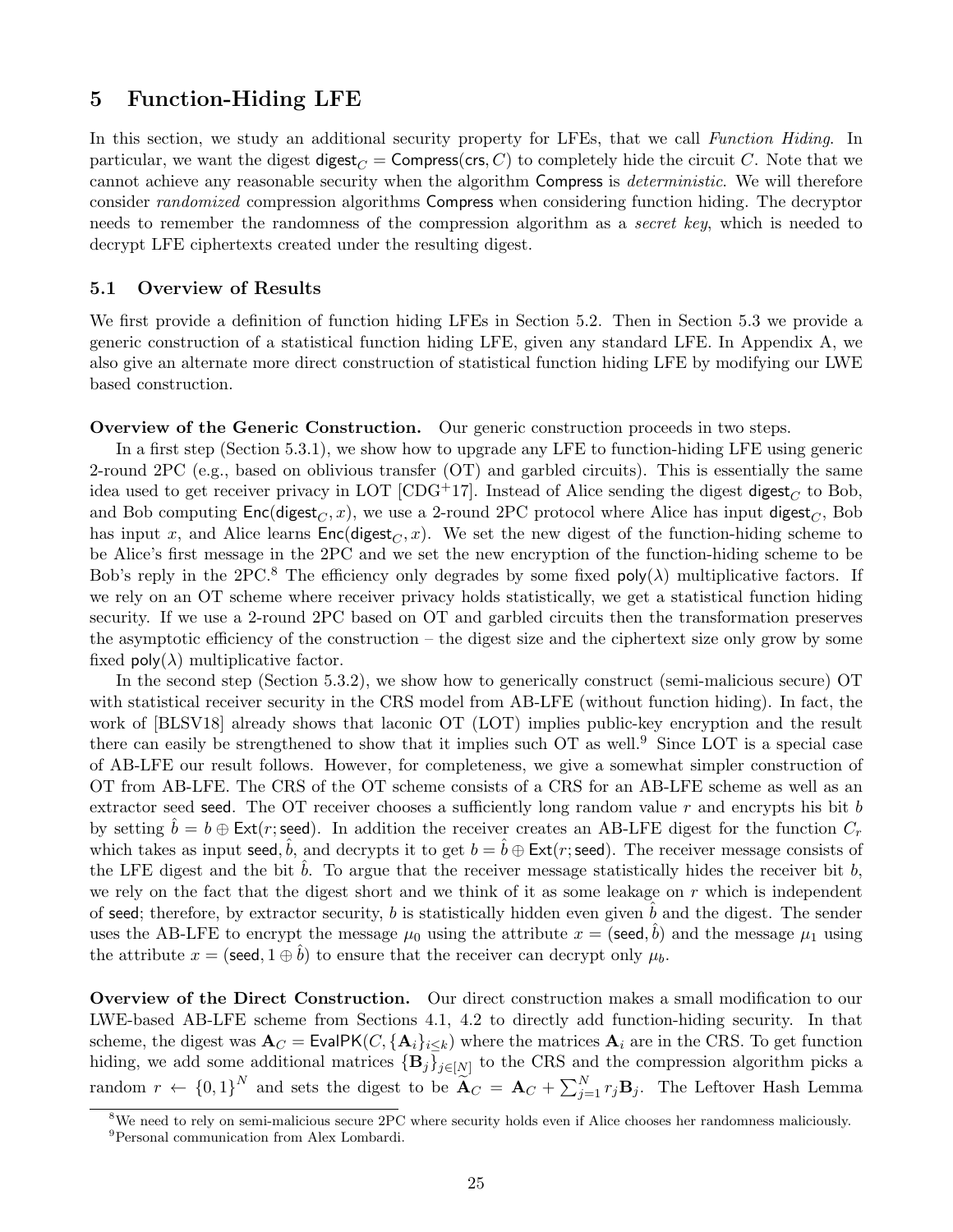# 5 Function-Hiding LFE

In this section, we study an additional security property for LFEs, that we call *Function Hiding*. In particular, we want the digest $\mathsf{digest}_C = \mathsf{Compress}(\mathsf{crs}, C)$ to completely hide the circuit $C$. Note that we cannot achieve any reasonable security when the algorithm Compress is *deterministic*. We will therefore consider *randomized* compression algorithms Compress when considering function hiding. The decryptor needs to remember the randomness of the compression algorithm as a *secret key*, which is needed to decrypt LFE ciphertexts created under the resulting digest.

## 5.1 Overview of Results

We first provide a definition of function hiding LFEs in Section 5.2. Then in Section 5.3 we provide a generic construction of a statistical function hiding LFE, given any standard LFE. In Appendix A, we also give an alternate more direct construction of statistical function hiding LFE by modifying our LWE based construction.

**Overview of the Generic Construction.** Our generic construction proceeds in two steps.

In a first step (Section 5.3.1), we show how to upgrade any LFE to function-hiding LFE using generic 2-round 2PC (e.g., based on oblivious transfer (OT) and garbled circuits). This is essentially the same idea used to get receiver privacy in LOT [CDG+17]. Instead of Alice sending the digest $\mathsf{digest}_C$ to Bob, and Bob computing $\mathsf{Enc}(\mathsf{digest}_C, x)$, we use a 2-round 2PC protocol where Alice has input $\mathsf{digest}_C$, Bob has input $x$, and Alice learns $\mathsf{Enc}(\mathsf{digest}_C, x)$. We set the new digest of the function-hiding scheme to be Alice's first message in the 2PC and we set the new encryption of the function-hiding scheme to be Bob's reply in the 2PC.[8] The efficiency only degrades by some fixed $\mathsf{poly}(\lambda)$ multiplicative factors. If we rely on an OT scheme where receiver privacy holds statistically, we get a statistical function hiding security. If we use a 2-round 2PC based on OT and garbled circuits then the transformation preserves the asymptotic efficiency of the construction – the digest size and the ciphertext size only grow by some fixed $\mathsf{poly}(\lambda)$ multiplicative factor.

In the second step (Section 5.3.2), we show how to generically construct (semi-malicious secure) OT with statistical receiver security in the CRS model from AB-LFE (without function hiding). In fact, the work of [BLSV18] already shows that laconic OT (LOT) implies public-key encryption and the result there can easily be strengthened to show that it implies such OT as well.[9] Since LOT is a special case of AB-LFE our result follows. However, for completeness, we give a somewhat simpler construction of OT from AB-LFE. The CRS of the OT scheme consists of a CRS for an AB-LFE scheme as well as an extractor seed $\mathsf{seed}$. The OT receiver chooses a sufficiently long random value $r$ and encrypts his bit $b$ by setting $\hat{b} = b \oplus \mathsf{Ext}(r; \mathsf{seed})$. In addition the receiver creates an AB-LFE digest for the function $C_r$ which takes as input $\mathsf{seed}, \hat{b}$, and decrypts it to get $b = \hat{b} \oplus \mathsf{Ext}(r; \mathsf{seed})$. The receiver message consists of the LFE digest and the bit $\hat{b}$. To argue that the receiver message statistically hides the receiver bit $b$, we rely on the fact that the digest short and we think of it as some leakage on $r$ which is independent of $\mathsf{seed}$; therefore, by extractor security, $b$ is statistically hidden even given $\hat{b}$ and the digest. The sender uses the AB-LFE to encrypt the message $\mu_0$ using the attribute $x = (\mathsf{seed}, \hat{b})$ and the message $\mu_1$ using the attribute $x = (\mathsf{seed}, 1 \oplus \hat{b})$ to ensure that the receiver can decrypt only $\mu_b$.

**Overview of the Direct Construction.** Our direct construction makes a small modification to our LWE-based AB-LFE scheme from Sections 4.1, 4.2 to directly add function-hiding security. In that scheme, the digest was $\mathbf{A}_C = \mathsf{EvalPK}(C, \{\mathbf{A}_i\}_{i \le k})$ where the matrices $\mathbf{A}_i$ are in the CRS. To get function hiding, we add some additional matrices $\{\mathbf{B}_j\}_{j \in [N]}$ to the CRS and the compression algorithm picks a random $r \leftarrow \{0,1\}^N$ and sets the digest to be $\widetilde{\mathbf{A}}_C = \mathbf{A}_C + \sum_{j=1}^{N} r_j \mathbf{B}_j$. The Leftover Hash Lemma

[8] We need to rely on semi-malicious secure 2PC where security holds even if Alice chooses her randomness maliciously.

[9] Personal communication from Alex Lombardi.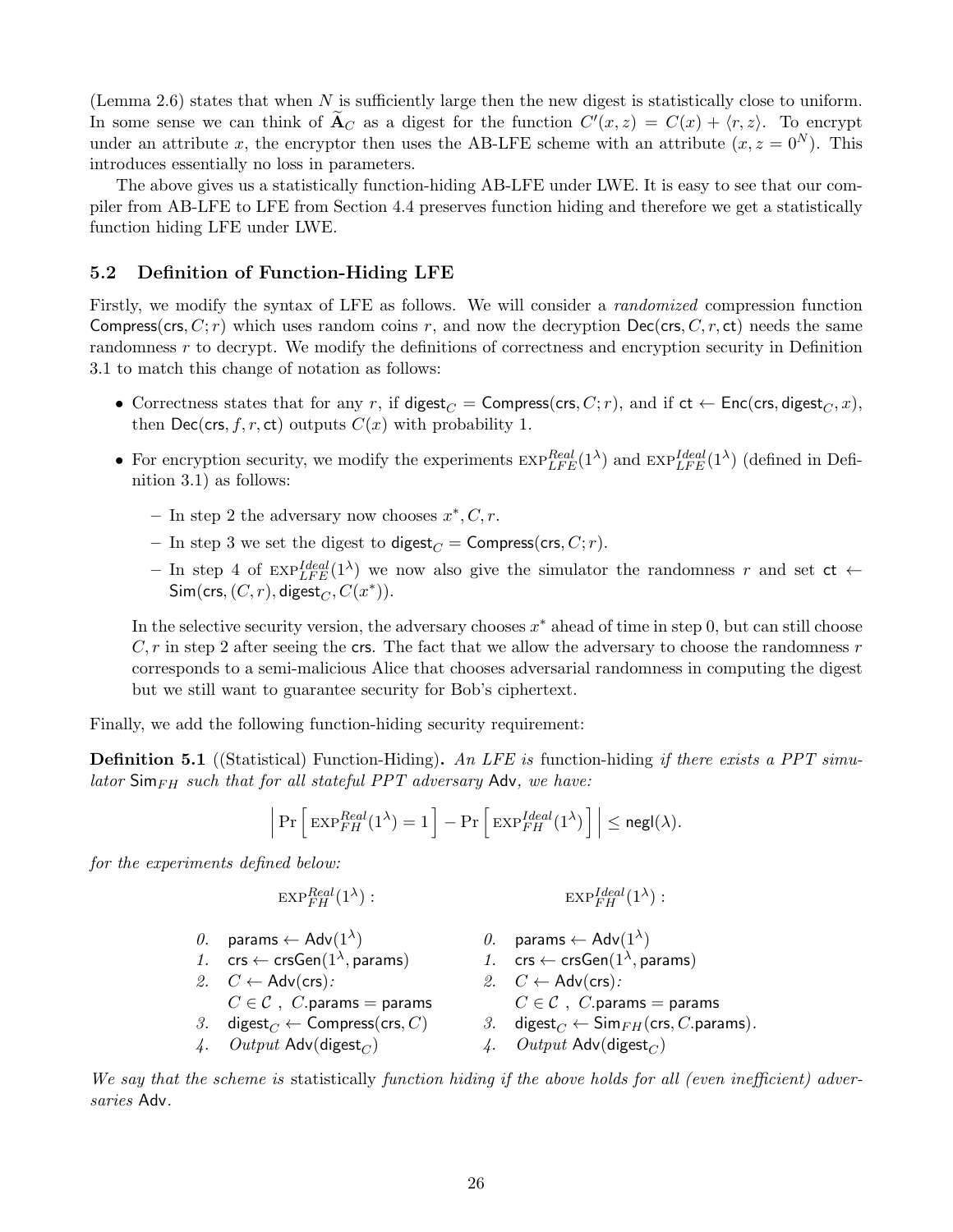(Lemma 2.6) states that when $N$ is sufficiently large then the new digest is statistically close to uniform. In some sense we can think of $\widetilde{\mathbf{A}}_C$ as a digest for the function $C'(x, z) = C(x) + \langle r, z \rangle$. To encrypt under an attribute $x$, the encryptor then uses the AB-LFE scheme with an attribute $(x, z = 0^N)$. This introduces essentially no loss in parameters.

The above gives us a statistically function-hiding AB-LFE under LWE. It is easy to see that our compiler from AB-LFE to LFE from Section 4.4 preserves function hiding and therefore we get a statistically function hiding LFE under LWE.

### 5.2 Definition of Function-Hiding LFE

Firstly, we modify the syntax of LFE as follows. We will consider a *randomized* compression function $\mathsf{Compress}(\mathsf{crs}, C; r)$ which uses random coins $r$, and now the decryption $\mathsf{Dec}(\mathsf{crs}, C, r, \mathsf{ct})$ needs the same randomness $r$ to decrypt. We modify the definitions of correctness and encryption security in Definition 3.1 to match this change of notation as follows:

- Correctness states that for any $r$, if $\mathsf{digest}_C = \mathsf{Compress}(\mathsf{crs}, C; r)$, and if $\mathsf{ct} \leftarrow \mathsf{Enc}(\mathsf{crs}, \mathsf{digest}_C, x)$, then $\mathsf{Dec}(\mathsf{crs}, f, r, \mathsf{ct})$ outputs $C(x)$ with probability 1.
- For encryption security, we modify the experiments $\text{EXP}^{Real}_{LFE}(1^\lambda)$ and $\text{EXP}^{Ideal}_{LFE}(1^\lambda)$ (defined in Definition 3.1) as follows:
  - In step 2 the adversary now chooses $x^*, C, r$.
  - In step 3 we set the digest to $\mathsf{digest}_C = \mathsf{Compress}(\mathsf{crs}, C; r)$.
  - In step 4 of $\text{EXP}^{Ideal}_{LFE}(1^\lambda)$ we now also give the simulator the randomness $r$ and set $\mathsf{ct} \leftarrow \mathsf{Sim}(\mathsf{crs}, (C, r), \mathsf{digest}_C, C(x^*))$.

  In the selective security version, the adversary chooses $x^*$ ahead of time in step 0, but can still choose $C, r$ in step 2 after seeing the $\mathsf{crs}$. The fact that we allow the adversary to choose the randomness $r$ corresponds to a semi-malicious Alice that chooses adversarial randomness in computing the digest but we still want to guarantee security for Bob's ciphertext.

Finally, we add the following function-hiding security requirement:

**Definition 5.1** ((Statistical) Function-Hiding)**.** *An LFE is* function-hiding *if there exists a PPT simulator $\mathsf{Sim}_{FH}$ such that for all stateful PPT adversary $\mathsf{Adv}$, we have:*

$$\left| \Pr\left[ \text{EXP}^{Real}_{FH}(1^\lambda) = 1 \right] - \Pr\left[ \text{EXP}^{Ideal}_{FH}(1^\lambda) \right] \right| \leq \mathsf{negl}(\lambda).$$

*for the experiments defined below:*

$\text{EXP}^{Real}_{FH}(1^\lambda)$:

0. $\mathsf{params} \leftarrow \mathsf{Adv}(1^\lambda)$
1. $\mathsf{crs} \leftarrow \mathsf{crsGen}(1^\lambda, \mathsf{params})$
2. $C \leftarrow \mathsf{Adv}(\mathsf{crs})$: $C \in \mathcal{C}$ , $C.\mathsf{params} = \mathsf{params}$
3. $\mathsf{digest}_C \leftarrow \mathsf{Compress}(\mathsf{crs}, C)$
4. *Output* $\mathsf{Adv}(\mathsf{digest}_C)$

$\text{EXP}^{Ideal}_{FH}(1^\lambda)$:

0. $\mathsf{params} \leftarrow \mathsf{Adv}(1^\lambda)$
1. $\mathsf{crs} \leftarrow \mathsf{crsGen}(1^\lambda, \mathsf{params})$
2. $C \leftarrow \mathsf{Adv}(\mathsf{crs})$: $C \in \mathcal{C}$ , $C.\mathsf{params} = \mathsf{params}$
3. $\mathsf{digest}_C \leftarrow \mathsf{Sim}_{FH}(\mathsf{crs}, C.\mathsf{params})$.
4. *Output* $\mathsf{Adv}(\mathsf{digest}_C)$

*We say that the scheme is* statistically *function hiding if the above holds for all (even inefficient) adversaries* $\mathsf{Adv}$.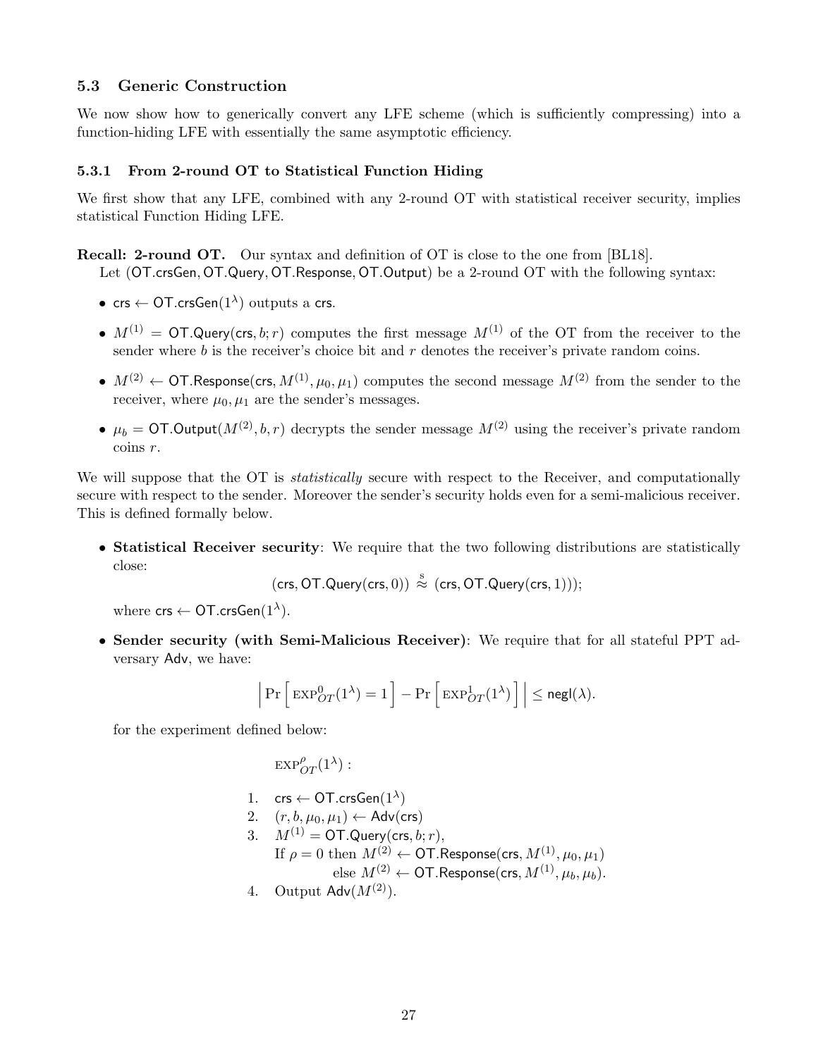### 5.3 Generic Construction

We now show how to generically convert any LFE scheme (which is sufficiently compressing) into a function-hiding LFE with essentially the same asymptotic efficiency.

#### 5.3.1 From 2-round OT to Statistical Function Hiding

We first show that any LFE, combined with any 2-round OT with statistical receiver security, implies statistical Function Hiding LFE.

**Recall: 2-round OT.** Our syntax and definition of OT is close to the one from [BL18].

Let $(\mathsf{OT.crsGen}, \mathsf{OT.Query}, \mathsf{OT.Response}, \mathsf{OT.Output})$ be a 2-round OT with the following syntax:

- $\mathsf{crs} \leftarrow \mathsf{OT.crsGen}(1^\lambda)$ outputs a $\mathsf{crs}$.
- $M^{(1)} = \mathsf{OT.Query}(\mathsf{crs}, b; r)$ computes the first message $M^{(1)}$ of the OT from the receiver to the sender where $b$ is the receiver's choice bit and $r$ denotes the receiver's private random coins.
- $M^{(2)} \leftarrow \mathsf{OT.Response}(\mathsf{crs}, M^{(1)}, \mu_0, \mu_1)$ computes the second message $M^{(2)}$ from the sender to the receiver, where $\mu_0, \mu_1$ are the sender's messages.
- $\mu_b = \mathsf{OT.Output}(M^{(2)}, b, r)$ decrypts the sender message $M^{(2)}$ using the receiver's private random coins $r$.

We will suppose that the OT is *statistically* secure with respect to the Receiver, and computationally secure with respect to the sender. Moreover the sender's security holds even for a semi-malicious receiver. This is defined formally below.

- **Statistical Receiver security**: We require that the two following distributions are statistically close:
$$(\mathsf{crs}, \mathsf{OT.Query}(\mathsf{crs}, 0)) \overset{\mathrm{s}}{\approx} (\mathsf{crs}, \mathsf{OT.Query}(\mathsf{crs}, 1)));$$
where $\mathsf{crs} \leftarrow \mathsf{OT.crsGen}(1^\lambda)$.

- **Sender security (with Semi-Malicious Receiver)**: We require that for all stateful PPT adversary $\mathsf{Adv}$, we have:
$$\left| \Pr\left[ \mathrm{EXP}^0_{OT}(1^\lambda) = 1 \right] - \Pr\left[ \mathrm{EXP}^1_{OT}(1^\lambda) \right] \right| \le \mathsf{negl}(\lambda).$$
for the experiment defined below:

$\mathrm{EXP}^\rho_{OT}(1^\lambda)$ :

1. $\mathsf{crs} \leftarrow \mathsf{OT.crsGen}(1^\lambda)$
2. $(r, b, \mu_0, \mu_1) \leftarrow \mathsf{Adv}(\mathsf{crs})$
3. $M^{(1)} = \mathsf{OT.Query}(\mathsf{crs}, b; r)$,
   If $\rho = 0$ then $M^{(2)} \leftarrow \mathsf{OT.Response}(\mathsf{crs}, M^{(1)}, \mu_0, \mu_1)$
   else $M^{(2)} \leftarrow \mathsf{OT.Response}(\mathsf{crs}, M^{(1)}, \mu_b, \mu_b)$.
4. Output $\mathsf{Adv}(M^{(2)})$.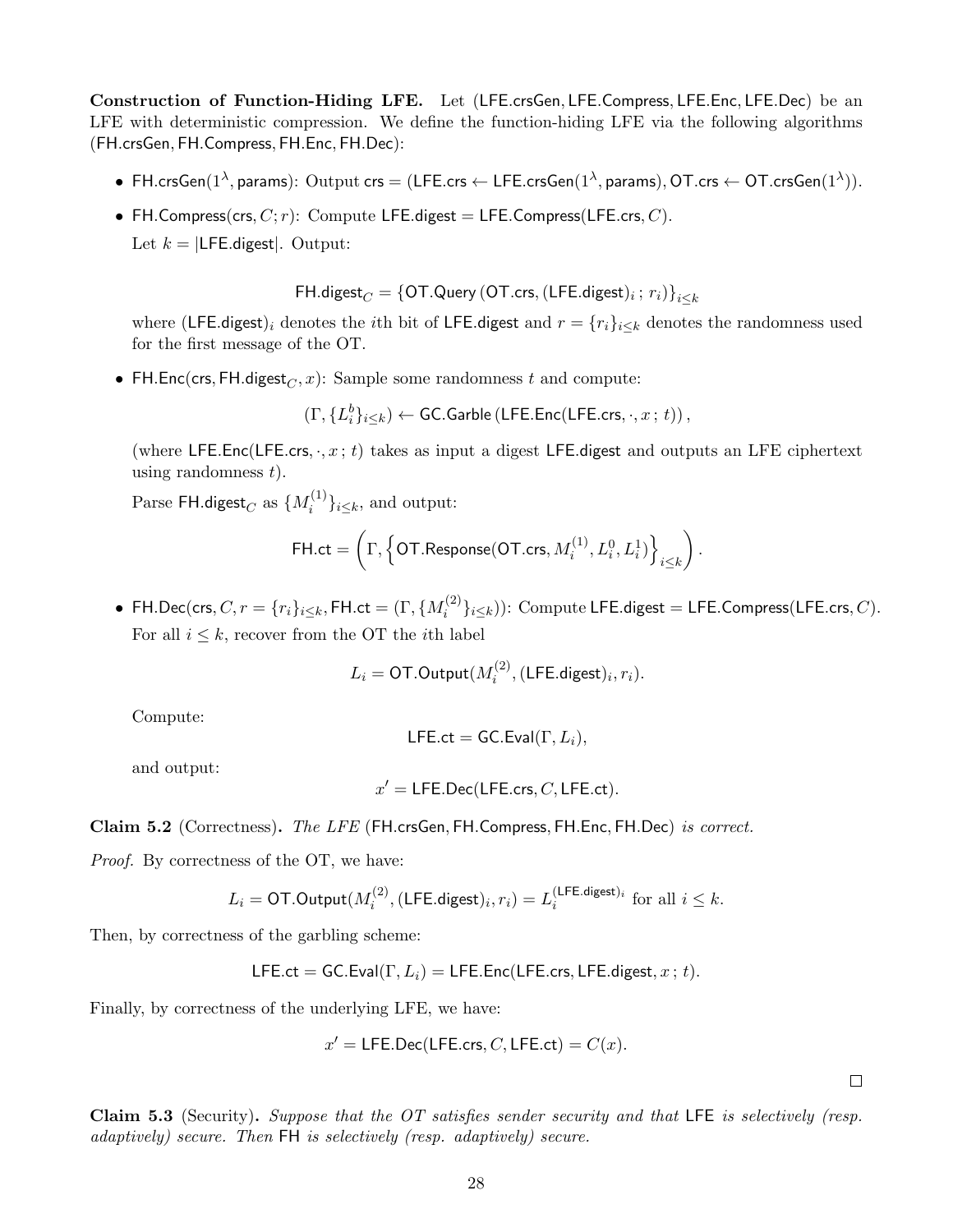**Construction of Function-Hiding LFE.** Let $(\mathsf{LFE.crsGen}, \mathsf{LFE.Compress}, \mathsf{LFE.Enc}, \mathsf{LFE.Dec})$ be an LFE with deterministic compression. We define the function-hiding LFE via the following algorithms $(\mathsf{FH.crsGen}, \mathsf{FH.Compress}, \mathsf{FH.Enc}, \mathsf{FH.Dec})$:

- $\mathsf{FH.crsGen}(1^\lambda, \mathsf{params})$: Output $\mathsf{crs} = (\mathsf{LFE.crs} \leftarrow \mathsf{LFE.crsGen}(1^\lambda, \mathsf{params}), \mathsf{OT.crs} \leftarrow \mathsf{OT.crsGen}(1^\lambda))$.
- $\mathsf{FH.Compress}(\mathsf{crs}, C; r)$: Compute $\mathsf{LFE.digest} = \mathsf{LFE.Compress}(\mathsf{LFE.crs}, C)$.

  Let $k = |\mathsf{LFE.digest}|$. Output:

  $$\mathsf{FH.digest}_C = \{\mathsf{OT.Query}\left(\mathsf{OT.crs}, (\mathsf{LFE.digest})_i\,;\, r_i\right)\}_{i \leq k}$$

  where $(\mathsf{LFE.digest})_i$ denotes the $i$th bit of $\mathsf{LFE.digest}$ and $r = \{r_i\}_{i \leq k}$ denotes the randomness used for the first message of the OT.
- $\mathsf{FH.Enc}(\mathsf{crs}, \mathsf{FH.digest}_C, x)$: Sample some randomness $t$ and compute:

  $$(\Gamma, \{L_i^b\}_{i \leq k}) \leftarrow \mathsf{GC.Garble}\left(\mathsf{LFE.Enc}(\mathsf{LFE.crs}, \cdot, x\,;\, t)\right),$$

  (where $\mathsf{LFE.Enc}(\mathsf{LFE.crs}, \cdot, x\,;\, t)$ takes as input a digest $\mathsf{LFE.digest}$ and outputs an LFE ciphertext using randomness $t$).

  Parse $\mathsf{FH.digest}_C$ as $\{M_i^{(1)}\}_{i \leq k}$, and output:

  $$\mathsf{FH.ct} = \left(\Gamma, \left\{\mathsf{OT.Response}(\mathsf{OT.crs}, M_i^{(1)}, L_i^0, L_i^1)\right\}_{i \leq k}\right).$$
- $\mathsf{FH.Dec}(\mathsf{crs}, C, r = \{r_i\}_{i \leq k}, \mathsf{FH.ct} = (\Gamma, \{M_i^{(2)}\}_{i \leq k}))$: Compute $\mathsf{LFE.digest} = \mathsf{LFE.Compress}(\mathsf{LFE.crs}, C)$.

  For all $i \leq k$, recover from the OT the $i$th label

  $$L_i = \mathsf{OT.Output}(M_i^{(2)}, (\mathsf{LFE.digest})_i, r_i).$$

  Compute:

  $$\mathsf{LFE.ct} = \mathsf{GC.Eval}(\Gamma, L_i),$$

  and output:

  $$x' = \mathsf{LFE.Dec}(\mathsf{LFE.crs}, C, \mathsf{LFE.ct}).$$

**Claim 5.2** (Correctness)**.** *The LFE* $(\mathsf{FH.crsGen}, \mathsf{FH.Compress}, \mathsf{FH.Enc}, \mathsf{FH.Dec})$ *is correct.*

*Proof.* By correctness of the OT, we have:

$$L_i = \mathsf{OT.Output}(M_i^{(2)}, (\mathsf{LFE.digest})_i, r_i) = L_i^{(\mathsf{LFE.digest})_i} \text{ for all } i \leq k.$$

Then, by correctness of the garbling scheme:

$$\mathsf{LFE.ct} = \mathsf{GC.Eval}(\Gamma, L_i) = \mathsf{LFE.Enc}(\mathsf{LFE.crs}, \mathsf{LFE.digest}, x\,;\, t).$$

Finally, by correctness of the underlying LFE, we have:

$$x' = \mathsf{LFE.Dec}(\mathsf{LFE.crs}, C, \mathsf{LFE.ct}) = C(x).$$

$\square$

**Claim 5.3** (Security)**.** *Suppose that the OT satisfies sender security and that* $\mathsf{LFE}$ *is selectively (resp. adaptively) secure. Then* $\mathsf{FH}$ *is selectively (resp. adaptively) secure.*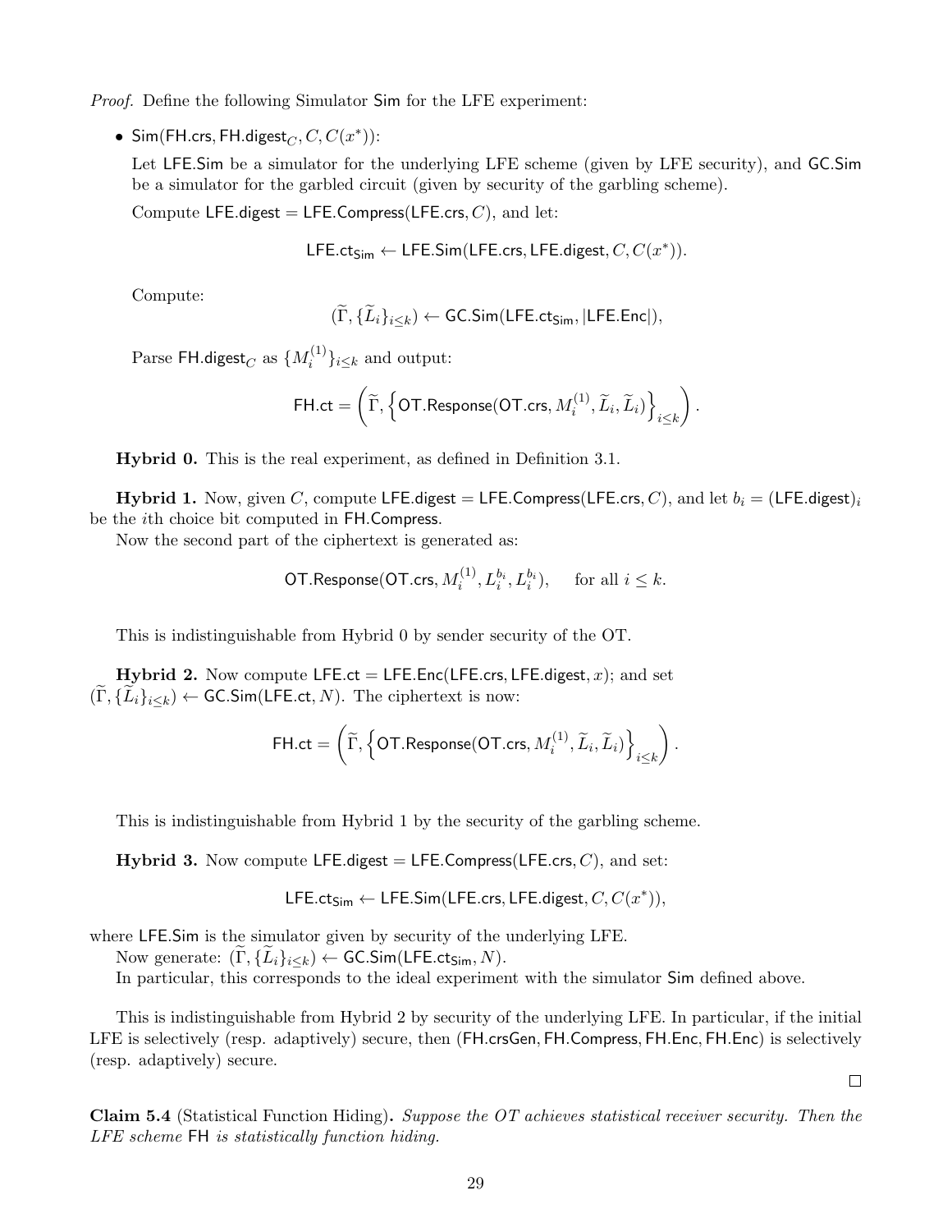*Proof.* Define the following Simulator $\mathsf{Sim}$ for the LFE experiment:

- $\mathsf{Sim}(\mathsf{FH.crs}, \mathsf{FH.digest}_C, C, C(x^*))$:

  Let $\mathsf{LFE.Sim}$ be a simulator for the underlying LFE scheme (given by LFE security), and $\mathsf{GC.Sim}$ be a simulator for the garbled circuit (given by security of the garbling scheme).

  Compute $\mathsf{LFE.digest} = \mathsf{LFE.Compress}(\mathsf{LFE.crs}, C)$, and let:

  $$\mathsf{LFE.ct}_{\mathsf{Sim}} \leftarrow \mathsf{LFE.Sim}(\mathsf{LFE.crs}, \mathsf{LFE.digest}, C, C(x^*)).$$

  Compute:

  $$(\widetilde{\Gamma}, \{\widetilde{L}_i\}_{i \le k}) \leftarrow \mathsf{GC.Sim}(\mathsf{LFE.ct}_{\mathsf{Sim}}, |\mathsf{LFE.Enc}|),$$

  Parse $\mathsf{FH.digest}_C$ as $\{M_i^{(1)}\}_{i \le k}$ and output:

  $$\mathsf{FH.ct} = \left(\widetilde{\Gamma}, \left\{\mathsf{OT.Response}(\mathsf{OT.crs}, M_i^{(1)}, \widetilde{L}_i, \widetilde{L}_i)\right\}_{i \le k}\right).$$

**Hybrid 0.** This is the real experiment, as defined in Definition 3.1.

**Hybrid 1.** Now, given $C$, compute $\mathsf{LFE.digest} = \mathsf{LFE.Compress}(\mathsf{LFE.crs}, C)$, and let $b_i = (\mathsf{LFE.digest})_i$ be the $i$th choice bit computed in $\mathsf{FH.Compress}$.

Now the second part of the ciphertext is generated as:

$$\mathsf{OT.Response}(\mathsf{OT.crs}, M_i^{(1)}, L_i^{b_i}, L_i^{b_i}), \quad \text{for all } i \le k.$$

This is indistinguishable from Hybrid 0 by sender security of the OT.

**Hybrid 2.** Now compute $\mathsf{LFE.ct} = \mathsf{LFE.Enc}(\mathsf{LFE.crs}, \mathsf{LFE.digest}, x)$; and set $(\widetilde{\Gamma}, \{\widetilde{L}_i\}_{i \le k}) \leftarrow \mathsf{GC.Sim}(\mathsf{LFE.ct}, N)$. The ciphertext is now:

$$\mathsf{FH.ct} = \left(\widetilde{\Gamma}, \left\{\mathsf{OT.Response}(\mathsf{OT.crs}, M_i^{(1)}, \widetilde{L}_i, \widetilde{L}_i)\right\}_{i \le k}\right).$$

This is indistinguishable from Hybrid 1 by the security of the garbling scheme.

**Hybrid 3.** Now compute $\mathsf{LFE.digest} = \mathsf{LFE.Compress}(\mathsf{LFE.crs}, C)$, and set:

$$\mathsf{LFE.ct}_{\mathsf{Sim}} \leftarrow \mathsf{LFE.Sim}(\mathsf{LFE.crs}, \mathsf{LFE.digest}, C, C(x^*)),$$

where $\mathsf{LFE.Sim}$ is the simulator given by security of the underlying LFE.

Now generate: $(\widetilde{\Gamma}, \{\widetilde{L}_i\}_{i \le k}) \leftarrow \mathsf{GC.Sim}(\mathsf{LFE.ct}_{\mathsf{Sim}}, N)$.

In particular, this corresponds to the ideal experiment with the simulator $\mathsf{Sim}$ defined above.

This is indistinguishable from Hybrid 2 by security of the underlying LFE. In particular, if the initial LFE is selectively (resp. adaptively) secure, then $(\mathsf{FH.crsGen}, \mathsf{FH.Compress}, \mathsf{FH.Enc}, \mathsf{FH.Enc})$ is selectively (resp. adaptively) secure.

$\square$

**Claim 5.4** (Statistical Function Hiding)**.** *Suppose the OT achieves statistical receiver security. Then the LFE scheme* $\mathsf{FH}$ *is statistically function hiding.*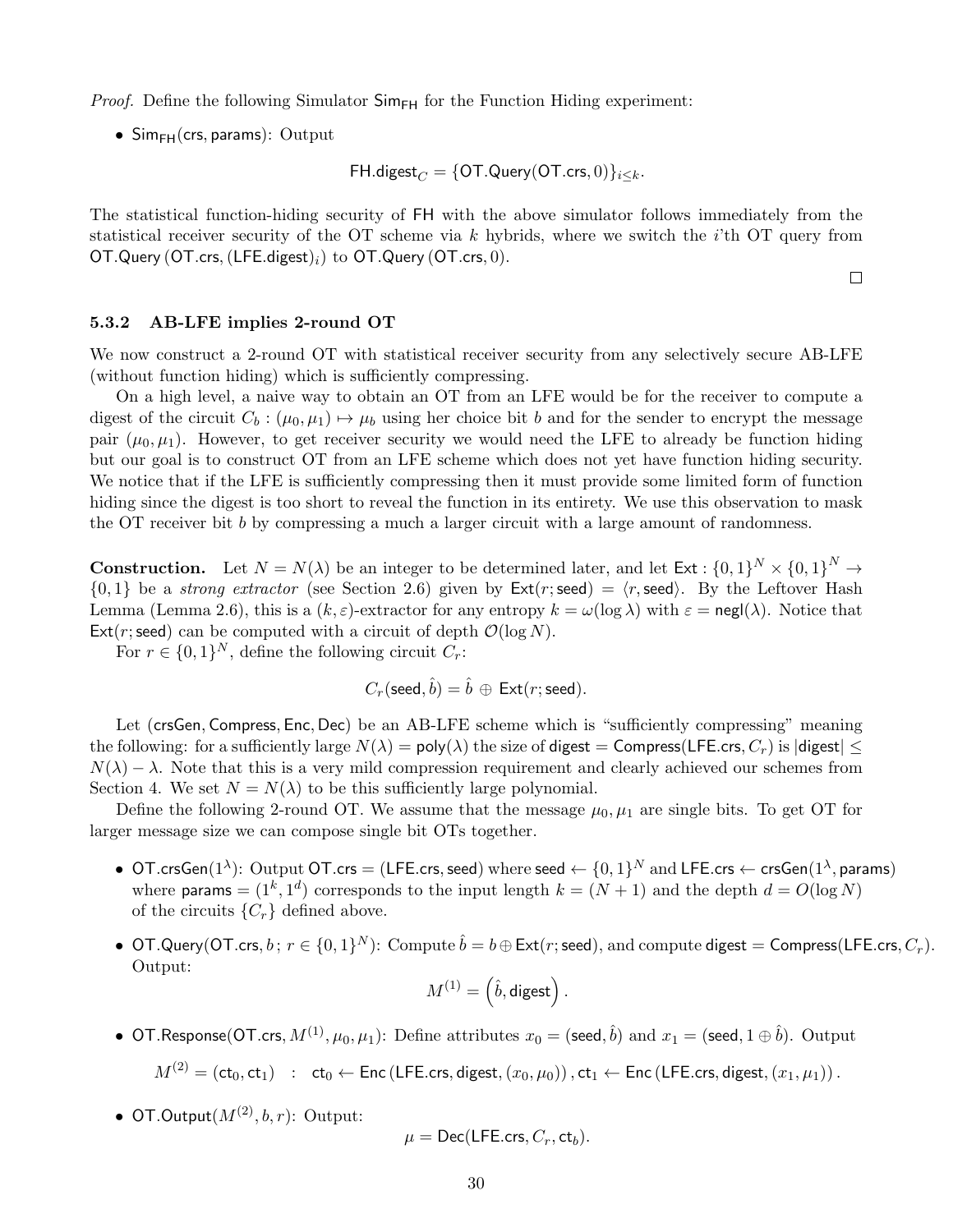*Proof.* Define the following Simulator $\mathsf{Sim}_{\mathsf{FH}}$ for the Function Hiding experiment:

- $\mathsf{Sim}_{\mathsf{FH}}(\mathsf{crs}, \mathsf{params})$: Output

$$\mathsf{FH.digest}_C = \{\mathsf{OT.Query}(\mathsf{OT.crs}, 0)\}_{i \le k}.$$

The statistical function-hiding security of $\mathsf{FH}$ with the above simulator follows immediately from the statistical receiver security of the OT scheme via $k$ hybrids, where we switch the $i$'th OT query from $\mathsf{OT.Query}\left(\mathsf{OT.crs}, (\mathsf{LFE.digest})_i\right)$ to $\mathsf{OT.Query}\left(\mathsf{OT.crs}, 0\right)$.

□

### 5.3.2 AB-LFE implies 2-round OT

We now construct a 2-round OT with statistical receiver security from any selectively secure AB-LFE (without function hiding) which is sufficiently compressing.

On a high level, a naive way to obtain an OT from an LFE would be for the receiver to compute a digest of the circuit $C_b : (\mu_0, \mu_1) \mapsto \mu_b$ using her choice bit $b$ and for the sender to encrypt the message pair $(\mu_0, \mu_1)$. However, to get receiver security we would need the LFE to already be function hiding but our goal is to construct OT from an LFE scheme which does not yet have function hiding security. We notice that if the LFE is sufficiently compressing then it must provide some limited form of function hiding since the digest is too short to reveal the function in its entirety. We use this observation to mask the OT receiver bit $b$ by compressing a much a larger circuit with a large amount of randomness.

**Construction.** Let $N = N(\lambda)$ be an integer to be determined later, and let $\mathsf{Ext} : \{0,1\}^N \times \{0,1\}^N \to \{0,1\}$ be a *strong extractor* (see Section 2.6) given by $\mathsf{Ext}(r; \mathsf{seed}) = \langle r, \mathsf{seed} \rangle$. By the Leftover Hash Lemma (Lemma 2.6), this is a $(k, \varepsilon)$-extractor for any entropy $k = \omega(\log \lambda)$ with $\varepsilon = \mathsf{negl}(\lambda)$. Notice that $\mathsf{Ext}(r; \mathsf{seed})$ can be computed with a circuit of depth $\mathcal{O}(\log N)$.

For $r \in \{0,1\}^N$, define the following circuit $C_r$:

$$C_r(\mathsf{seed}, \hat{b}) = \hat{b} \oplus \mathsf{Ext}(r; \mathsf{seed}).$$

Let $(\mathsf{crsGen}, \mathsf{Compress}, \mathsf{Enc}, \mathsf{Dec})$ be an AB-LFE scheme which is "sufficiently compressing" meaning the following: for a sufficiently large $N(\lambda) = \mathsf{poly}(\lambda)$ the size of $\mathsf{digest} = \mathsf{Compress}(\mathsf{LFE.crs}, C_r)$ is $|\mathsf{digest}| \le N(\lambda) - \lambda$. Note that this is a very mild compression requirement and clearly achieved our schemes from Section 4. We set $N = N(\lambda)$ to be this sufficiently large polynomial.

Define the following 2-round OT. We assume that the message $\mu_0, \mu_1$ are single bits. To get OT for larger message size we can compose single bit OTs together.

- $\mathsf{OT.crsGen}(1^\lambda)$: Output $\mathsf{OT.crs} = (\mathsf{LFE.crs}, \mathsf{seed})$ where $\mathsf{seed} \leftarrow \{0,1\}^N$ and $\mathsf{LFE.crs} \leftarrow \mathsf{crsGen}(1^\lambda, \mathsf{params})$ where $\mathsf{params} = (1^k, 1^d)$ corresponds to the input length $k = (N+1)$ and the depth $d = O(\log N)$ of the circuits $\{C_r\}$ defined above.

- $\mathsf{OT.Query}(\mathsf{OT.crs}, b\,;\, r \in \{0,1\}^N)$: Compute $\hat{b} = b \oplus \mathsf{Ext}(r; \mathsf{seed})$, and compute $\mathsf{digest} = \mathsf{Compress}(\mathsf{LFE.crs}, C_r)$. Output:

$$M^{(1)} = \left(\hat{b}, \mathsf{digest}\right).$$

- $\mathsf{OT.Response}(\mathsf{OT.crs}, M^{(1)}, \mu_0, \mu_1)$: Define attributes $x_0 = (\mathsf{seed}, \hat{b})$ and $x_1 = (\mathsf{seed}, 1 \oplus \hat{b})$. Output

$$M^{(2)} = (\mathsf{ct}_0, \mathsf{ct}_1) \quad : \quad \mathsf{ct}_0 \leftarrow \mathsf{Enc}\left(\mathsf{LFE.crs}, \mathsf{digest}, (x_0, \mu_0)\right), \mathsf{ct}_1 \leftarrow \mathsf{Enc}\left(\mathsf{LFE.crs}, \mathsf{digest}, (x_1, \mu_1)\right).$$

- $\mathsf{OT.Output}(M^{(2)}, b, r)$: Output:

$$\mu = \mathsf{Dec}(\mathsf{LFE.crs}, C_r, \mathsf{ct}_b).$$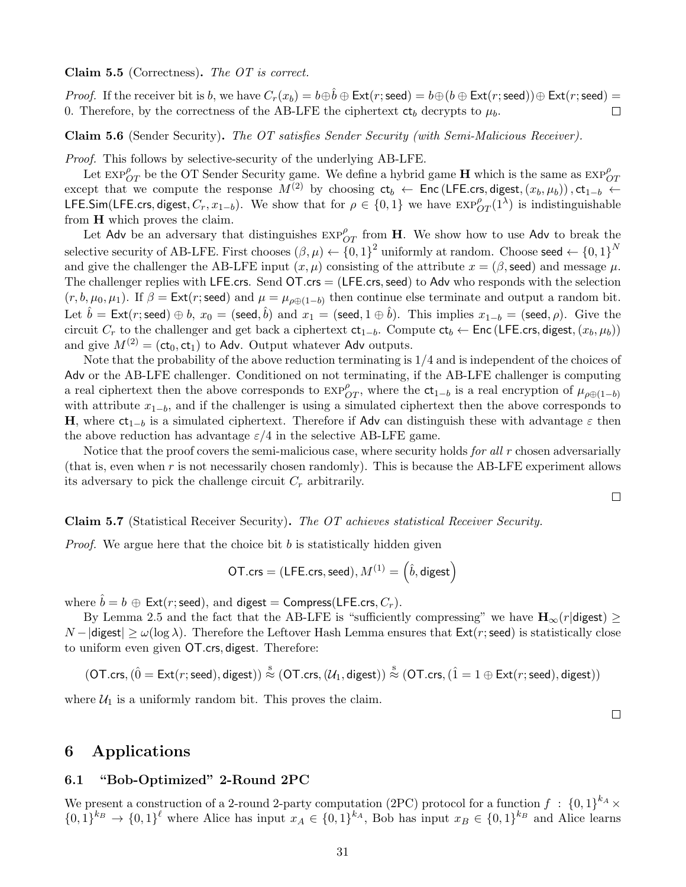**Claim 5.5** (Correctness)**.** *The OT is correct.*

*Proof.* If the receiver bit is $b$, we have $C_r(x_b) = b \oplus \hat{b} \oplus \mathsf{Ext}(r;\mathsf{seed}) = b \oplus (b \oplus \mathsf{Ext}(r;\mathsf{seed})) \oplus \mathsf{Ext}(r;\mathsf{seed}) = 0$. Therefore, by the correctness of the AB-LFE the ciphertext $\mathsf{ct}_b$ decrypts to $\mu_b$. □

**Claim 5.6** (Sender Security)**.** *The OT satisfies Sender Security (with Semi-Malicious Receiver).*

*Proof.* This follows by selective-security of the underlying AB-LFE.

Let $\textsc{exp}^{\rho}_{OT}$ be the OT Sender Security game. We define a hybrid game $\mathbf{H}$ which is the same as $\textsc{exp}^{\rho}_{OT}$ except that we compute the response $M^{(2)}$ by choosing $\mathsf{ct}_b \leftarrow \mathsf{Enc}(\mathsf{LFE.crs}, \mathsf{digest}, (x_b, \mu_b))$, $\mathsf{ct}_{1-b} \leftarrow \mathsf{LFE.Sim}(\mathsf{LFE.crs}, \mathsf{digest}, C_r, x_{1-b})$. We show that for $\rho \in \{0,1\}$ we have $\textsc{exp}^{\rho}_{OT}(1^\lambda)$ is indistinguishable from $\mathbf{H}$ which proves the claim.

Let $\mathsf{Adv}$ be an adversary that distinguishes $\textsc{exp}^{\rho}_{OT}$ from $\mathbf{H}$. We show how to use $\mathsf{Adv}$ to break the selective security of AB-LFE. First chooses $(\beta, \mu) \leftarrow \{0,1\}^2$ uniformly at random. Choose $\mathsf{seed} \leftarrow \{0,1\}^N$ and give the challenger the AB-LFE input $(x, \mu)$ consisting of the attribute $x = (\beta, \mathsf{seed})$ and message $\mu$. The challenger replies with $\mathsf{LFE.crs}$. Send $\mathsf{OT.crs} = (\mathsf{LFE.crs}, \mathsf{seed})$ to $\mathsf{Adv}$ who responds with the selection $(r, b, \mu_0, \mu_1)$. If $\beta = \mathsf{Ext}(r;\mathsf{seed})$ and $\mu = \mu_{\rho \oplus (1-b)}$ then continue else terminate and output a random bit. Let $\hat{b} = \mathsf{Ext}(r;\mathsf{seed}) \oplus b$, $x_0 = (\mathsf{seed}, \hat{b})$ and $x_1 = (\mathsf{seed}, 1 \oplus \hat{b})$. This implies $x_{1-b} = (\mathsf{seed}, \rho)$. Give the circuit $C_r$ to the challenger and get back a ciphertext $\mathsf{ct}_{1-b}$. Compute $\mathsf{ct}_b \leftarrow \mathsf{Enc}(\mathsf{LFE.crs}, \mathsf{digest}, (x_b, \mu_b))$ and give $M^{(2)} = (\mathsf{ct}_0, \mathsf{ct}_1)$ to $\mathsf{Adv}$. Output whatever $\mathsf{Adv}$ outputs.

Note that the probability of the above reduction terminating is $1/4$ and is independent of the choices of $\mathsf{Adv}$ or the AB-LFE challenger. Conditioned on not terminating, if the AB-LFE challenger is computing a real ciphertext then the above corresponds to $\textsc{exp}^{\rho}_{OT}$, where the $\mathsf{ct}_{1-b}$ is a real encryption of $\mu_{\rho \oplus (1-b)}$ with attribute $x_{1-b}$, and if the challenger is using a simulated ciphertext then the above corresponds to $\mathbf{H}$, where $\mathsf{ct}_{1-b}$ is a simulated ciphertext. Therefore if $\mathsf{Adv}$ can distinguish these with advantage $\varepsilon$ then the above reduction has advantage $\varepsilon/4$ in the selective AB-LFE game.

Notice that the proof covers the semi-malicious case, where security holds *for all* $r$ chosen adversarially (that is, even when $r$ is not necessarily chosen randomly). This is because the AB-LFE experiment allows its adversary to pick the challenge circuit $C_r$ arbitrarily. □

**Claim 5.7** (Statistical Receiver Security)**.** *The OT achieves statistical Receiver Security.*

*Proof.* We argue here that the choice bit $b$ is statistically hidden given

$$\mathsf{OT.crs} = (\mathsf{LFE.crs}, \mathsf{seed}), M^{(1)} = \left(\hat{b}, \mathsf{digest}\right)$$

where $\hat{b} = b \oplus \mathsf{Ext}(r;\mathsf{seed})$, and $\mathsf{digest} = \mathsf{Compress}(\mathsf{LFE.crs}, C_r)$.

By Lemma 2.5 and the fact that the AB-LFE is "sufficiently compressing" we have $\mathbf{H}_\infty(r|\mathsf{digest}) \geq N - |\mathsf{digest}| \geq \omega(\log \lambda)$. Therefore the Leftover Hash Lemma ensures that $\mathsf{Ext}(r;\mathsf{seed})$ is statistically close to uniform even given $\mathsf{OT.crs}, \mathsf{digest}$. Therefore:

$$(\mathsf{OT.crs}, (\hat{0} = \mathsf{Ext}(r;\mathsf{seed}), \mathsf{digest})) \overset{\text{s}}{\approx} (\mathsf{OT.crs}, (\mathcal{U}_1, \mathsf{digest})) \overset{\text{s}}{\approx} (\mathsf{OT.crs}, (\hat{1} = 1 \oplus \mathsf{Ext}(r;\mathsf{seed}), \mathsf{digest}))$$

where $\mathcal{U}_1$ is a uniformly random bit. This proves the claim. □

# 6 Applications

## 6.1 "Bob-Optimized" 2-Round 2PC

We present a construction of a 2-round 2-party computation (2PC) protocol for a function $f : \{0,1\}^{k_A} \times \{0,1\}^{k_B} \to \{0,1\}^\ell$ where Alice has input $x_A \in \{0,1\}^{k_A}$, Bob has input $x_B \in \{0,1\}^{k_B}$ and Alice learns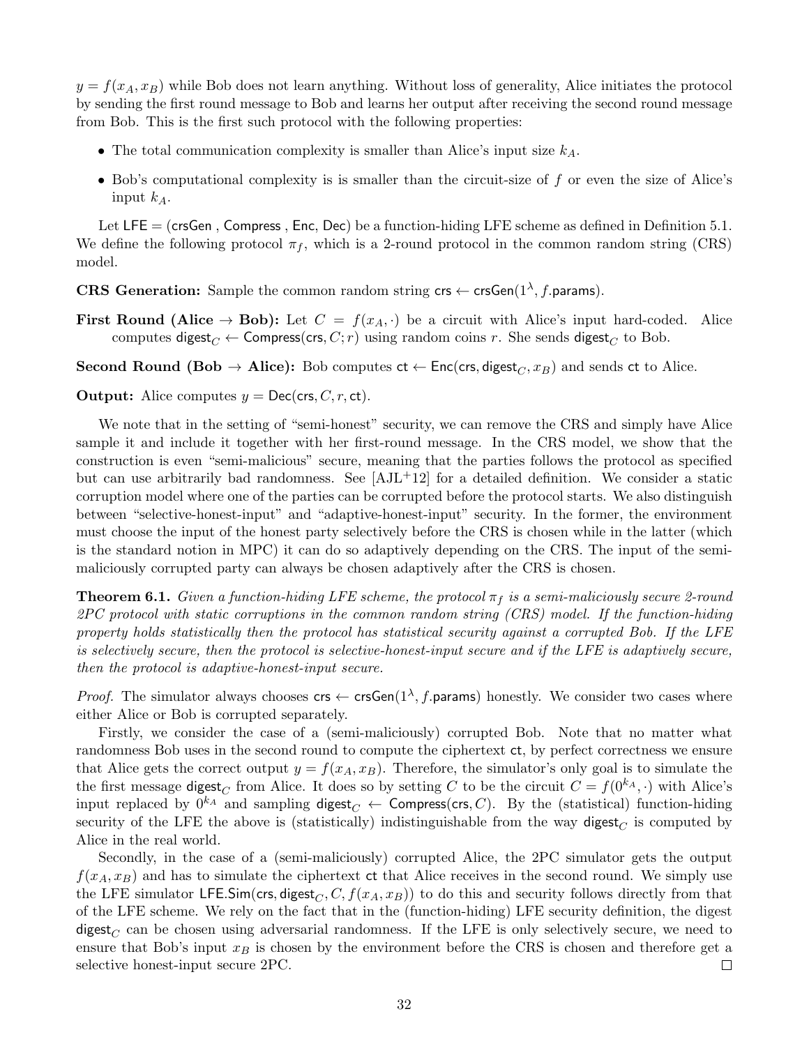$y = f(x_A, x_B)$ while Bob does not learn anything. Without loss of generality, Alice initiates the protocol by sending the first round message to Bob and learns her output after receiving the second round message from Bob. This is the first such protocol with the following properties:

- The total communication complexity is smaller than Alice's input size $k_A$.
- Bob's computational complexity is is smaller than the circuit-size of $f$ or even the size of Alice's input $k_A$.

Let $\mathsf{LFE} = (\mathsf{crsGen}, \mathsf{Compress}, \mathsf{Enc}, \mathsf{Dec})$ be a function-hiding LFE scheme as defined in Definition 5.1. We define the following protocol $\pi_f$, which is a 2-round protocol in the common random string (CRS) model.

**CRS Generation:** Sample the common random string $\mathsf{crs} \leftarrow \mathsf{crsGen}(1^\lambda, f.\mathsf{params})$.

**First Round (Alice → Bob):** Let $C = f(x_A, \cdot)$ be a circuit with Alice's input hard-coded. Alice computes $\mathsf{digest}_C \leftarrow \mathsf{Compress}(\mathsf{crs}, C; r)$ using random coins $r$. She sends $\mathsf{digest}_C$ to Bob.

**Second Round (Bob → Alice):** Bob computes $\mathsf{ct} \leftarrow \mathsf{Enc}(\mathsf{crs}, \mathsf{digest}_C, x_B)$ and sends $\mathsf{ct}$ to Alice.

**Output:** Alice computes $y = \mathsf{Dec}(\mathsf{crs}, C, r, \mathsf{ct})$.

We note that in the setting of "semi-honest" security, we can remove the CRS and simply have Alice sample it and include it together with her first-round message. In the CRS model, we show that the construction is even "semi-malicious" secure, meaning that the parties follows the protocol as specified but can use arbitrarily bad randomness. See [AJL+12] for a detailed definition. We consider a static corruption model where one of the parties can be corrupted before the protocol starts. We also distinguish between "selective-honest-input" and "adaptive-honest-input" security. In the former, the environment must choose the input of the honest party selectively before the CRS is chosen while in the latter (which is the standard notion in MPC) it can do so adaptively depending on the CRS. The input of the semi-maliciously corrupted party can always be chosen adaptively after the CRS is chosen.

**Theorem 6.1.** *Given a function-hiding LFE scheme, the protocol $\pi_f$ is a semi-maliciously secure 2-round 2PC protocol with static corruptions in the common random string (CRS) model. If the function-hiding property holds statistically then the protocol has statistical security against a corrupted Bob. If the LFE is selectively secure, then the protocol is selective-honest-input secure and if the LFE is adaptively secure, then the protocol is adaptive-honest-input secure.*

*Proof.* The simulator always chooses $\mathsf{crs} \leftarrow \mathsf{crsGen}(1^\lambda, f.\mathsf{params})$ honestly. We consider two cases where either Alice or Bob is corrupted separately.

Firstly, we consider the case of a (semi-maliciously) corrupted Bob. Note that no matter what randomness Bob uses in the second round to compute the ciphertext $\mathsf{ct}$, by perfect correctness we ensure that Alice gets the correct output $y = f(x_A, x_B)$. Therefore, the simulator's only goal is to simulate the the first message $\mathsf{digest}_C$ from Alice. It does so by setting $C$ to be the circuit $C = f(0^{k_A}, \cdot)$ with Alice's input replaced by $0^{k_A}$ and sampling $\mathsf{digest}_C \leftarrow \mathsf{Compress}(\mathsf{crs}, C)$. By the (statistical) function-hiding security of the LFE the above is (statistically) indistinguishable from the way $\mathsf{digest}_C$ is computed by Alice in the real world.

Secondly, in the case of a (semi-maliciously) corrupted Alice, the 2PC simulator gets the output $f(x_A, x_B)$ and has to simulate the ciphertext $\mathsf{ct}$ that Alice receives in the second round. We simply use the LFE simulator $\mathsf{LFE.Sim}(\mathsf{crs}, \mathsf{digest}_C, C, f(x_A, x_B))$ to do this and security follows directly from that of the LFE scheme. We rely on the fact that in the (function-hiding) LFE security definition, the digest $\mathsf{digest}_C$ can be chosen using adversarial randomness. If the LFE is only selectively secure, we need to ensure that Bob's input $x_B$ is chosen by the environment before the CRS is chosen and therefore get a selective honest-input secure 2PC. □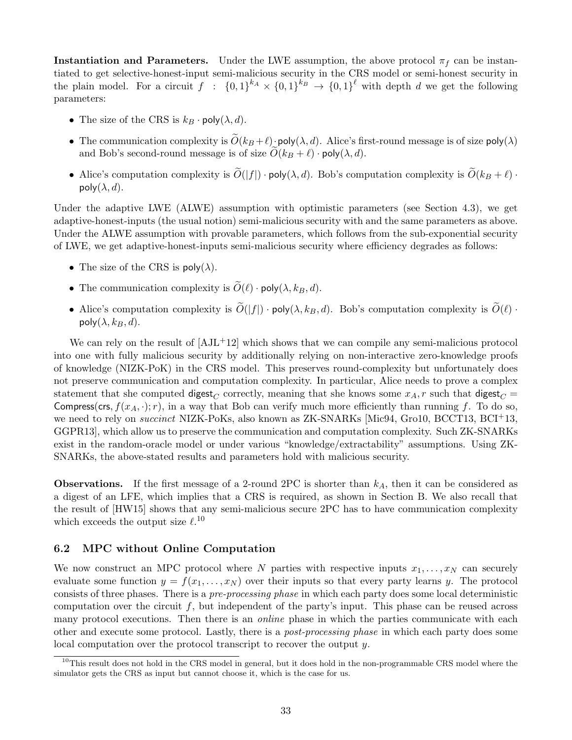**Instantiation and Parameters.** Under the LWE assumption, the above protocol $\pi_f$ can be instantiated to get selective-honest-input semi-malicious security in the CRS model or semi-honest security in the plain model. For a circuit $f : \{0,1\}^{k_A} \times \{0,1\}^{k_B} \rightarrow \{0,1\}^{\ell}$ with depth $d$ we get the following parameters:

- The size of the CRS is $k_B \cdot \mathsf{poly}(\lambda, d)$.
- The communication complexity is $\widetilde{O}(k_B + \ell) \cdot \mathsf{poly}(\lambda, d)$. Alice's first-round message is of size $\mathsf{poly}(\lambda)$ and Bob's second-round message is of size $\widetilde{O}(k_B + \ell) \cdot \mathsf{poly}(\lambda, d)$.
- Alice's computation complexity is $\widetilde{O}(|f|) \cdot \mathsf{poly}(\lambda, d)$. Bob's computation complexity is $\widetilde{O}(k_B + \ell) \cdot \mathsf{poly}(\lambda, d)$.

Under the adaptive LWE (ALWE) assumption with optimistic parameters (see Section 4.3), we get adaptive-honest-inputs (the usual notion) semi-malicious security with and the same parameters as above. Under the ALWE assumption with provable parameters, which follows from the sub-exponential security of LWE, we get adaptive-honest-inputs semi-malicious security where efficiency degrades as follows:

- The size of the CRS is $\mathsf{poly}(\lambda)$.
- The communication complexity is $\widetilde{O}(\ell) \cdot \mathsf{poly}(\lambda, k_B, d)$.
- Alice's computation complexity is $\widetilde{O}(|f|) \cdot \mathsf{poly}(\lambda, k_B, d)$. Bob's computation complexity is $\widetilde{O}(\ell) \cdot \mathsf{poly}(\lambda, k_B, d)$.

We can rely on the result of [AJL+12] which shows that we can compile any semi-malicious protocol into one with fully malicious security by additionally relying on non-interactive zero-knowledge proofs of knowledge (NIZK-PoK) in the CRS model. This preserves round-complexity but unfortunately does not preserve communication and computation complexity. In particular, Alice needs to prove a complex statement that she computed $\mathsf{digest}_C$ correctly, meaning that she knows some $x_A, r$ such that $\mathsf{digest}_C = \mathsf{Compress}(\mathsf{crs}, f(x_A, \cdot); r)$, in a way that Bob can verify much more efficiently than running $f$. To do so, we need to rely on *succinct* NIZK-PoKs, also known as ZK-SNARKs [Mic94, Gro10, BCCT13, BCI+13, GGPR13], which allow us to preserve the communication and computation complexity. Such ZK-SNARKs exist in the random-oracle model or under various "knowledge/extractability" assumptions. Using ZK-SNARKs, the above-stated results and parameters hold with malicious security.

**Observations.** If the first message of a 2-round 2PC is shorter than $k_A$, then it can be considered as a digest of an LFE, which implies that a CRS is required, as shown in Section B. We also recall that the result of [HW15] shows that any semi-malicious secure 2PC has to have communication complexity which exceeds the output size $\ell$.[10]

## 6.2 MPC without Online Computation

We now construct an MPC protocol where $N$ parties with respective inputs $x_1, \ldots, x_N$ can securely evaluate some function $y = f(x_1, \ldots, x_N)$ over their inputs so that every party learns $y$. The protocol consists of three phases. There is a *pre-processing phase* in which each party does some local deterministic computation over the circuit $f$, but independent of the party's input. This phase can be reused across many protocol executions. Then there is an *online* phase in which the parties communicate with each other and execute some protocol. Lastly, there is a *post-processing phase* in which each party does some local computation over the protocol transcript to recover the output $y$.

[10] This result does not hold in the CRS model in general, but it does hold in the non-programmable CRS model where the simulator gets the CRS as input but cannot choose it, which is the case for us.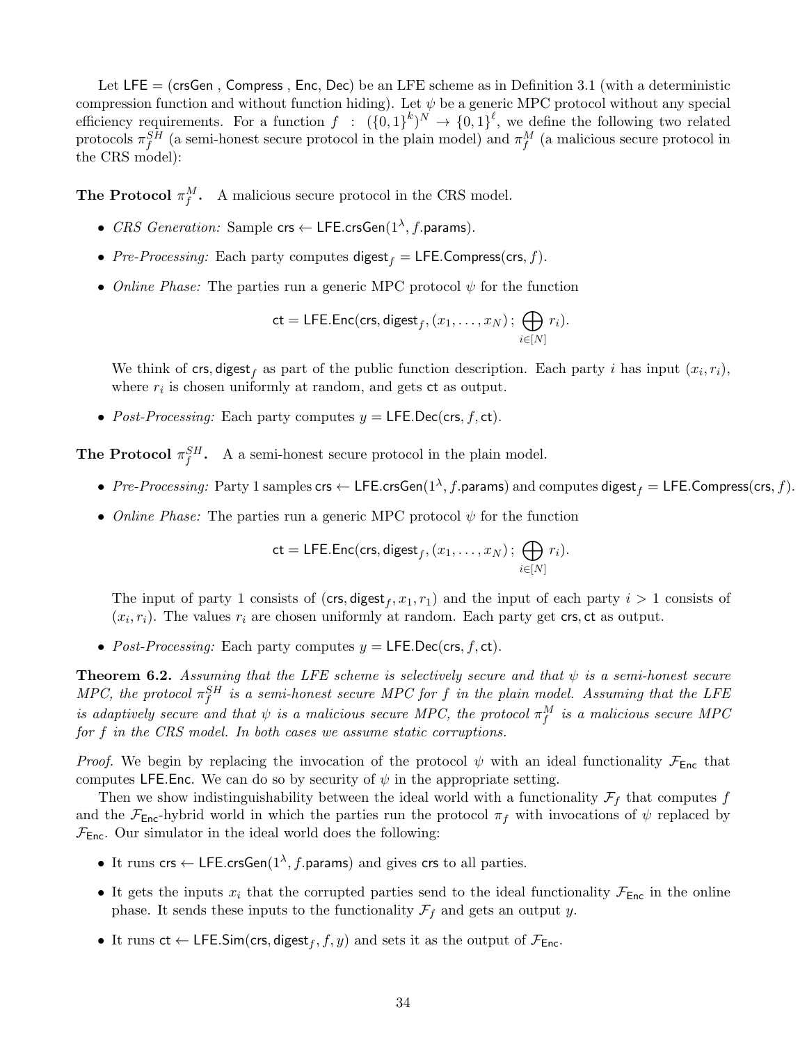Let $\mathsf{LFE} = (\mathsf{crsGen}, \mathsf{Compress}, \mathsf{Enc}, \mathsf{Dec})$ be an LFE scheme as in Definition 3.1 (with a deterministic compression function and without function hiding). Let $\psi$ be a generic MPC protocol without any special efficiency requirements. For a function $f : (\{0,1\}^k)^N \to \{0,1\}^\ell$, we define the following two related protocols $\pi_f^{SH}$ (a semi-honest secure protocol in the plain model) and $\pi_f^M$ (a malicious secure protocol in the CRS model):

**The Protocol $\pi_f^M$.** A malicious secure protocol in the CRS model.

- *CRS Generation:* Sample $\mathsf{crs} \leftarrow \mathsf{LFE.crsGen}(1^\lambda, f.\mathsf{params})$.
- *Pre-Processing:* Each party computes $\mathsf{digest}_f = \mathsf{LFE.Compress}(\mathsf{crs}, f)$.
- *Online Phase:* The parties run a generic MPC protocol $\psi$ for the function

$$\mathsf{ct} = \mathsf{LFE.Enc}(\mathsf{crs}, \mathsf{digest}_f, (x_1, \ldots, x_N)\,;\, \bigoplus_{i \in [N]} r_i).$$

  We think of $\mathsf{crs}, \mathsf{digest}_f$ as part of the public function description. Each party $i$ has input $(x_i, r_i)$, where $r_i$ is chosen uniformly at random, and gets $\mathsf{ct}$ as output.

- *Post-Processing:* Each party computes $y = \mathsf{LFE.Dec}(\mathsf{crs}, f, \mathsf{ct})$.

**The Protocol $\pi_f^{SH}$.** A a semi-honest secure protocol in the plain model.

- *Pre-Processing:* Party 1 samples $\mathsf{crs} \leftarrow \mathsf{LFE.crsGen}(1^\lambda, f.\mathsf{params})$ and computes $\mathsf{digest}_f = \mathsf{LFE.Compress}(\mathsf{crs}, f)$.
- *Online Phase:* The parties run a generic MPC protocol $\psi$ for the function

$$\mathsf{ct} = \mathsf{LFE.Enc}(\mathsf{crs}, \mathsf{digest}_f, (x_1, \ldots, x_N)\,;\, \bigoplus_{i \in [N]} r_i).$$

  The input of party 1 consists of $(\mathsf{crs}, \mathsf{digest}_f, x_1, r_1)$ and the input of each party $i > 1$ consists of $(x_i, r_i)$. The values $r_i$ are chosen uniformly at random. Each party get $\mathsf{crs}, \mathsf{ct}$ as output.

- *Post-Processing:* Each party computes $y = \mathsf{LFE.Dec}(\mathsf{crs}, f, \mathsf{ct})$.

**Theorem 6.2.** *Assuming that the LFE scheme is selectively secure and that $\psi$ is a semi-honest secure MPC, the protocol $\pi_f^{SH}$ is a semi-honest secure MPC for $f$ in the plain model. Assuming that the LFE is adaptively secure and that $\psi$ is a malicious secure MPC, the protocol $\pi_f^M$ is a malicious secure MPC for $f$ in the CRS model. In both cases we assume static corruptions.*

*Proof.* We begin by replacing the invocation of the protocol $\psi$ with an ideal functionality $\mathcal{F}_{\mathsf{Enc}}$ that computes $\mathsf{LFE.Enc}$. We can do so by security of $\psi$ in the appropriate setting.

Then we show indistinguishability between the ideal world with a functionality $\mathcal{F}_f$ that computes $f$ and the $\mathcal{F}_{\mathsf{Enc}}$-hybrid world in which the parties run the protocol $\pi_f$ with invocations of $\psi$ replaced by $\mathcal{F}_{\mathsf{Enc}}$. Our simulator in the ideal world does the following:

- It runs $\mathsf{crs} \leftarrow \mathsf{LFE.crsGen}(1^\lambda, f.\mathsf{params})$ and gives $\mathsf{crs}$ to all parties.
- It gets the inputs $x_i$ that the corrupted parties send to the ideal functionality $\mathcal{F}_{\mathsf{Enc}}$ in the online phase. It sends these inputs to the functionality $\mathcal{F}_f$ and gets an output $y$.
- It runs $\mathsf{ct} \leftarrow \mathsf{LFE.Sim}(\mathsf{crs}, \mathsf{digest}_f, f, y)$ and sets it as the output of $\mathcal{F}_{\mathsf{Enc}}$.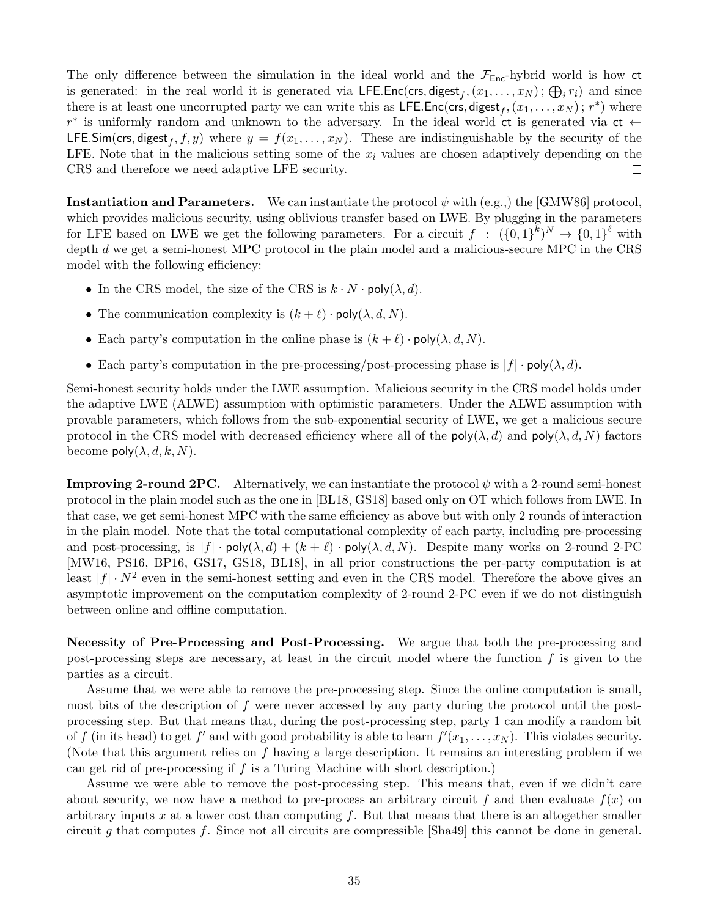The only difference between the simulation in the ideal world and the $\mathcal{F}_{\mathsf{Enc}}$-hybrid world is how $\mathsf{ct}$ is generated: in the real world it is generated via $\mathsf{LFE.Enc}(\mathsf{crs}, \mathsf{digest}_f, (x_1, \ldots, x_N) \,;\, \bigoplus_i r_i)$ and since there is at least one uncorrupted party we can write this as $\mathsf{LFE.Enc}(\mathsf{crs}, \mathsf{digest}_f, (x_1, \ldots, x_N) \,;\, r^*)$ where $r^*$ is uniformly random and unknown to the adversary. In the ideal world $\mathsf{ct}$ is generated via $\mathsf{ct} \leftarrow \mathsf{LFE.Sim}(\mathsf{crs}, \mathsf{digest}_f, f, y)$ where $y = f(x_1, \ldots, x_N)$. These are indistinguishable by the security of the LFE. Note that in the malicious setting some of the $x_i$ values are chosen adaptively depending on the CRS and therefore we need adaptive LFE security. $\square$

**Instantiation and Parameters.** We can instantiate the protocol $\psi$ with (e.g.,) the [GMW86] protocol, which provides malicious security, using oblivious transfer based on LWE. By plugging in the parameters for LFE based on LWE we get the following parameters. For a circuit $f : (\{0,1\}^k)^N \rightarrow \{0,1\}^\ell$ with depth $d$ we get a semi-honest MPC protocol in the plain model and a malicious-secure MPC in the CRS model with the following efficiency:

- In the CRS model, the size of the CRS is $k \cdot N \cdot \mathsf{poly}(\lambda, d)$.
- The communication complexity is $(k + \ell) \cdot \mathsf{poly}(\lambda, d, N)$.
- Each party's computation in the online phase is $(k + \ell) \cdot \mathsf{poly}(\lambda, d, N)$.
- Each party's computation in the pre-processing/post-processing phase is $|f| \cdot \mathsf{poly}(\lambda, d)$.

Semi-honest security holds under the LWE assumption. Malicious security in the CRS model holds under the adaptive LWE (ALWE) assumption with optimistic parameters. Under the ALWE assumption with provable parameters, which follows from the sub-exponential security of LWE, we get a malicious secure protocol in the CRS model with decreased efficiency where all of the $\mathsf{poly}(\lambda, d)$ and $\mathsf{poly}(\lambda, d, N)$ factors become $\mathsf{poly}(\lambda, d, k, N)$.

**Improving 2-round 2PC.** Alternatively, we can instantiate the protocol $\psi$ with a 2-round semi-honest protocol in the plain model such as the one in [BL18, GS18] based only on OT which follows from LWE. In that case, we get semi-honest MPC with the same efficiency as above but with only 2 rounds of interaction in the plain model. Note that the total computational complexity of each party, including pre-processing and post-processing, is $|f| \cdot \mathsf{poly}(\lambda, d) + (k + \ell) \cdot \mathsf{poly}(\lambda, d, N)$. Despite many works on 2-round 2-PC [MW16, PS16, BP16, GS17, GS18, BL18], in all prior constructions the per-party computation is at least $|f| \cdot N^2$ even in the semi-honest setting and even in the CRS model. Therefore the above gives an asymptotic improvement on the computation complexity of 2-round 2-PC even if we do not distinguish between online and offline computation.

**Necessity of Pre-Processing and Post-Processing.** We argue that both the pre-processing and post-processing steps are necessary, at least in the circuit model where the function $f$ is given to the parties as a circuit.

Assume that we were able to remove the pre-processing step. Since the online computation is small, most bits of the description of $f$ were never accessed by any party during the protocol until the post-processing step. But that means that, during the post-processing step, party 1 can modify a random bit of $f$ (in its head) to get $f'$ and with good probability is able to learn $f'(x_1, \ldots, x_N)$. This violates security. (Note that this argument relies on $f$ having a large description. It remains an interesting problem if we can get rid of pre-processing if $f$ is a Turing Machine with short description.)

Assume we were able to remove the post-processing step. This means that, even if we didn't care about security, we now have a method to pre-process an arbitrary circuit $f$ and then evaluate $f(x)$ on arbitrary inputs $x$ at a lower cost than computing $f$. But that means that there is an altogether smaller circuit $g$ that computes $f$. Since not all circuits are compressible [Sha49] this cannot be done in general.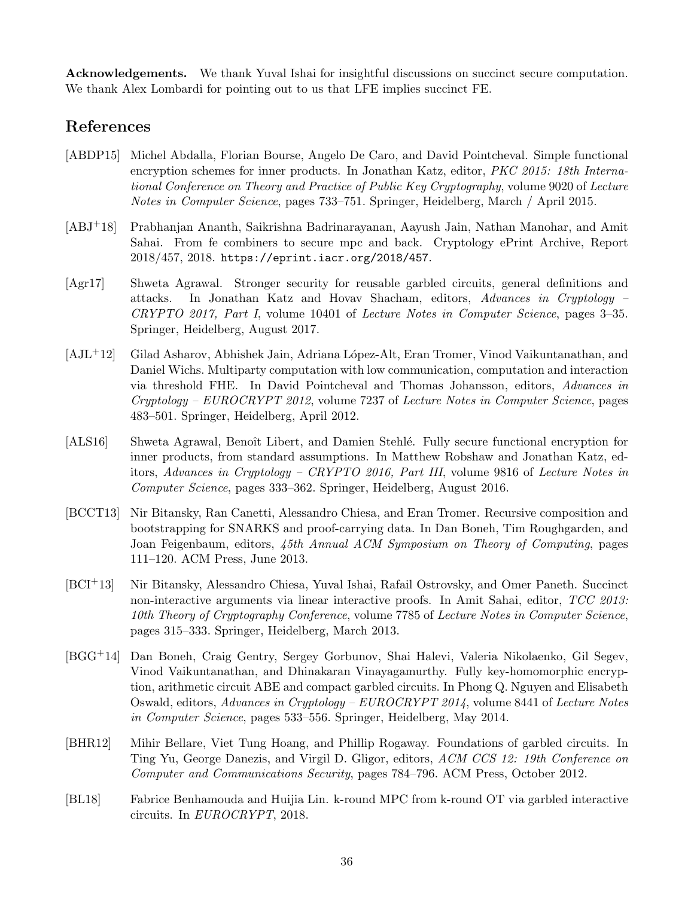**Acknowledgements.** We thank Yuval Ishai for insightful discussions on succinct secure computation. We thank Alex Lombardi for pointing out to us that LFE implies succinct FE.

## References

[ABDP15] Michel Abdalla, Florian Bourse, Angelo De Caro, and David Pointcheval. Simple functional encryption schemes for inner products. In Jonathan Katz, editor, *PKC 2015: 18th International Conference on Theory and Practice of Public Key Cryptography*, volume 9020 of *Lecture Notes in Computer Science*, pages 733–751. Springer, Heidelberg, March / April 2015.

[ABJ+18] Prabhanjan Ananth, Saikrishna Badrinarayanan, Aayush Jain, Nathan Manohar, and Amit Sahai. From fe combiners to secure mpc and back. Cryptology ePrint Archive, Report 2018/457, 2018. `https://eprint.iacr.org/2018/457`.

[Agr17] Shweta Agrawal. Stronger security for reusable garbled circuits, general definitions and attacks. In Jonathan Katz and Hovav Shacham, editors, *Advances in Cryptology – CRYPTO 2017, Part I*, volume 10401 of *Lecture Notes in Computer Science*, pages 3–35. Springer, Heidelberg, August 2017.

[AJL+12] Gilad Asharov, Abhishek Jain, Adriana López-Alt, Eran Tromer, Vinod Vaikuntanathan, and Daniel Wichs. Multiparty computation with low communication, computation and interaction via threshold FHE. In David Pointcheval and Thomas Johansson, editors, *Advances in Cryptology – EUROCRYPT 2012*, volume 7237 of *Lecture Notes in Computer Science*, pages 483–501. Springer, Heidelberg, April 2012.

[ALS16] Shweta Agrawal, Benoît Libert, and Damien Stehlé. Fully secure functional encryption for inner products, from standard assumptions. In Matthew Robshaw and Jonathan Katz, editors, *Advances in Cryptology – CRYPTO 2016, Part III*, volume 9816 of *Lecture Notes in Computer Science*, pages 333–362. Springer, Heidelberg, August 2016.

[BCCT13] Nir Bitansky, Ran Canetti, Alessandro Chiesa, and Eran Tromer. Recursive composition and bootstrapping for SNARKS and proof-carrying data. In Dan Boneh, Tim Roughgarden, and Joan Feigenbaum, editors, *45th Annual ACM Symposium on Theory of Computing*, pages 111–120. ACM Press, June 2013.

[BCI+13] Nir Bitansky, Alessandro Chiesa, Yuval Ishai, Rafail Ostrovsky, and Omer Paneth. Succinct non-interactive arguments via linear interactive proofs. In Amit Sahai, editor, *TCC 2013: 10th Theory of Cryptography Conference*, volume 7785 of *Lecture Notes in Computer Science*, pages 315–333. Springer, Heidelberg, March 2013.

[BGG+14] Dan Boneh, Craig Gentry, Sergey Gorbunov, Shai Halevi, Valeria Nikolaenko, Gil Segev, Vinod Vaikuntanathan, and Dhinakaran Vinayagamurthy. Fully key-homomorphic encryption, arithmetic circuit ABE and compact garbled circuits. In Phong Q. Nguyen and Elisabeth Oswald, editors, *Advances in Cryptology – EUROCRYPT 2014*, volume 8441 of *Lecture Notes in Computer Science*, pages 533–556. Springer, Heidelberg, May 2014.

[BHR12] Mihir Bellare, Viet Tung Hoang, and Phillip Rogaway. Foundations of garbled circuits. In Ting Yu, George Danezis, and Virgil D. Gligor, editors, *ACM CCS 12: 19th Conference on Computer and Communications Security*, pages 784–796. ACM Press, October 2012.

[BL18] Fabrice Benhamouda and Huijia Lin. k-round MPC from k-round OT via garbled interactive circuits. In *EUROCRYPT*, 2018.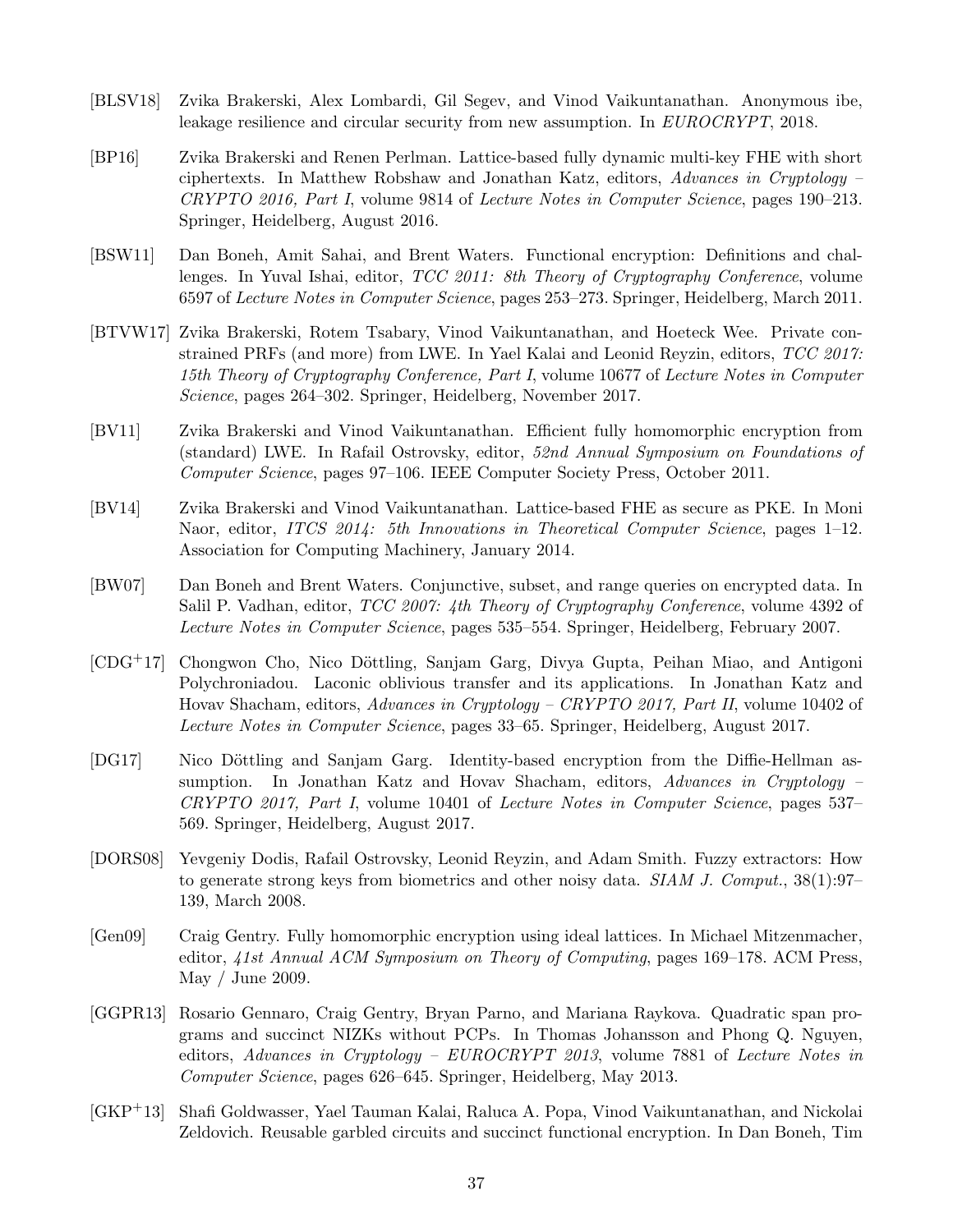[BLSV18] Zvika Brakerski, Alex Lombardi, Gil Segev, and Vinod Vaikuntanathan. Anonymous ibe, leakage resilience and circular security from new assumption. In *EUROCRYPT*, 2018.

[BP16] Zvika Brakerski and Renen Perlman. Lattice-based fully dynamic multi-key FHE with short ciphertexts. In Matthew Robshaw and Jonathan Katz, editors, *Advances in Cryptology – CRYPTO 2016, Part I*, volume 9814 of *Lecture Notes in Computer Science*, pages 190–213. Springer, Heidelberg, August 2016.

[BSW11] Dan Boneh, Amit Sahai, and Brent Waters. Functional encryption: Definitions and challenges. In Yuval Ishai, editor, *TCC 2011: 8th Theory of Cryptography Conference*, volume 6597 of *Lecture Notes in Computer Science*, pages 253–273. Springer, Heidelberg, March 2011.

[BTVW17] Zvika Brakerski, Rotem Tsabary, Vinod Vaikuntanathan, and Hoeteck Wee. Private constrained PRFs (and more) from LWE. In Yael Kalai and Leonid Reyzin, editors, *TCC 2017: 15th Theory of Cryptography Conference, Part I*, volume 10677 of *Lecture Notes in Computer Science*, pages 264–302. Springer, Heidelberg, November 2017.

[BV11] Zvika Brakerski and Vinod Vaikuntanathan. Efficient fully homomorphic encryption from (standard) LWE. In Rafail Ostrovsky, editor, *52nd Annual Symposium on Foundations of Computer Science*, pages 97–106. IEEE Computer Society Press, October 2011.

[BV14] Zvika Brakerski and Vinod Vaikuntanathan. Lattice-based FHE as secure as PKE. In Moni Naor, editor, *ITCS 2014: 5th Innovations in Theoretical Computer Science*, pages 1–12. Association for Computing Machinery, January 2014.

[BW07] Dan Boneh and Brent Waters. Conjunctive, subset, and range queries on encrypted data. In Salil P. Vadhan, editor, *TCC 2007: 4th Theory of Cryptography Conference*, volume 4392 of *Lecture Notes in Computer Science*, pages 535–554. Springer, Heidelberg, February 2007.

[CDG+17] Chongwon Cho, Nico Döttling, Sanjam Garg, Divya Gupta, Peihan Miao, and Antigoni Polychroniadou. Laconic oblivious transfer and its applications. In Jonathan Katz and Hovav Shacham, editors, *Advances in Cryptology – CRYPTO 2017, Part II*, volume 10402 of *Lecture Notes in Computer Science*, pages 33–65. Springer, Heidelberg, August 2017.

[DG17] Nico Döttling and Sanjam Garg. Identity-based encryption from the Diffie-Hellman assumption. In Jonathan Katz and Hovav Shacham, editors, *Advances in Cryptology – CRYPTO 2017, Part I*, volume 10401 of *Lecture Notes in Computer Science*, pages 537–569. Springer, Heidelberg, August 2017.

[DORS08] Yevgeniy Dodis, Rafail Ostrovsky, Leonid Reyzin, and Adam Smith. Fuzzy extractors: How to generate strong keys from biometrics and other noisy data. *SIAM J. Comput.*, 38(1):97–139, March 2008.

[Gen09] Craig Gentry. Fully homomorphic encryption using ideal lattices. In Michael Mitzenmacher, editor, *41st Annual ACM Symposium on Theory of Computing*, pages 169–178. ACM Press, May / June 2009.

[GGPR13] Rosario Gennaro, Craig Gentry, Bryan Parno, and Mariana Raykova. Quadratic span programs and succinct NIZKs without PCPs. In Thomas Johansson and Phong Q. Nguyen, editors, *Advances in Cryptology – EUROCRYPT 2013*, volume 7881 of *Lecture Notes in Computer Science*, pages 626–645. Springer, Heidelberg, May 2013.

[GKP+13] Shafi Goldwasser, Yael Tauman Kalai, Raluca A. Popa, Vinod Vaikuntanathan, and Nickolai Zeldovich. Reusable garbled circuits and succinct functional encryption. In Dan Boneh, Tim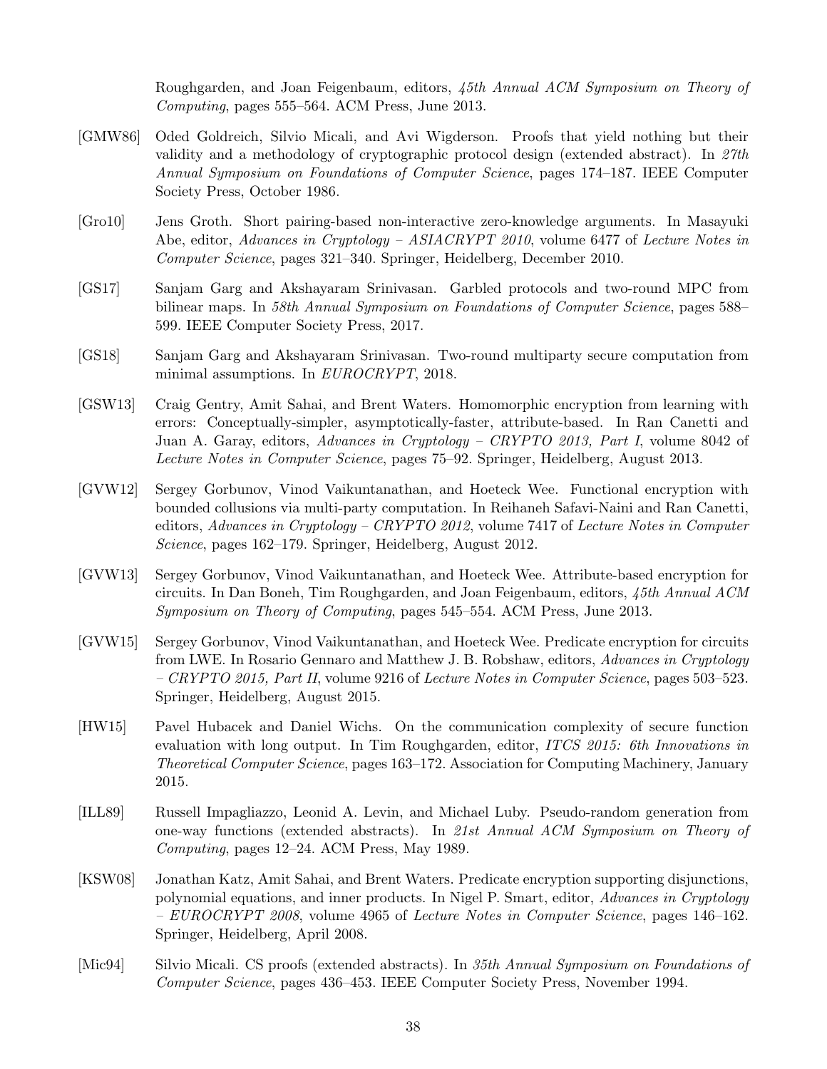Roughgarden, and Joan Feigenbaum, editors, *45th Annual ACM Symposium on Theory of Computing*, pages 555–564. ACM Press, June 2013.

[GMW86] Oded Goldreich, Silvio Micali, and Avi Wigderson. Proofs that yield nothing but their validity and a methodology of cryptographic protocol design (extended abstract). In *27th Annual Symposium on Foundations of Computer Science*, pages 174–187. IEEE Computer Society Press, October 1986.

[Gro10] Jens Groth. Short pairing-based non-interactive zero-knowledge arguments. In Masayuki Abe, editor, *Advances in Cryptology – ASIACRYPT 2010*, volume 6477 of *Lecture Notes in Computer Science*, pages 321–340. Springer, Heidelberg, December 2010.

[GS17] Sanjam Garg and Akshayaram Srinivasan. Garbled protocols and two-round MPC from bilinear maps. In *58th Annual Symposium on Foundations of Computer Science*, pages 588–599. IEEE Computer Society Press, 2017.

[GS18] Sanjam Garg and Akshayaram Srinivasan. Two-round multiparty secure computation from minimal assumptions. In *EUROCRYPT*, 2018.

[GSW13] Craig Gentry, Amit Sahai, and Brent Waters. Homomorphic encryption from learning with errors: Conceptually-simpler, asymptotically-faster, attribute-based. In Ran Canetti and Juan A. Garay, editors, *Advances in Cryptology – CRYPTO 2013, Part I*, volume 8042 of *Lecture Notes in Computer Science*, pages 75–92. Springer, Heidelberg, August 2013.

[GVW12] Sergey Gorbunov, Vinod Vaikuntanathan, and Hoeteck Wee. Functional encryption with bounded collusions via multi-party computation. In Reihaneh Safavi-Naini and Ran Canetti, editors, *Advances in Cryptology – CRYPTO 2012*, volume 7417 of *Lecture Notes in Computer Science*, pages 162–179. Springer, Heidelberg, August 2012.

[GVW13] Sergey Gorbunov, Vinod Vaikuntanathan, and Hoeteck Wee. Attribute-based encryption for circuits. In Dan Boneh, Tim Roughgarden, and Joan Feigenbaum, editors, *45th Annual ACM Symposium on Theory of Computing*, pages 545–554. ACM Press, June 2013.

[GVW15] Sergey Gorbunov, Vinod Vaikuntanathan, and Hoeteck Wee. Predicate encryption for circuits from LWE. In Rosario Gennaro and Matthew J. B. Robshaw, editors, *Advances in Cryptology – CRYPTO 2015, Part II*, volume 9216 of *Lecture Notes in Computer Science*, pages 503–523. Springer, Heidelberg, August 2015.

[HW15] Pavel Hubacek and Daniel Wichs. On the communication complexity of secure function evaluation with long output. In Tim Roughgarden, editor, *ITCS 2015: 6th Innovations in Theoretical Computer Science*, pages 163–172. Association for Computing Machinery, January 2015.

[ILL89] Russell Impagliazzo, Leonid A. Levin, and Michael Luby. Pseudo-random generation from one-way functions (extended abstracts). In *21st Annual ACM Symposium on Theory of Computing*, pages 12–24. ACM Press, May 1989.

[KSW08] Jonathan Katz, Amit Sahai, and Brent Waters. Predicate encryption supporting disjunctions, polynomial equations, and inner products. In Nigel P. Smart, editor, *Advances in Cryptology – EUROCRYPT 2008*, volume 4965 of *Lecture Notes in Computer Science*, pages 146–162. Springer, Heidelberg, April 2008.

[Mic94] Silvio Micali. CS proofs (extended abstracts). In *35th Annual Symposium on Foundations of Computer Science*, pages 436–453. IEEE Computer Society Press, November 1994.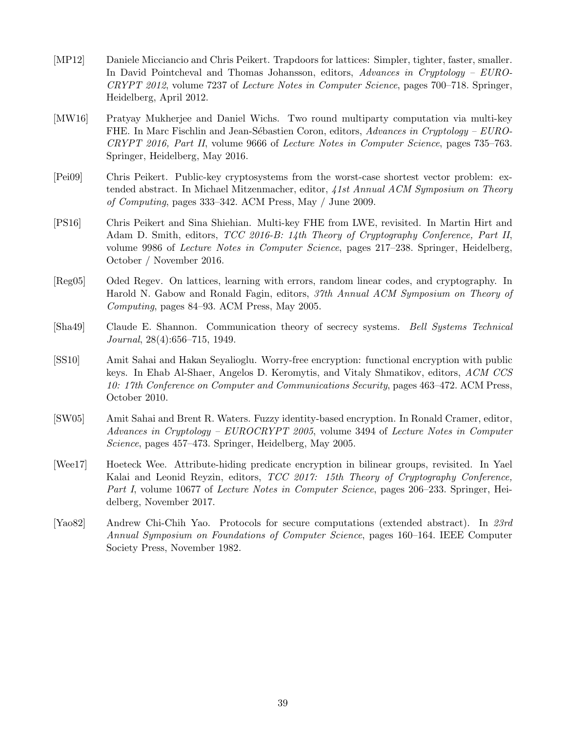[MP12] Daniele Micciancio and Chris Peikert. Trapdoors for lattices: Simpler, tighter, faster, smaller. In David Pointcheval and Thomas Johansson, editors, *Advances in Cryptology – EUROCRYPT 2012*, volume 7237 of *Lecture Notes in Computer Science*, pages 700–718. Springer, Heidelberg, April 2012.

[MW16] Pratyay Mukherjee and Daniel Wichs. Two round multiparty computation via multi-key FHE. In Marc Fischlin and Jean-Sébastien Coron, editors, *Advances in Cryptology – EUROCRYPT 2016, Part II*, volume 9666 of *Lecture Notes in Computer Science*, pages 735–763. Springer, Heidelberg, May 2016.

[Pei09] Chris Peikert. Public-key cryptosystems from the worst-case shortest vector problem: extended abstract. In Michael Mitzenmacher, editor, *41st Annual ACM Symposium on Theory of Computing*, pages 333–342. ACM Press, May / June 2009.

[PS16] Chris Peikert and Sina Shiehian. Multi-key FHE from LWE, revisited. In Martin Hirt and Adam D. Smith, editors, *TCC 2016-B: 14th Theory of Cryptography Conference, Part II*, volume 9986 of *Lecture Notes in Computer Science*, pages 217–238. Springer, Heidelberg, October / November 2016.

[Reg05] Oded Regev. On lattices, learning with errors, random linear codes, and cryptography. In Harold N. Gabow and Ronald Fagin, editors, *37th Annual ACM Symposium on Theory of Computing*, pages 84–93. ACM Press, May 2005.

[Sha49] Claude E. Shannon. Communication theory of secrecy systems. *Bell Systems Technical Journal*, 28(4):656–715, 1949.

[SS10] Amit Sahai and Hakan Seyalioglu. Worry-free encryption: functional encryption with public keys. In Ehab Al-Shaer, Angelos D. Keromytis, and Vitaly Shmatikov, editors, *ACM CCS 10: 17th Conference on Computer and Communications Security*, pages 463–472. ACM Press, October 2010.

[SW05] Amit Sahai and Brent R. Waters. Fuzzy identity-based encryption. In Ronald Cramer, editor, *Advances in Cryptology – EUROCRYPT 2005*, volume 3494 of *Lecture Notes in Computer Science*, pages 457–473. Springer, Heidelberg, May 2005.

[Wee17] Hoeteck Wee. Attribute-hiding predicate encryption in bilinear groups, revisited. In Yael Kalai and Leonid Reyzin, editors, *TCC 2017: 15th Theory of Cryptography Conference, Part I*, volume 10677 of *Lecture Notes in Computer Science*, pages 206–233. Springer, Heidelberg, November 2017.

[Yao82] Andrew Chi-Chih Yao. Protocols for secure computations (extended abstract). In *23rd Annual Symposium on Foundations of Computer Science*, pages 160–164. IEEE Computer Society Press, November 1982.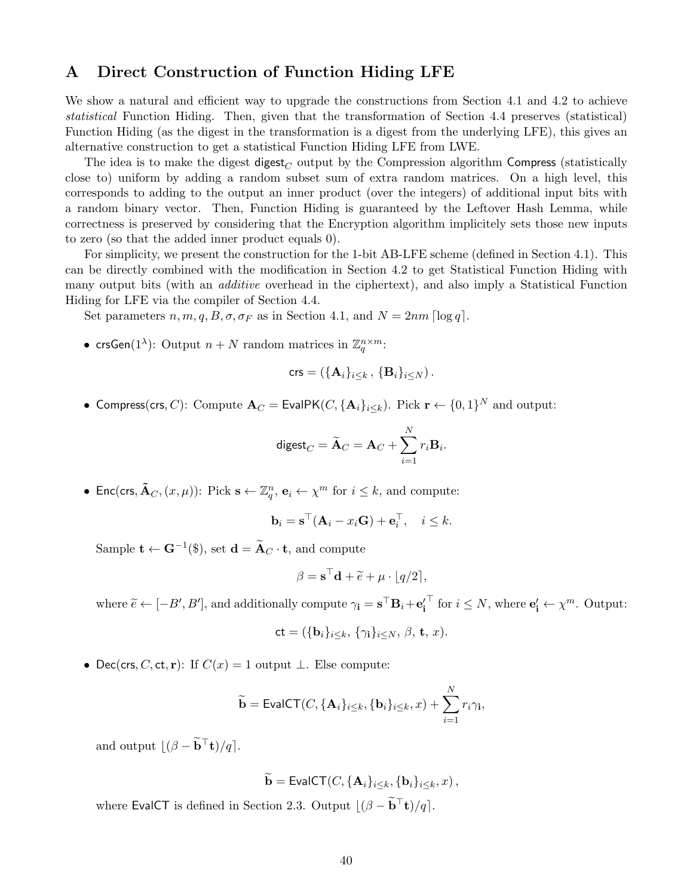# A Direct Construction of Function Hiding LFE

We show a natural and efficient way to upgrade the constructions from Section 4.1 and 4.2 to achieve *statistical* Function Hiding. Then, given that the transformation of Section 4.4 preserves (statistical) Function Hiding (as the digest in the transformation is a digest from the underlying LFE), this gives an alternative construction to get a statistical Function Hiding LFE from LWE.

The idea is to make the digest $\mathsf{digest}_C$ output by the Compression algorithm $\mathsf{Compress}$ (statistically close to) uniform by adding a random subset sum of extra random matrices. On a high level, this corresponds to adding to the output an inner product (over the integers) of additional input bits with a random binary vector. Then, Function Hiding is guaranteed by the Leftover Hash Lemma, while correctness is preserved by considering that the Encryption algorithm implicitely sets those new inputs to zero (so that the added inner product equals 0).

For simplicity, we present the construction for the 1-bit AB-LFE scheme (defined in Section 4.1). This can be directly combined with the modification in Section 4.2 to get Statistical Function Hiding with many output bits (with an *additive* overhead in the ciphertext), and also imply a Statistical Function Hiding for LFE via the compiler of Section 4.4.

Set parameters $n, m, q, B, \sigma, \sigma_F$ as in Section 4.1, and $N = 2nm\lceil \log q \rceil$.

- $\mathsf{crsGen}(1^\lambda)$: Output $n + N$ random matrices in $\mathbb{Z}_q^{n\times m}$:

$$\mathsf{crs} = (\{\mathbf{A}_i\}_{i\leq k}, \{\mathbf{B}_i\}_{i\leq N}).$$

- $\mathsf{Compress}(\mathsf{crs}, C)$: Compute $\mathbf{A}_C = \mathsf{EvalPK}(C, \{\mathbf{A}_i\}_{i\leq k})$. Pick $\mathbf{r} \leftarrow \{0,1\}^N$ and output:

$$\mathsf{digest}_C = \widetilde{\mathbf{A}}_C = \mathbf{A}_C + \sum_{i=1}^{N} r_i \mathbf{B}_i.$$

- $\mathsf{Enc}(\mathsf{crs}, \widetilde{\mathbf{A}}_C, (x, \mu))$: Pick $\mathbf{s} \leftarrow \mathbb{Z}_q^n$, $\mathbf{e}_i \leftarrow \chi^m$ for $i \leq k$, and compute:

$$\mathbf{b}_i = \mathbf{s}^\top(\mathbf{A}_i - x_i\mathbf{G}) + \mathbf{e}_i^\top, \quad i \leq k.$$

  Sample $\mathbf{t} \leftarrow \mathbf{G}^{-1}(\$)$, set $\mathbf{d} = \widetilde{\mathbf{A}}_C \cdot \mathbf{t}$, and compute

$$\beta = \mathbf{s}^\top \mathbf{d} + \widetilde{e} + \mu \cdot \lfloor q/2 \rceil,$$

  where $\widetilde{e} \leftarrow [-B', B']$, and additionally compute $\gamma_\mathbf{i} = \mathbf{s}^\top \mathbf{B}_i + {\mathbf{e}'_\mathbf{i}}^\top$ for $i \leq N$, where $\mathbf{e}'_\mathbf{i} \leftarrow \chi^m$. Output:

$$\mathsf{ct} = (\{\mathbf{b}_i\}_{i\leq k}, \{\gamma_\mathbf{i}\}_{i\leq N}, \beta, \mathbf{t}, x).$$

- $\mathsf{Dec}(\mathsf{crs}, C, \mathsf{ct}, \mathbf{r})$: If $C(x) = 1$ output $\perp$. Else compute:

$$\widetilde{\mathbf{b}} = \mathsf{EvalCT}(C, \{\mathbf{A}_i\}_{i\leq k}, \{\mathbf{b}_i\}_{i\leq k}, x) + \sum_{i=1}^{N} r_i \gamma_\mathbf{i},$$

  and output $\lfloor (\beta - \widetilde{\mathbf{b}}^\top \mathbf{t})/q \rceil$.

$$\widetilde{\mathbf{b}} = \mathsf{EvalCT}(C, \{\mathbf{A}_i\}_{i\leq k}, \{\mathbf{b}_i\}_{i\leq k}, x),$$

  where $\mathsf{EvalCT}$ is defined in Section 2.3. Output $\lfloor (\beta - \widetilde{\mathbf{b}}^\top \mathbf{t})/q \rceil$.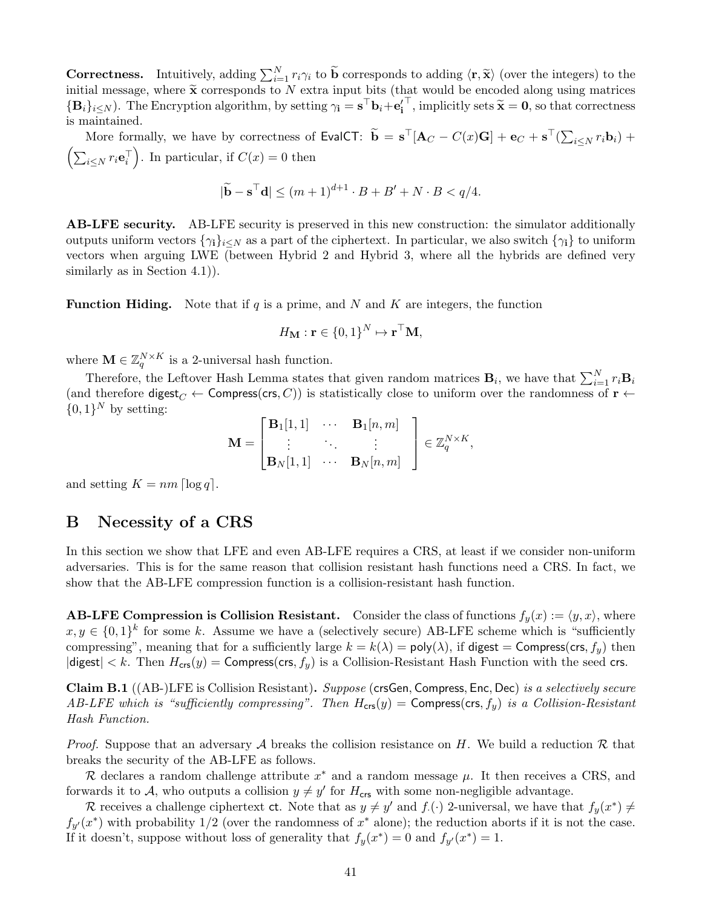**Correctness.** Intuitively, adding $\sum_{i=1}^{N} r_i \gamma_i$ to $\widetilde{\mathbf{b}}$ corresponds to adding $\langle \mathbf{r}, \widetilde{\mathbf{x}} \rangle$ (over the integers) to the initial message, where $\widetilde{\mathbf{x}}$ corresponds to $N$ extra input bits (that would be encoded along using matrices $\{\mathbf{B}_i\}_{i \leq N}$). The Encryption algorithm, by setting $\gamma_{\mathbf{i}} = \mathbf{s}^\top \mathbf{b}_i + \mathbf{e}_{\mathbf{i}}'^\top$, implicitly sets $\widetilde{\mathbf{x}} = \mathbf{0}$, so that correctness is maintained.

More formally, we have by correctness of $\mathsf{EvalCT}$: $\widetilde{\mathbf{b}} = \mathbf{s}^\top [\mathbf{A}_C - C(x)\mathbf{G}] + \mathbf{e}_C + \mathbf{s}^\top (\sum_{i \leq N} r_i \mathbf{b}_i) + \left(\sum_{i \leq N} r_i \mathbf{e}_i^\top\right)$. In particular, if $C(x) = 0$ then

$$|\widetilde{\mathbf{b}} - \mathbf{s}^\top \mathbf{d}| \leq (m+1)^{d+1} \cdot B + B' + N \cdot B < q/4.$$

**AB-LFE security.** AB-LFE security is preserved in this new construction: the simulator additionally outputs uniform vectors $\{\gamma_{\mathbf{i}}\}_{i \leq N}$ as a part of the ciphertext. In particular, we also switch $\{\gamma_{\mathbf{i}}\}$ to uniform vectors when arguing LWE (between Hybrid 2 and Hybrid 3, where all the hybrids are defined very similarly as in Section 4.1)).

**Function Hiding.** Note that if $q$ is a prime, and $N$ and $K$ are integers, the function

$$H_{\mathbf{M}} : \mathbf{r} \in \{0,1\}^N \mapsto \mathbf{r}^\top \mathbf{M},$$

where $\mathbf{M} \in \mathbb{Z}_q^{N \times K}$ is a 2-universal hash function.

Therefore, the Leftover Hash Lemma states that given random matrices $\mathbf{B}_i$, we have that $\sum_{i=1}^{N} r_i \mathbf{B}_i$ (and therefore $\mathsf{digest}_C \leftarrow \mathsf{Compress}(\mathsf{crs}, C)$) is statistically close to uniform over the randomness of $\mathbf{r} \leftarrow \{0,1\}^N$ by setting:

$$\mathbf{M} = \begin{bmatrix} \mathbf{B}_1[1,1] & \cdots & \mathbf{B}_1[n,m] \\ \vdots & \ddots & \vdots \\ \mathbf{B}_N[1,1] & \cdots & \mathbf{B}_N[n,m] \end{bmatrix} \in \mathbb{Z}_q^{N \times K},$$

and setting $K = nm \lceil \log q \rceil$.

# B Necessity of a CRS

In this section we show that LFE and even AB-LFE requires a CRS, at least if we consider non-uniform adversaries. This is for the same reason that collision resistant hash functions need a CRS. In fact, we show that the AB-LFE compression function is a collision-resistant hash function.

**AB-LFE Compression is Collision Resistant.** Consider the class of functions $f_y(x) := \langle y, x \rangle$, where $x, y \in \{0,1\}^k$ for some $k$. Assume we have a (selectively secure) AB-LFE scheme which is "sufficiently compressing", meaning that for a sufficiently large $k = k(\lambda) = \mathsf{poly}(\lambda)$, if $\mathsf{digest} = \mathsf{Compress}(\mathsf{crs}, f_y)$ then $|\mathsf{digest}| < k$. Then $H_{\mathsf{crs}}(y) = \mathsf{Compress}(\mathsf{crs}, f_y)$ is a Collision-Resistant Hash Function with the seed $\mathsf{crs}$.

**Claim B.1** ((AB-)LFE is Collision Resistant)**.** *Suppose* ($\mathsf{crsGen}, \mathsf{Compress}, \mathsf{Enc}, \mathsf{Dec}$) *is a selectively secure AB-LFE which is "sufficiently compressing". Then $H_{\mathsf{crs}}(y) = \mathsf{Compress}(\mathsf{crs}, f_y)$ is a Collision-Resistant Hash Function.*

*Proof.* Suppose that an adversary $\mathcal{A}$ breaks the collision resistance on $H$. We build a reduction $\mathcal{R}$ that breaks the security of the AB-LFE as follows.

$\mathcal{R}$ declares a random challenge attribute $x^*$ and a random message $\mu$. It then receives a CRS, and forwards it to $\mathcal{A}$, who outputs a collision $y \neq y'$ for $H_{\mathsf{crs}}$ with some non-negligible advantage.

$\mathcal{R}$ receives a challenge ciphertext $\mathsf{ct}$. Note that as $y \neq y'$ and $f_{\cdot}(\cdot)$ 2-universal, we have that $f_y(x^*) \neq f_{y'}(x^*)$ with probability $1/2$ (over the randomness of $x^*$ alone); the reduction aborts if it is not the case. If it doesn't, suppose without loss of generality that $f_y(x^*) = 0$ and $f_{y'}(x^*) = 1$.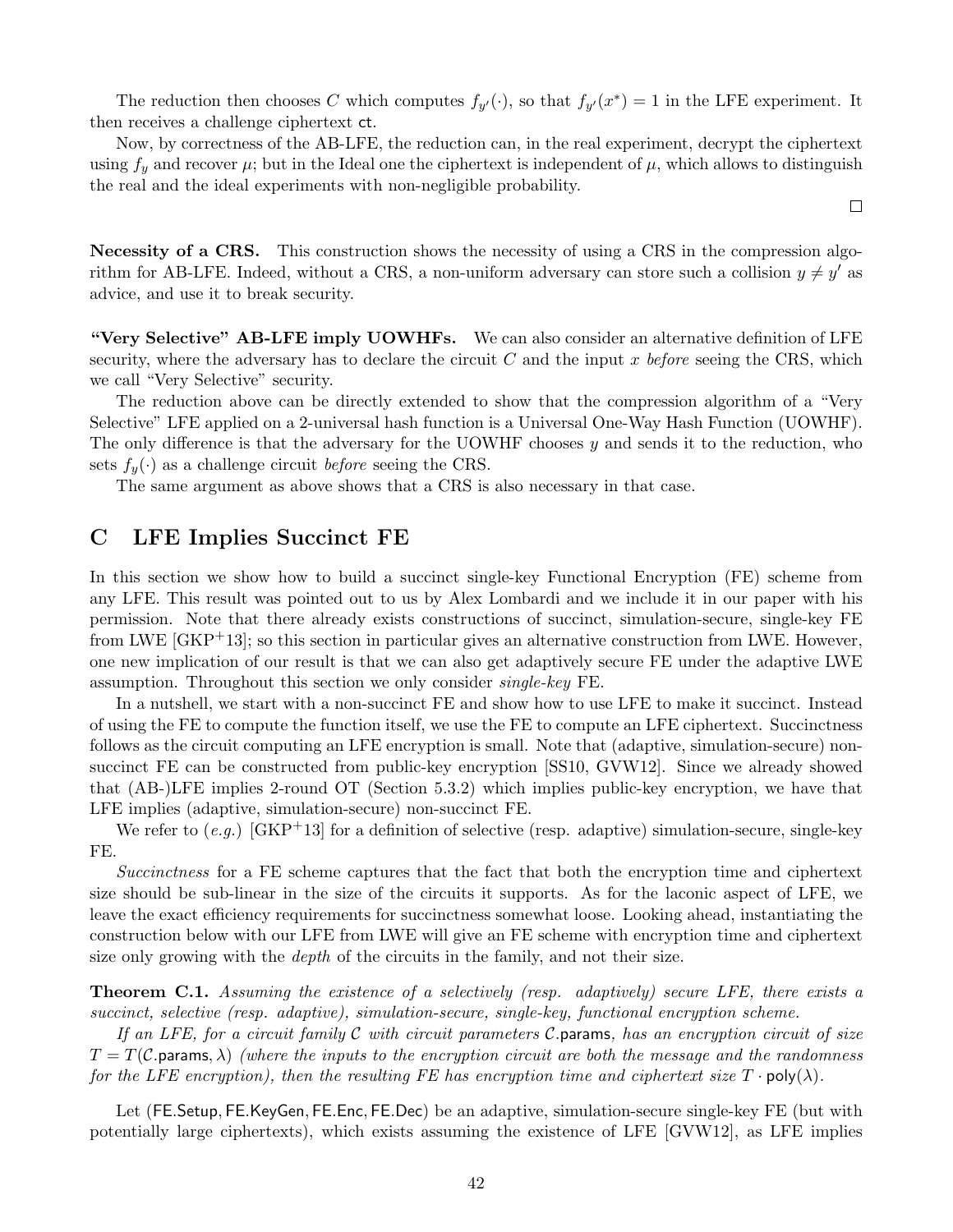The reduction then chooses $C$ which computes $f_{y'}(\cdot)$, so that $f_{y'}(x^*) = 1$ in the LFE experiment. It then receives a challenge ciphertext $\mathsf{ct}$.

Now, by correctness of the AB-LFE, the reduction can, in the real experiment, decrypt the ciphertext using $f_y$ and recover $\mu$; but in the Ideal one the ciphertext is independent of $\mu$, which allows to distinguish the real and the ideal experiments with non-negligible probability.

□

**Necessity of a CRS.** This construction shows the necessity of using a CRS in the compression algorithm for AB-LFE. Indeed, without a CRS, a non-uniform adversary can store such a collision $y \neq y'$ as advice, and use it to break security.

**"Very Selective" AB-LFE imply UOWHFs.** We can also consider an alternative definition of LFE security, where the adversary has to declare the circuit $C$ and the input $x$ *before* seeing the CRS, which we call "Very Selective" security.

The reduction above can be directly extended to show that the compression algorithm of a "Very Selective" LFE applied on a 2-universal hash function is a Universal One-Way Hash Function (UOWHF). The only difference is that the adversary for the UOWHF chooses $y$ and sends it to the reduction, who sets $f_y(\cdot)$ as a challenge circuit *before* seeing the CRS.

The same argument as above shows that a CRS is also necessary in that case.

## C LFE Implies Succinct FE

In this section we show how to build a succinct single-key Functional Encryption (FE) scheme from any LFE. This result was pointed out to us by Alex Lombardi and we include it in our paper with his permission. Note that there already exists constructions of succinct, simulation-secure, single-key FE from LWE [GKP+13]; so this section in particular gives an alternative construction from LWE. However, one new implication of our result is that we can also get adaptively secure FE under the adaptive LWE assumption. Throughout this section we only consider *single-key* FE.

In a nutshell, we start with a non-succinct FE and show how to use LFE to make it succinct. Instead of using the FE to compute the function itself, we use the FE to compute an LFE ciphertext. Succinctness follows as the circuit computing an LFE encryption is small. Note that (adaptive, simulation-secure) non-succinct FE can be constructed from public-key encryption [SS10, GVW12]. Since we already showed that (AB-)LFE implies 2-round OT (Section 5.3.2) which implies public-key encryption, we have that LFE implies (adaptive, simulation-secure) non-succinct FE.

We refer to (*e.g.*) [GKP+13] for a definition of selective (resp. adaptive) simulation-secure, single-key FE.

*Succinctness* for a FE scheme captures that the fact that both the encryption time and ciphertext size should be sub-linear in the size of the circuits it supports. As for the laconic aspect of LFE, we leave the exact efficiency requirements for succinctness somewhat loose. Looking ahead, instantiating the construction below with our LFE from LWE will give an FE scheme with encryption time and ciphertext size only growing with the *depth* of the circuits in the family, and not their size.

**Theorem C.1.** *Assuming the existence of a selectively (resp. adaptively) secure LFE, there exists a succinct, selective (resp. adaptive), simulation-secure, single-key, functional encryption scheme.*

*If an LFE, for a circuit family $\mathcal{C}$ with circuit parameters $\mathcal{C}.\mathsf{params}$, has an encryption circuit of size $T = T(\mathcal{C}.\mathsf{params}, \lambda)$ (where the inputs to the encryption circuit are both the message and the randomness for the LFE encryption), then the resulting FE has encryption time and ciphertext size $T \cdot \mathsf{poly}(\lambda)$.*

Let ($\mathsf{FE.Setup}, \mathsf{FE.KeyGen}, \mathsf{FE.Enc}, \mathsf{FE.Dec}$) be an adaptive, simulation-secure single-key FE (but with potentially large ciphertexts), which exists assuming the existence of LFE [GVW12], as LFE implies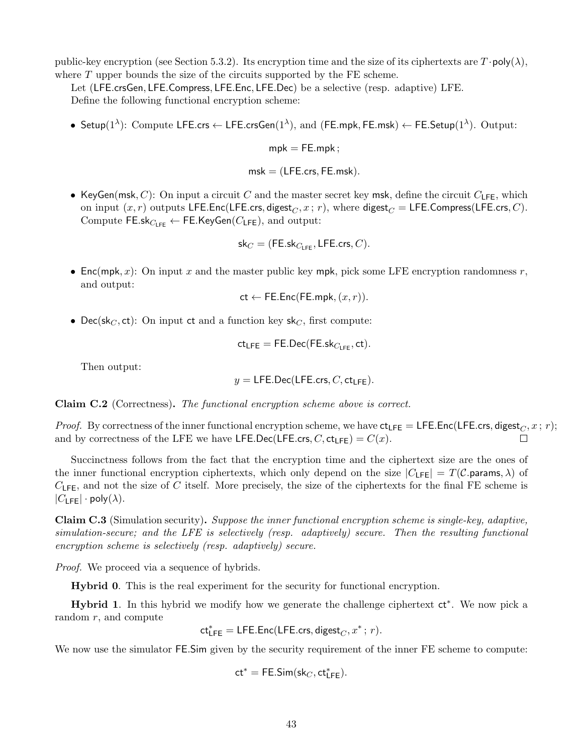public-key encryption (see Section 5.3.2). Its encryption time and the size of its ciphertexts are $T \cdot \mathsf{poly}(\lambda)$, where $T$ upper bounds the size of the circuits supported by the FE scheme.

Let ($\mathsf{LFE.crsGen}, \mathsf{LFE.Compress}, \mathsf{LFE.Enc}, \mathsf{LFE.Dec}$) be a selective (resp. adaptive) LFE.

Define the following functional encryption scheme:

- $\mathsf{Setup}(1^\lambda)$: Compute $\mathsf{LFE.crs} \leftarrow \mathsf{LFE.crsGen}(1^\lambda)$, and $(\mathsf{FE.mpk}, \mathsf{FE.msk}) \leftarrow \mathsf{FE.Setup}(1^\lambda)$. Output:

$$\mathsf{mpk} = \mathsf{FE.mpk}\,;$$

$$\mathsf{msk} = (\mathsf{LFE.crs}, \mathsf{FE.msk}).$$

- $\mathsf{KeyGen}(\mathsf{msk}, C)$: On input a circuit $C$ and the master secret key $\mathsf{msk}$, define the circuit $C_{\mathsf{LFE}}$, which on input $(x, r)$ outputs $\mathsf{LFE.Enc}(\mathsf{LFE.crs}, \mathsf{digest}_C, x\,;\, r)$, where $\mathsf{digest}_C = \mathsf{LFE.Compress}(\mathsf{LFE.crs}, C)$. Compute $\mathsf{FE.sk}_{C_{\mathsf{LFE}}} \leftarrow \mathsf{FE.KeyGen}(C_{\mathsf{LFE}})$, and output:

$$\mathsf{sk}_C = (\mathsf{FE.sk}_{C_{\mathsf{LFE}}}, \mathsf{LFE.crs}, C).$$

- $\mathsf{Enc}(\mathsf{mpk}, x)$: On input $x$ and the master public key $\mathsf{mpk}$, pick some LFE encryption randomness $r$, and output:

$$\mathsf{ct} \leftarrow \mathsf{FE.Enc}(\mathsf{FE.mpk}, (x, r)).$$

- $\mathsf{Dec}(\mathsf{sk}_C, \mathsf{ct})$: On input $\mathsf{ct}$ and a function key $\mathsf{sk}_C$, first compute:

$$\mathsf{ct}_{\mathsf{LFE}} = \mathsf{FE.Dec}(\mathsf{FE.sk}_{C_{\mathsf{LFE}}}, \mathsf{ct}).$$

Then output:

$$y = \mathsf{LFE.Dec}(\mathsf{LFE.crs}, C, \mathsf{ct}_{\mathsf{LFE}}).$$

**Claim C.2** (Correctness)**.** *The functional encryption scheme above is correct.*

*Proof.* By correctness of the inner functional encryption scheme, we have $\mathsf{ct}_{\mathsf{LFE}} = \mathsf{LFE.Enc}(\mathsf{LFE.crs}, \mathsf{digest}_C, x\,;\, r)$; and by correctness of the LFE we have $\mathsf{LFE.Dec}(\mathsf{LFE.crs}, C, \mathsf{ct}_{\mathsf{LFE}}) = C(x)$. □

Succinctness follows from the fact that the encryption time and the ciphertext size are the ones of the inner functional encryption ciphertexts, which only depend on the size $|C_{\mathsf{LFE}}| = T(\mathcal{C}.\mathsf{params}, \lambda)$ of $C_{\mathsf{LFE}}$, and not the size of $C$ itself. More precisely, the size of the ciphertexts for the final FE scheme is $|C_{\mathsf{LFE}}| \cdot \mathsf{poly}(\lambda)$.

**Claim C.3** (Simulation security)**.** *Suppose the inner functional encryption scheme is single-key, adaptive, simulation-secure; and the LFE is selectively (resp. adaptively) secure. Then the resulting functional encryption scheme is selectively (resp. adaptively) secure.*

*Proof.* We proceed via a sequence of hybrids.

**Hybrid 0**. This is the real experiment for the security for functional encryption.

**Hybrid 1**. In this hybrid we modify how we generate the challenge ciphertext $\mathsf{ct}^*$. We now pick a random $r$, and compute

$$\mathsf{ct}^*_{\mathsf{LFE}} = \mathsf{LFE.Enc}(\mathsf{LFE.crs}, \mathsf{digest}_C, x^*\,;\, r).$$

We now use the simulator $\mathsf{FE.Sim}$ given by the security requirement of the inner FE scheme to compute:

$$\mathsf{ct}^* = \mathsf{FE.Sim}(\mathsf{sk}_C, \mathsf{ct}^*_{\mathsf{LFE}}).$$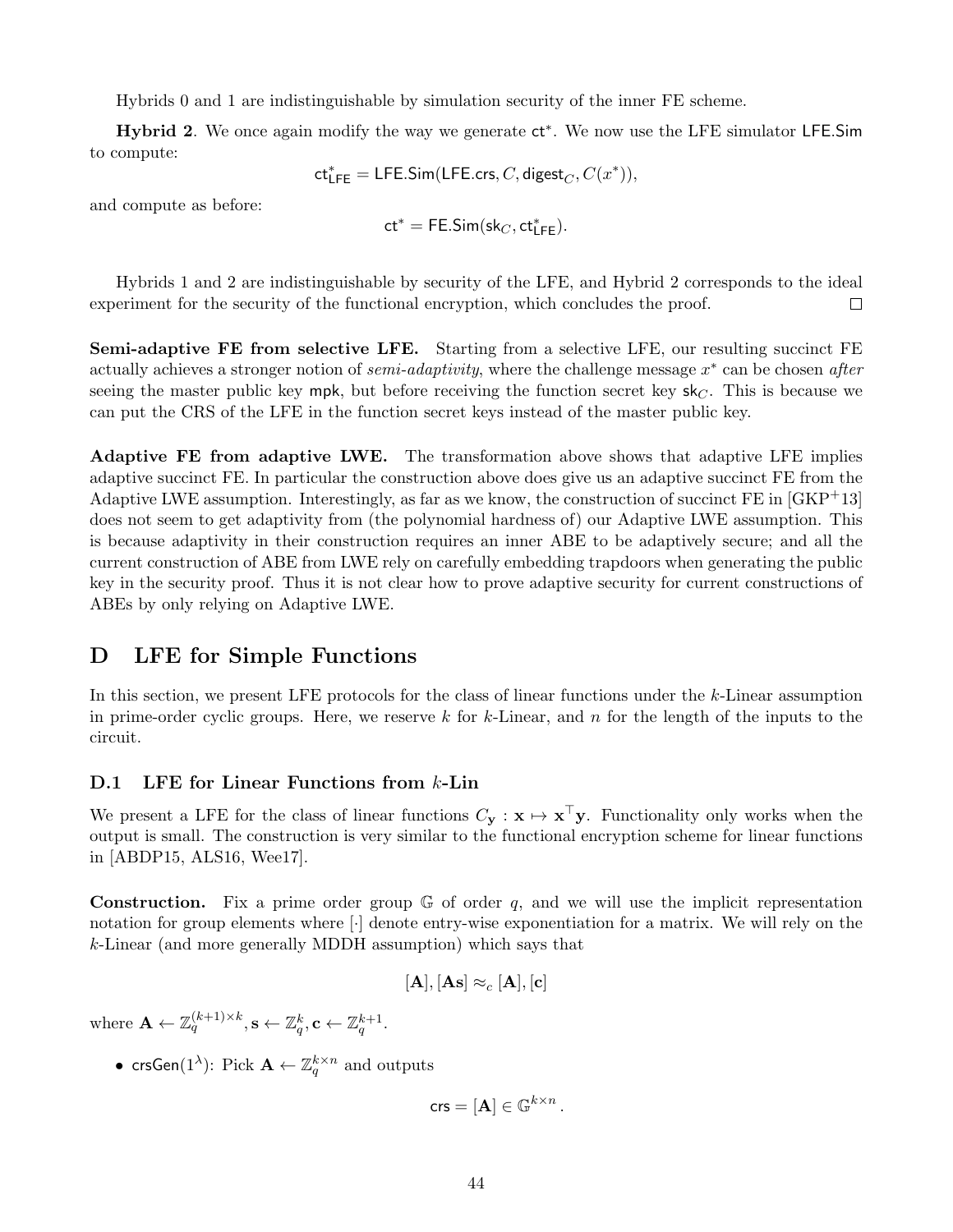Hybrids 0 and 1 are indistinguishable by simulation security of the inner FE scheme.

**Hybrid 2**. We once again modify the way we generate $\mathsf{ct}^*$. We now use the LFE simulator $\mathsf{LFE.Sim}$ to compute:

$$\mathsf{ct}^*_{\mathsf{LFE}} = \mathsf{LFE.Sim}(\mathsf{LFE.crs}, C, \mathsf{digest}_C, C(x^*)),$$

and compute as before:

$$\mathsf{ct}^* = \mathsf{FE.Sim}(\mathsf{sk}_C, \mathsf{ct}^*_{\mathsf{LFE}}).$$

Hybrids 1 and 2 are indistinguishable by security of the LFE, and Hybrid 2 corresponds to the ideal experiment for the security of the functional encryption, which concludes the proof. □

**Semi-adaptive FE from selective LFE.** Starting from a selective LFE, our resulting succinct FE actually achieves a stronger notion of *semi-adaptivity*, where the challenge message $x^*$ can be chosen *after* seeing the master public key $\mathsf{mpk}$, but before receiving the function secret key $\mathsf{sk}_C$. This is because we can put the CRS of the LFE in the function secret keys instead of the master public key.

**Adaptive FE from adaptive LWE.** The transformation above shows that adaptive LFE implies adaptive succinct FE. In particular the construction above does give us an adaptive succinct FE from the Adaptive LWE assumption. Interestingly, as far as we know, the construction of succinct FE in [GKP+13] does not seem to get adaptivity from (the polynomial hardness of) our Adaptive LWE assumption. This is because adaptivity in their construction requires an inner ABE to be adaptively secure; and all the current construction of ABE from LWE rely on carefully embedding trapdoors when generating the public key in the security proof. Thus it is not clear how to prove adaptive security for current constructions of ABEs by only relying on Adaptive LWE.

# D LFE for Simple Functions

In this section, we present LFE protocols for the class of linear functions under the $k$-Linear assumption in prime-order cyclic groups. Here, we reserve $k$ for $k$-Linear, and $n$ for the length of the inputs to the circuit.

## D.1 LFE for Linear Functions from $k$-Lin

We present a LFE for the class of linear functions $C_{\mathbf{y}} : \mathbf{x} \mapsto \mathbf{x}^\top \mathbf{y}$. Functionality only works when the output is small. The construction is very similar to the functional encryption scheme for linear functions in [ABDP15, ALS16, Wee17].

**Construction.** Fix a prime order group $\mathbb{G}$ of order $q$, and we will use the implicit representation notation for group elements where $[\cdot]$ denote entry-wise exponentiation for a matrix. We will rely on the $k$-Linear (and more generally MDDH assumption) which says that

$$[\mathbf{A}], [\mathbf{A}\mathbf{s}] \approx_c [\mathbf{A}], [\mathbf{c}]$$

where $\mathbf{A} \leftarrow \mathbb{Z}_q^{(k+1)\times k}, \mathbf{s} \leftarrow \mathbb{Z}_q^k, \mathbf{c} \leftarrow \mathbb{Z}_q^{k+1}$.

- $\mathsf{crsGen}(1^\lambda)$: Pick $\mathbf{A} \leftarrow \mathbb{Z}_q^{k\times n}$ and outputs

$$\mathsf{crs} = [\mathbf{A}] \in \mathbb{G}^{k\times n}.$$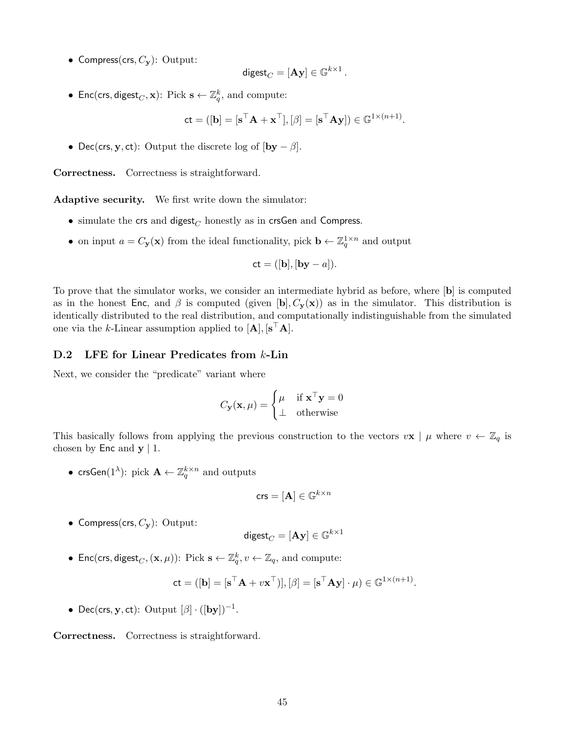- $\mathsf{Compress}(\mathsf{crs}, C_{\mathbf{y}})$: Output:

$$\mathsf{digest}_C = [\mathbf{A}\mathbf{y}] \in \mathbb{G}^{k \times 1}.$$

- $\mathsf{Enc}(\mathsf{crs}, \mathsf{digest}_C, \mathbf{x})$: Pick $\mathbf{s} \leftarrow \mathbb{Z}_q^k$, and compute:

$$\mathsf{ct} = ([\mathbf{b}] = [\mathbf{s}^\top \mathbf{A} + \mathbf{x}^\top], [\beta] = [\mathbf{s}^\top \mathbf{A}\mathbf{y}]) \in \mathbb{G}^{1 \times (n+1)}.$$

- $\mathsf{Dec}(\mathsf{crs}, \mathbf{y}, \mathsf{ct})$: Output the discrete log of $[\mathbf{b}\mathbf{y} - \beta]$.

**Correctness.** Correctness is straightforward.

**Adaptive security.** We first write down the simulator:

- simulate the $\mathsf{crs}$ and $\mathsf{digest}_C$ honestly as in $\mathsf{crsGen}$ and $\mathsf{Compress}$.
- on input $a = C_{\mathbf{y}}(\mathbf{x})$ from the ideal functionality, pick $\mathbf{b} \leftarrow \mathbb{Z}_q^{1 \times n}$ and output

$$\mathsf{ct} = ([\mathbf{b}], [\mathbf{b}\mathbf{y} - a]).$$

To prove that the simulator works, we consider an intermediate hybrid as before, where $[\mathbf{b}]$ is computed as in the honest $\mathsf{Enc}$, and $\beta$ is computed (given $[\mathbf{b}], C_{\mathbf{y}}(\mathbf{x})$) as in the simulator. This distribution is identically distributed to the real distribution, and computationally indistinguishable from the simulated one via the $k$-Linear assumption applied to $[\mathbf{A}], [\mathbf{s}^\top \mathbf{A}]$.

## D.2 LFE for Linear Predicates from $k$-Lin

Next, we consider the "predicate" variant where

$$C_{\mathbf{y}}(\mathbf{x}, \mu) = \begin{cases} \mu & \text{if } \mathbf{x}^\top \mathbf{y} = 0 \\ \perp & \text{otherwise} \end{cases}$$

This basically follows from applying the previous construction to the vectors $v\mathbf{x} \mid \mu$ where $v \leftarrow \mathbb{Z}_q$ is chosen by $\mathsf{Enc}$ and $\mathbf{y} \mid 1$.

- $\mathsf{crsGen}(1^\lambda)$: pick $\mathbf{A} \leftarrow \mathbb{Z}_q^{k \times n}$ and outputs

$$\mathsf{crs} = [\mathbf{A}] \in \mathbb{G}^{k \times n}$$

- $\mathsf{Compress}(\mathsf{crs}, C_{\mathbf{y}})$: Output:

$$\mathsf{digest}_C = [\mathbf{A}\mathbf{y}] \in \mathbb{G}^{k \times 1}$$

- $\mathsf{Enc}(\mathsf{crs}, \mathsf{digest}_C, (\mathbf{x}, \mu))$: Pick $\mathbf{s} \leftarrow \mathbb{Z}_q^k, v \leftarrow \mathbb{Z}_q$, and compute:

$$\mathsf{ct} = ([\mathbf{b}] = [\mathbf{s}^\top \mathbf{A} + v\mathbf{x}^\top)], [\beta] = [\mathbf{s}^\top \mathbf{A}\mathbf{y}] \cdot \mu) \in \mathbb{G}^{1 \times (n+1)}.$$

- $\mathsf{Dec}(\mathsf{crs}, \mathbf{y}, \mathsf{ct})$: Output $[\beta] \cdot ([\mathbf{b}\mathbf{y}])^{-1}$.

**Correctness.** Correctness is straightforward.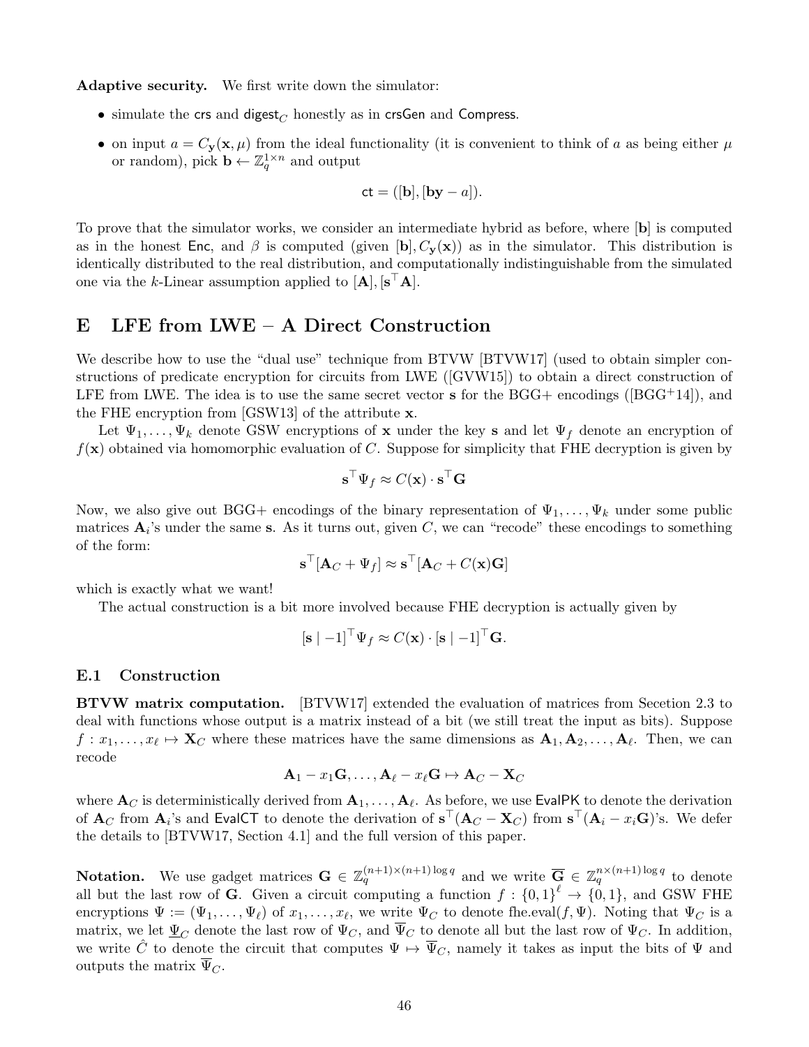**Adaptive security.** We first write down the simulator:

- simulate the crs and $\mathsf{digest}_C$ honestly as in crsGen and Compress.
- on input $a = C_{\mathbf{y}}(\mathbf{x}, \mu)$ from the ideal functionality (it is convenient to think of $a$ as being either $\mu$ or random), pick $\mathbf{b} \leftarrow \mathbb{Z}_q^{1\times n}$ and output

$$\mathsf{ct} = ([\mathbf{b}], [\mathbf{b}\mathbf{y} - a]).$$

To prove that the simulator works, we consider an intermediate hybrid as before, where $[\mathbf{b}]$ is computed as in the honest Enc, and $\beta$ is computed (given $[\mathbf{b}], C_{\mathbf{y}}(\mathbf{x})$) as in the simulator. This distribution is identically distributed to the real distribution, and computationally indistinguishable from the simulated one via the $k$-Linear assumption applied to $[\mathbf{A}], [\mathbf{s}^\top \mathbf{A}]$.

# E LFE from LWE – A Direct Construction

We describe how to use the "dual use" technique from BTVW [BTVW17] (used to obtain simpler constructions of predicate encryption for circuits from LWE ([GVW15]) to obtain a direct construction of LFE from LWE. The idea is to use the same secret vector $\mathbf{s}$ for the BGG+ encodings ([BGG+14]), and the FHE encryption from [GSW13] of the attribute $\mathbf{x}$.

Let $\Psi_1, \ldots, \Psi_k$ denote GSW encryptions of $\mathbf{x}$ under the key $\mathbf{s}$ and let $\Psi_f$ denote an encryption of $f(\mathbf{x})$ obtained via homomorphic evaluation of $C$. Suppose for simplicity that FHE decryption is given by

$$\mathbf{s}^\top \Psi_f \approx C(\mathbf{x}) \cdot \mathbf{s}^\top \mathbf{G}$$

Now, we also give out BGG+ encodings of the binary representation of $\Psi_1, \ldots, \Psi_k$ under some public matrices $\mathbf{A}_i$'s under the same $\mathbf{s}$. As it turns out, given $C$, we can "recode" these encodings to something of the form:

$$\mathbf{s}^\top [\mathbf{A}_C + \Psi_f] \approx \mathbf{s}^\top [\mathbf{A}_C + C(\mathbf{x})\mathbf{G}]$$

which is exactly what we want!

The actual construction is a bit more involved because FHE decryption is actually given by

$$[\mathbf{s} \mid -1]^\top \Psi_f \approx C(\mathbf{x}) \cdot [\mathbf{s} \mid -1]^\top \mathbf{G}.$$

## E.1 Construction

**BTVW matrix computation.** [BTVW17] extended the evaluation of matrices from Secetion 2.3 to deal with functions whose output is a matrix instead of a bit (we still treat the input as bits). Suppose $f : x_1, \ldots, x_\ell \mapsto \mathbf{X}_C$ where these matrices have the same dimensions as $\mathbf{A}_1, \mathbf{A}_2, \ldots, \mathbf{A}_\ell$. Then, we can recode

$$\mathbf{A}_1 - x_1\mathbf{G}, \ldots, \mathbf{A}_\ell - x_\ell\mathbf{G} \mapsto \mathbf{A}_C - \mathbf{X}_C$$

where $\mathbf{A}_C$ is deterministically derived from $\mathbf{A}_1, \ldots, \mathbf{A}_\ell$. As before, we use EvalPK to denote the derivation of $\mathbf{A}_C$ from $\mathbf{A}_i$'s and EvalCT to denote the derivation of $\mathbf{s}^\top(\mathbf{A}_C - \mathbf{X}_C)$ from $\mathbf{s}^\top(\mathbf{A}_i - x_i\mathbf{G})$'s. We defer the details to [BTVW17, Section 4.1] and the full version of this paper.

**Notation.** We use gadget matrices $\mathbf{G} \in \mathbb{Z}_q^{(n+1)\times(n+1)\log q}$ and we write $\overline{\mathbf{G}} \in \mathbb{Z}_q^{n\times(n+1)\log q}$ to denote all but the last row of $\mathbf{G}$. Given a circuit computing a function $f : \{0,1\}^\ell \to \{0,1\}$, and GSW FHE encryptions $\Psi := (\Psi_1, \ldots, \Psi_\ell)$ of $x_1, \ldots, x_\ell$, we write $\Psi_C$ to denote fhe.eval$(f, \Psi)$. Noting that $\Psi_C$ is a matrix, we let $\underline{\Psi}_C$ denote the last row of $\Psi_C$, and $\overline{\Psi}_C$ to denote all but the last row of $\Psi_C$. In addition, we write $\hat{C}$ to denote the circuit that computes $\Psi \mapsto \overline{\Psi}_C$, namely it takes as input the bits of $\Psi$ and outputs the matrix $\overline{\Psi}_C$.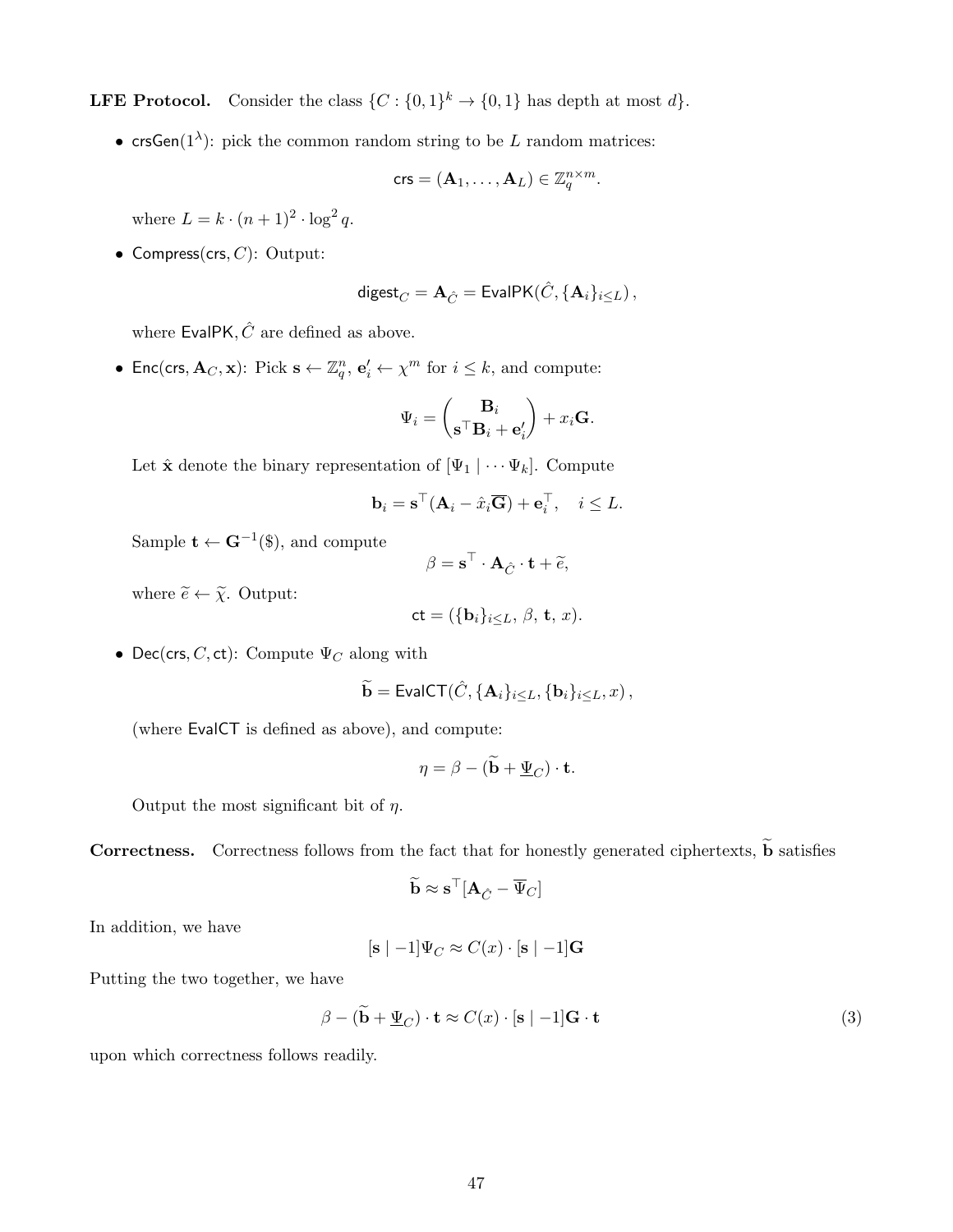**LFE Protocol.** Consider the class $\{C : \{0,1\}^k \to \{0,1\}$ has depth at most $d\}$.

- $\mathsf{crsGen}(1^\lambda)$: pick the common random string to be $L$ random matrices:

$$\mathsf{crs} = (\mathbf{A}_1, \ldots, \mathbf{A}_L) \in \mathbb{Z}_q^{n \times m}.$$

  where $L = k \cdot (n+1)^2 \cdot \log^2 q$.

- $\mathsf{Compress}(\mathsf{crs}, C)$: Output:

$$\mathsf{digest}_C = \mathbf{A}_{\hat{C}} = \mathsf{EvalPK}(\hat{C}, \{\mathbf{A}_i\}_{i \le L}),$$

  where $\mathsf{EvalPK}, \hat{C}$ are defined as above.

- $\mathsf{Enc}(\mathsf{crs}, \mathbf{A}_C, \mathbf{x})$: Pick $\mathbf{s} \leftarrow \mathbb{Z}_q^n$, $\mathbf{e}'_i \leftarrow \chi^m$ for $i \le k$, and compute:

$$\Psi_i = \begin{pmatrix} \mathbf{B}_i \\ \mathbf{s}^\top \mathbf{B}_i + \mathbf{e}'_i \end{pmatrix} + x_i \mathbf{G}.$$

  Let $\hat{\mathbf{x}}$ denote the binary representation of $[\Psi_1 \mid \cdots \Psi_k]$. Compute

$$\mathbf{b}_i = \mathbf{s}^\top (\mathbf{A}_i - \hat{x}_i \overline{\mathbf{G}}) + \mathbf{e}_i^\top, \quad i \le L.$$

  Sample $\mathbf{t} \leftarrow \mathbf{G}^{-1}(\$)$, and compute

$$\beta = \mathbf{s}^\top \cdot \mathbf{A}_{\hat{C}} \cdot \mathbf{t} + \widetilde{e},$$

  where $\widetilde{e} \leftarrow \widetilde{\chi}$. Output:

$$\mathsf{ct} = (\{\mathbf{b}_i\}_{i \le L}, \beta, \mathbf{t}, x).$$

- $\mathsf{Dec}(\mathsf{crs}, C, \mathsf{ct})$: Compute $\Psi_C$ along with

$$\widetilde{\mathbf{b}} = \mathsf{EvalCT}(\hat{C}, \{\mathbf{A}_i\}_{i \le L}, \{\mathbf{b}_i\}_{i \le L}, x),$$

  (where $\mathsf{EvalCT}$ is defined as above), and compute:

$$\eta = \beta - (\widetilde{\mathbf{b}} + \underline{\Psi}_C) \cdot \mathbf{t}.$$

  Output the most significant bit of $\eta$.

**Correctness.** Correctness follows from the fact that for honestly generated ciphertexts, $\widetilde{\mathbf{b}}$ satisfies

$$\widetilde{\mathbf{b}} \approx \mathbf{s}^\top [\mathbf{A}_{\hat{C}} - \overline{\Psi}_C]$$

In addition, we have

$$[\mathbf{s} \mid -1] \Psi_C \approx C(x) \cdot [\mathbf{s} \mid -1] \mathbf{G}$$

Putting the two together, we have

$$\beta - (\widetilde{\mathbf{b}} + \underline{\Psi}_C) \cdot \mathbf{t} \approx C(x) \cdot [\mathbf{s} \mid -1] \mathbf{G} \cdot \mathbf{t} \tag{3}$$

upon which correctness follows readily.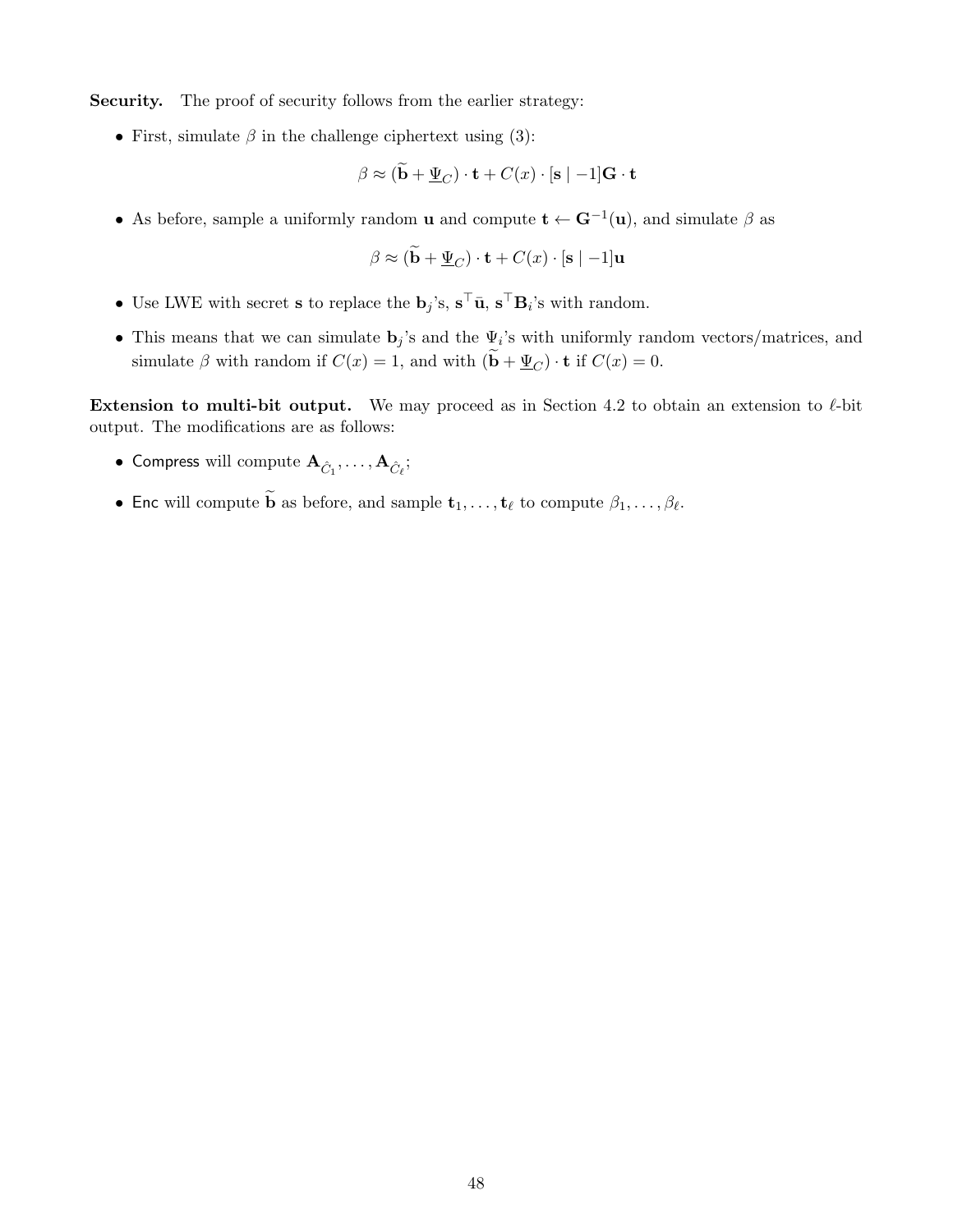**Security.** The proof of security follows from the earlier strategy:

- First, simulate $\beta$ in the challenge ciphertext using (3):

$$\beta \approx (\widetilde{\mathbf{b}} + \underline{\Psi}_C) \cdot \mathbf{t} + C(x) \cdot [\mathbf{s} \mid -1]\mathbf{G} \cdot \mathbf{t}$$

- As before, sample a uniformly random $\mathbf{u}$ and compute $\mathbf{t} \leftarrow \mathbf{G}^{-1}(\mathbf{u})$, and simulate $\beta$ as

$$\beta \approx (\widetilde{\mathbf{b}} + \underline{\Psi}_C) \cdot \mathbf{t} + C(x) \cdot [\mathbf{s} \mid -1]\mathbf{u}$$

- Use LWE with secret $\mathbf{s}$ to replace the $\mathbf{b}_j$'s, $\mathbf{s}^\top \bar{\mathbf{u}}$, $\mathbf{s}^\top \mathbf{B}_i$'s with random.
- This means that we can simulate $\mathbf{b}_j$'s and the $\Psi_i$'s with uniformly random vectors/matrices, and simulate $\beta$ with random if $C(x) = 1$, and with $(\widetilde{\mathbf{b}} + \underline{\Psi}_C) \cdot \mathbf{t}$ if $C(x) = 0$.

**Extension to multi-bit output.** We may proceed as in Section 4.2 to obtain an extension to $\ell$-bit output. The modifications are as follows:

- $\mathsf{Compress}$ will compute $\mathbf{A}_{\hat{C}_1}, \ldots, \mathbf{A}_{\hat{C}_\ell}$;
- $\mathsf{Enc}$ will compute $\widetilde{\mathbf{b}}$ as before, and sample $\mathbf{t}_1, \ldots, \mathbf{t}_\ell$ to compute $\beta_1, \ldots, \beta_\ell$.